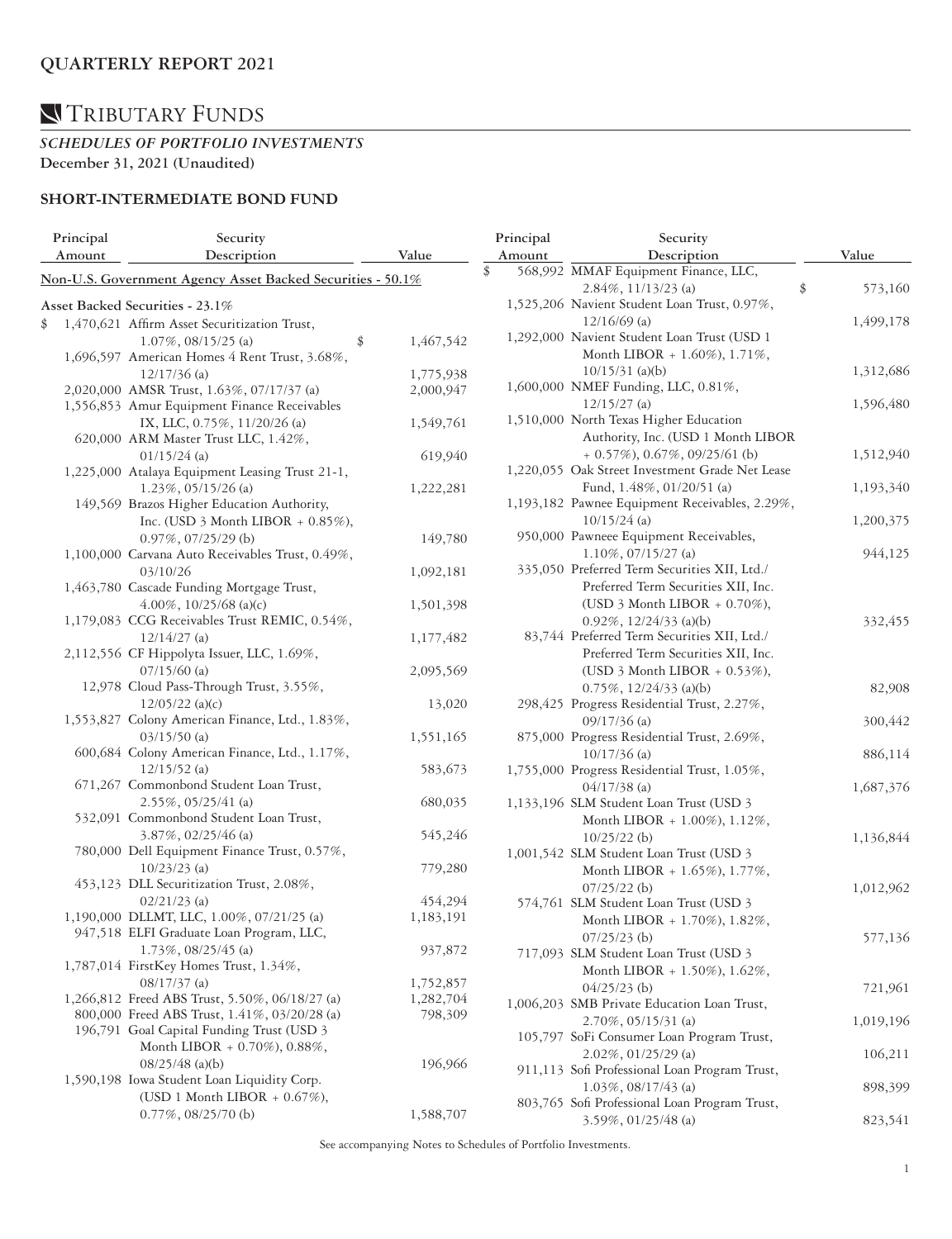# QUARTERLY REPORT 2021

# TRIBUTARY FUNDS

***SCHEDULES OF PORTFOLIO INVESTMENTS***
**December 31, 2021 (Unaudited)**

## SHORT-INTERMEDIATE BOND FUND

| Principal Amount | Security Description | Value |
|---|---|---|
| | **Non-U.S. Government Agency Asset Backed Securities - 50.1%** | |
| | **Asset Backed Securities - 23.1%** | |
| $ 1,470,621 | Affirm Asset Securitization Trust, 1.07%, 08/15/25 (a) | $ 1,467,542 |
| 1,696,597 | American Homes 4 Rent Trust, 3.68%, 12/17/36 (a) | 1,775,938 |
| 2,020,000 | AMSR Trust, 1.63%, 07/17/37 (a) | 2,000,947 |
| 1,556,853 | Amur Equipment Finance Receivables IX, LLC, 0.75%, 11/20/26 (a) | 1,549,761 |
| 620,000 | ARM Master Trust LLC, 1.42%, 01/15/24 (a) | 619,940 |
| 1,225,000 | Atalaya Equipment Leasing Trust 21-1, 1.23%, 05/15/26 (a) | 1,222,281 |
| 149,569 | Brazos Higher Education Authority, Inc. (USD 3 Month LIBOR + 0.85%), 0.97%, 07/25/29 (b) | 149,780 |
| 1,100,000 | Carvana Auto Receivables Trust, 0.49%, 03/10/26 | 1,092,181 |
| 1,463,780 | Cascade Funding Mortgage Trust, 4.00%, 10/25/68 (a)(c) | 1,501,398 |
| 1,179,083 | CCG Receivables Trust REMIC, 0.54%, 12/14/27 (a) | 1,177,482 |
| 2,112,556 | CF Hippolyta Issuer, LLC, 1.69%, 07/15/60 (a) | 2,095,569 |
| 12,978 | Cloud Pass-Through Trust, 3.55%, 12/05/22 (a)(c) | 13,020 |
| 1,553,827 | Colony American Finance, Ltd., 1.83%, 03/15/50 (a) | 1,551,165 |
| 600,684 | Colony American Finance, Ltd., 1.17%, 12/15/52 (a) | 583,673 |
| 671,267 | Commonbond Student Loan Trust, 2.55%, 05/25/41 (a) | 680,035 |
| 532,091 | Commonbond Student Loan Trust, 3.87%, 02/25/46 (a) | 545,246 |
| 780,000 | Dell Equipment Finance Trust, 0.57%, 10/23/23 (a) | 779,280 |
| 453,123 | DLL Securitization Trust, 2.08%, 02/21/23 (a) | 454,294 |
| 1,190,000 | DLLMT, LLC, 1.00%, 07/21/25 (a) | 1,183,191 |
| 947,518 | ELFI Graduate Loan Program, LLC, 1.73%, 08/25/45 (a) | 937,872 |
| 1,787,014 | FirstKey Homes Trust, 1.34%, 08/17/37 (a) | 1,752,857 |
| 1,266,812 | Freed ABS Trust, 5.50%, 06/18/27 (a) | 1,282,704 |
| 800,000 | Freed ABS Trust, 1.41%, 03/20/28 (a) | 798,309 |
| 196,791 | Goal Capital Funding Trust (USD 3 Month LIBOR + 0.70%), 0.88%, 08/25/48 (a)(b) | 196,966 |
| 1,590,198 | Iowa Student Loan Liquidity Corp. (USD 1 Month LIBOR + 0.67%), 0.77%, 08/25/70 (b) | 1,588,707 |
| $ 568,992 | MMAF Equipment Finance, LLC, 2.84%, 11/13/23 (a) | $ 573,160 |
| 1,525,206 | Navient Student Loan Trust, 0.97%, 12/16/69 (a) | 1,499,178 |
| 1,292,000 | Navient Student Loan Trust (USD 1 Month LIBOR + 1.60%), 1.71%, 10/15/31 (a)(b) | 1,312,686 |
| 1,600,000 | NMEF Funding, LLC, 0.81%, 12/15/27 (a) | 1,596,480 |
| 1,510,000 | North Texas Higher Education Authority, Inc. (USD 1 Month LIBOR + 0.57%), 0.67%, 09/25/61 (b) | 1,512,940 |
| 1,220,055 | Oak Street Investment Grade Net Lease Fund, 1.48%, 01/20/51 (a) | 1,193,340 |
| 1,193,182 | Pawnee Equipment Receivables, 2.29%, 10/15/24 (a) | 1,200,375 |
| 950,000 | Pawneee Equipment Receivables, 1.10%, 07/15/27 (a) | 944,125 |
| 335,050 | Preferred Term Securities XII, Ltd./ Preferred Term Securities XII, Inc. (USD 3 Month LIBOR + 0.70%), 0.92%, 12/24/33 (a)(b) | 332,455 |
| 83,744 | Preferred Term Securities XII, Ltd./ Preferred Term Securities XII, Inc. (USD 3 Month LIBOR + 0.53%), 0.75%, 12/24/33 (a)(b) | 82,908 |
| 298,425 | Progress Residential Trust, 2.27%, 09/17/36 (a) | 300,442 |
| 875,000 | Progress Residential Trust, 2.69%, 10/17/36 (a) | 886,114 |
| 1,755,000 | Progress Residential Trust, 1.05%, 04/17/38 (a) | 1,687,376 |
| 1,133,196 | SLM Student Loan Trust (USD 3 Month LIBOR + 1.00%), 1.12%, 10/25/22 (b) | 1,136,844 |
| 1,001,542 | SLM Student Loan Trust (USD 3 Month LIBOR + 1.65%), 1.77%, 07/25/22 (b) | 1,012,962 |
| 574,761 | SLM Student Loan Trust (USD 3 Month LIBOR + 1.70%), 1.82%, 07/25/23 (b) | 577,136 |
| 717,093 | SLM Student Loan Trust (USD 3 Month LIBOR + 1.50%), 1.62%, 04/25/23 (b) | 721,961 |
| 1,006,203 | SMB Private Education Loan Trust, 2.70%, 05/15/31 (a) | 1,019,196 |
| 105,797 | SoFi Consumer Loan Program Trust, 2.02%, 01/25/29 (a) | 106,211 |
| 911,113 | Sofi Professional Loan Program Trust, 1.03%, 08/17/43 (a) | 898,399 |
| 803,765 | Sofi Professional Loan Program Trust, 3.59%, 01/25/48 (a) | 823,541 |

See accompanying Notes to Schedules of Portfolio Investments.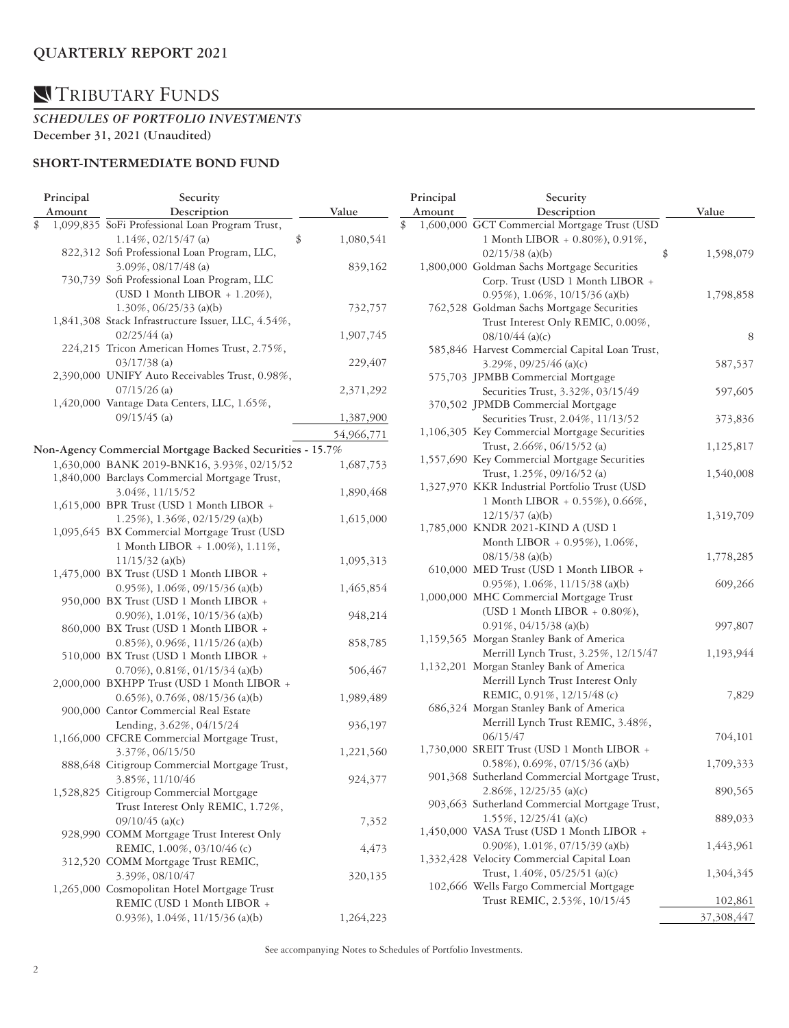## QUARTERLY REPORT 2021

# TRIBUTARY FUNDS

***SCHEDULES OF PORTFOLIO INVESTMENTS***

**December 31, 2021 (Unaudited)**

### SHORT-INTERMEDIATE BOND FUND

| Principal Amount | Security Description | Value |
|---|---|---|
| $ 1,099,835 | SoFi Professional Loan Program Trust, 1.14%, 02/15/47 (a) | $ 1,080,541 |
| 822,312 | Sofi Professional Loan Program, LLC, 3.09%, 08/17/48 (a) | 839,162 |
| 730,739 | Sofi Professional Loan Program, LLC (USD 1 Month LIBOR + 1.20%), 1.30%, 06/25/33 (a)(b) | 732,757 |
| 1,841,308 | Stack Infrastructure Issuer, LLC, 4.54%, 02/25/44 (a) | 1,907,745 |
| 224,215 | Tricon American Homes Trust, 2.75%, 03/17/38 (a) | 229,407 |
| 2,390,000 | UNIFY Auto Receivables Trust, 0.98%, 07/15/26 (a) | 2,371,292 |
| 1,420,000 | Vantage Data Centers, LLC, 1.65%, 09/15/45 (a) | 1,387,900 |
| | | 54,966,771 |
| **Non-Agency Commercial Mortgage Backed Securities - 15.7%** | | |
| 1,630,000 | BANK 2019-BNK16, 3.93%, 02/15/52 | 1,687,753 |
| 1,840,000 | Barclays Commercial Mortgage Trust, 3.04%, 11/15/52 | 1,890,468 |
| 1,615,000 | BPR Trust (USD 1 Month LIBOR + 1.25%), 1.36%, 02/15/29 (a)(b) | 1,615,000 |
| 1,095,645 | BX Commercial Mortgage Trust (USD 1 Month LIBOR + 1.00%), 1.11%, 11/15/32 (a)(b) | 1,095,313 |
| 1,475,000 | BX Trust (USD 1 Month LIBOR + 0.95%), 1.06%, 09/15/36 (a)(b) | 1,465,854 |
| 950,000 | BX Trust (USD 1 Month LIBOR + 0.90%), 1.01%, 10/15/36 (a)(b) | 948,214 |
| 860,000 | BX Trust (USD 1 Month LIBOR + 0.85%), 0.96%, 11/15/26 (a)(b) | 858,785 |
| 510,000 | BX Trust (USD 1 Month LIBOR + 0.70%), 0.81%, 01/15/34 (a)(b) | 506,467 |
| 2,000,000 | BXHPP Trust (USD 1 Month LIBOR + 0.65%), 0.76%, 08/15/36 (a)(b) | 1,989,489 |
| 900,000 | Cantor Commercial Real Estate Lending, 3.62%, 04/15/24 | 936,197 |
| 1,166,000 | CFCRE Commercial Mortgage Trust, 3.37%, 06/15/50 | 1,221,560 |
| 888,648 | Citigroup Commercial Mortgage Trust, 3.85%, 11/10/46 | 924,377 |
| 1,528,825 | Citigroup Commercial Mortgage Trust Interest Only REMIC, 1.72%, 09/10/45 (a)(c) | 7,352 |
| 928,990 | COMM Mortgage Trust Interest Only REMIC, 1.00%, 03/10/46 (c) | 4,473 |
| 312,520 | COMM Mortgage Trust REMIC, 3.39%, 08/10/47 | 320,135 |
| 1,265,000 | Cosmopolitan Hotel Mortgage Trust REMIC (USD 1 Month LIBOR + 0.93%), 1.04%, 11/15/36 (a)(b) | 1,264,223 |
| $ 1,600,000 | GCT Commercial Mortgage Trust (USD 1 Month LIBOR + 0.80%), 0.91%, 02/15/38 (a)(b) | $ 1,598,079 |
| 1,800,000 | Goldman Sachs Mortgage Securities Corp. Trust (USD 1 Month LIBOR + 0.95%), 1.06%, 10/15/36 (a)(b) | 1,798,858 |
| 762,528 | Goldman Sachs Mortgage Securities Trust Interest Only REMIC, 0.00%, 08/10/44 (a)(c) | 8 |
| 585,846 | Harvest Commercial Capital Loan Trust, 3.29%, 09/25/46 (a)(c) | 587,537 |
| 575,703 | JPMBB Commercial Mortgage Securities Trust, 3.32%, 03/15/49 | 597,605 |
| 370,502 | JPMDB Commercial Mortgage Securities Trust, 2.04%, 11/13/52 | 373,836 |
| 1,106,305 | Key Commercial Mortgage Securities Trust, 2.66%, 06/15/52 (a) | 1,125,817 |
| 1,557,690 | Key Commercial Mortgage Securities Trust, 1.25%, 09/16/52 (a) | 1,540,008 |
| 1,327,970 | KKR Industrial Portfolio Trust (USD 1 Month LIBOR + 0.55%), 0.66%, 12/15/37 (a)(b) | 1,319,709 |
| 1,785,000 | KNDR 2021-KIND A (USD 1 Month LIBOR + 0.95%), 1.06%, 08/15/38 (a)(b) | 1,778,285 |
| 610,000 | MED Trust (USD 1 Month LIBOR + 0.95%), 1.06%, 11/15/38 (a)(b) | 609,266 |
| 1,000,000 | MHC Commercial Mortgage Trust (USD 1 Month LIBOR + 0.80%), 0.91%, 04/15/38 (a)(b) | 997,807 |
| 1,159,565 | Morgan Stanley Bank of America Merrill Lynch Trust, 3.25%, 12/15/47 | 1,193,944 |
| 1,132,201 | Morgan Stanley Bank of America Merrill Lynch Trust Interest Only REMIC, 0.91%, 12/15/48 (c) | 7,829 |
| 686,324 | Morgan Stanley Bank of America Merrill Lynch Trust REMIC, 3.48%, 06/15/47 | 704,101 |
| 1,730,000 | SREIT Trust (USD 1 Month LIBOR + 0.58%), 0.69%, 07/15/36 (a)(b) | 1,709,333 |
| 901,368 | Sutherland Commercial Mortgage Trust, 2.86%, 12/25/35 (a)(c) | 890,565 |
| 903,663 | Sutherland Commercial Mortgage Trust, 1.55%, 12/25/41 (a)(c) | 889,033 |
| 1,450,000 | VASA Trust (USD 1 Month LIBOR + 0.90%), 1.01%, 07/15/39 (a)(b) | 1,443,961 |
| 1,332,428 | Velocity Commercial Capital Loan Trust, 1.40%, 05/25/51 (a)(c) | 1,304,345 |
| 102,666 | Wells Fargo Commercial Mortgage Trust REMIC, 2.53%, 10/15/45 | 102,861 |
| | | 37,308,447 |

See accompanying Notes to Schedules of Portfolio Investments.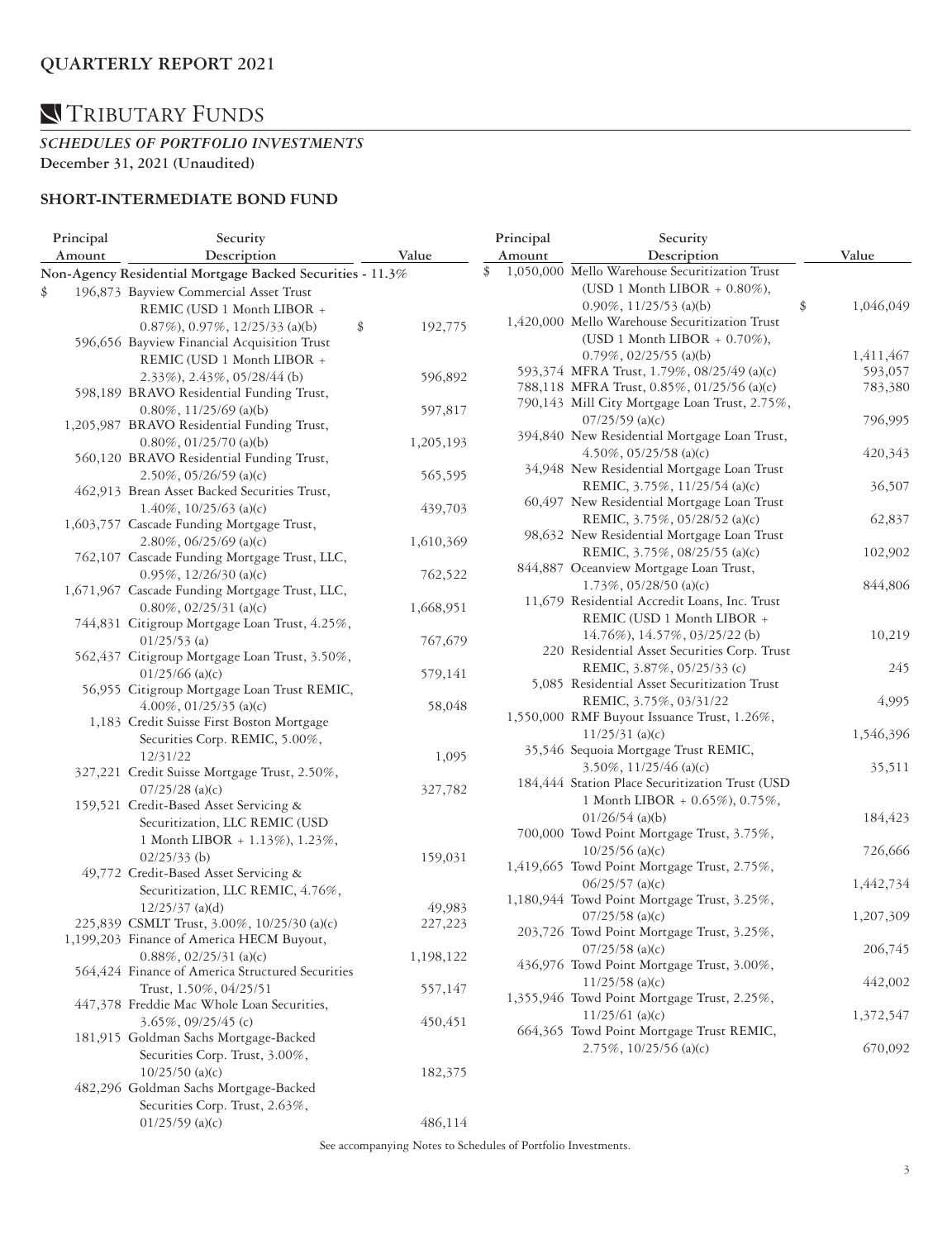## QUARTERLY REPORT 2021

# TRIBUTARY FUNDS

### *SCHEDULES OF PORTFOLIO INVESTMENTS*
**December 31, 2021 (Unaudited)**

### SHORT-INTERMEDIATE BOND FUND

| Principal Amount | Security Description | Value |
|---|---|---|
| **Non-Agency Residential Mortgage Backed Securities - 11.3%** | | |
| $ 196,873 | Bayview Commercial Asset Trust REMIC (USD 1 Month LIBOR + 0.87%), 0.97%, 12/25/33 (a)(b) | $ 192,775 |
| 596,656 | Bayview Financial Acquisition Trust REMIC (USD 1 Month LIBOR + 2.33%), 2.43%, 05/28/44 (b) | 596,892 |
| 598,189 | BRAVO Residential Funding Trust, 0.80%, 11/25/69 (a)(b) | 597,817 |
| 1,205,987 | BRAVO Residential Funding Trust, 0.80%, 01/25/70 (a)(b) | 1,205,193 |
| 560,120 | BRAVO Residential Funding Trust, 2.50%, 05/26/59 (a)(c) | 565,595 |
| 462,913 | Brean Asset Backed Securities Trust, 1.40%, 10/25/63 (a)(c) | 439,703 |
| 1,603,757 | Cascade Funding Mortgage Trust, 2.80%, 06/25/69 (a)(c) | 1,610,369 |
| 762,107 | Cascade Funding Mortgage Trust, LLC, 0.95%, 12/26/30 (a)(c) | 762,522 |
| 1,671,967 | Cascade Funding Mortgage Trust, LLC, 0.80%, 02/25/31 (a)(c) | 1,668,951 |
| 744,831 | Citigroup Mortgage Loan Trust, 4.25%, 01/25/53 (a) | 767,679 |
| 562,437 | Citigroup Mortgage Loan Trust, 3.50%, 01/25/66 (a)(c) | 579,141 |
| 56,955 | Citigroup Mortgage Loan Trust REMIC, 4.00%, 01/25/35 (a)(c) | 58,048 |
| 1,183 | Credit Suisse First Boston Mortgage Securities Corp. REMIC, 5.00%, 12/31/22 | 1,095 |
| 327,221 | Credit Suisse Mortgage Trust, 2.50%, 07/25/28 (a)(c) | 327,782 |
| 159,521 | Credit-Based Asset Servicing & Securitization, LLC REMIC (USD 1 Month LIBOR + 1.13%), 1.23%, 02/25/33 (b) | 159,031 |
| 49,772 | Credit-Based Asset Servicing & Securitization, LLC REMIC, 4.76%, 12/25/37 (a)(d) | 49,983 |
| 225,839 | CSMLT Trust, 3.00%, 10/25/30 (a)(c) | 227,223 |
| 1,199,203 | Finance of America HECM Buyout, 0.88%, 02/25/31 (a)(c) | 1,198,122 |
| 564,424 | Finance of America Structured Securities Trust, 1.50%, 04/25/51 | 557,147 |
| 447,378 | Freddie Mac Whole Loan Securities, 3.65%, 09/25/45 (c) | 450,451 |
| 181,915 | Goldman Sachs Mortgage-Backed Securities Corp. Trust, 3.00%, 10/25/50 (a)(c) | 182,375 |
| 482,296 | Goldman Sachs Mortgage-Backed Securities Corp. Trust, 2.63%, 01/25/59 (a)(c) | 486,114 |
| $ 1,050,000 | Mello Warehouse Securitization Trust (USD 1 Month LIBOR + 0.80%), 0.90%, 11/25/53 (a)(b) | $ 1,046,049 |
| 1,420,000 | Mello Warehouse Securitization Trust (USD 1 Month LIBOR + 0.70%), 0.79%, 02/25/55 (a)(b) | 1,411,467 |
| 593,374 | MFRA Trust, 1.79%, 08/25/49 (a)(c) | 593,057 |
| 788,118 | MFRA Trust, 0.85%, 01/25/56 (a)(c) | 783,380 |
| 790,143 | Mill City Mortgage Loan Trust, 2.75%, 07/25/59 (a)(c) | 796,995 |
| 394,840 | New Residential Mortgage Loan Trust, 4.50%, 05/25/58 (a)(c) | 420,343 |
| 34,948 | New Residential Mortgage Loan Trust REMIC, 3.75%, 11/25/54 (a)(c) | 36,507 |
| 60,497 | New Residential Mortgage Loan Trust REMIC, 3.75%, 05/28/52 (a)(c) | 62,837 |
| 98,632 | New Residential Mortgage Loan Trust REMIC, 3.75%, 08/25/55 (a)(c) | 102,902 |
| 844,887 | Oceanview Mortgage Loan Trust, 1.73%, 05/28/50 (a)(c) | 844,806 |
| 11,679 | Residential Accredit Loans, Inc. Trust REMIC (USD 1 Month LIBOR + 14.76%), 14.57%, 03/25/22 (b) | 10,219 |
| 220 | Residential Asset Securities Corp. Trust REMIC, 3.87%, 05/25/33 (c) | 245 |
| 5,085 | Residential Asset Securitization Trust REMIC, 3.75%, 03/31/22 | 4,995 |
| 1,550,000 | RMF Buyout Issuance Trust, 1.26%, 11/25/31 (a)(c) | 1,546,396 |
| 35,546 | Sequoia Mortgage Trust REMIC, 3.50%, 11/25/46 (a)(c) | 35,511 |
| 184,444 | Station Place Securitization Trust (USD 1 Month LIBOR + 0.65%), 0.75%, 01/26/54 (a)(b) | 184,423 |
| 700,000 | Towd Point Mortgage Trust, 3.75%, 10/25/56 (a)(c) | 726,666 |
| 1,419,665 | Towd Point Mortgage Trust, 2.75%, 06/25/57 (a)(c) | 1,442,734 |
| 1,180,944 | Towd Point Mortgage Trust, 3.25%, 07/25/58 (a)(c) | 1,207,309 |
| 203,726 | Towd Point Mortgage Trust, 3.25%, 07/25/58 (a)(c) | 206,745 |
| 436,976 | Towd Point Mortgage Trust, 3.00%, 11/25/58 (a)(c) | 442,002 |
| 1,355,946 | Towd Point Mortgage Trust, 2.25%, 11/25/61 (a)(c) | 1,372,547 |
| 664,365 | Towd Point Mortgage Trust REMIC, 2.75%, 10/25/56 (a)(c) | 670,092 |

See accompanying Notes to Schedules of Portfolio Investments.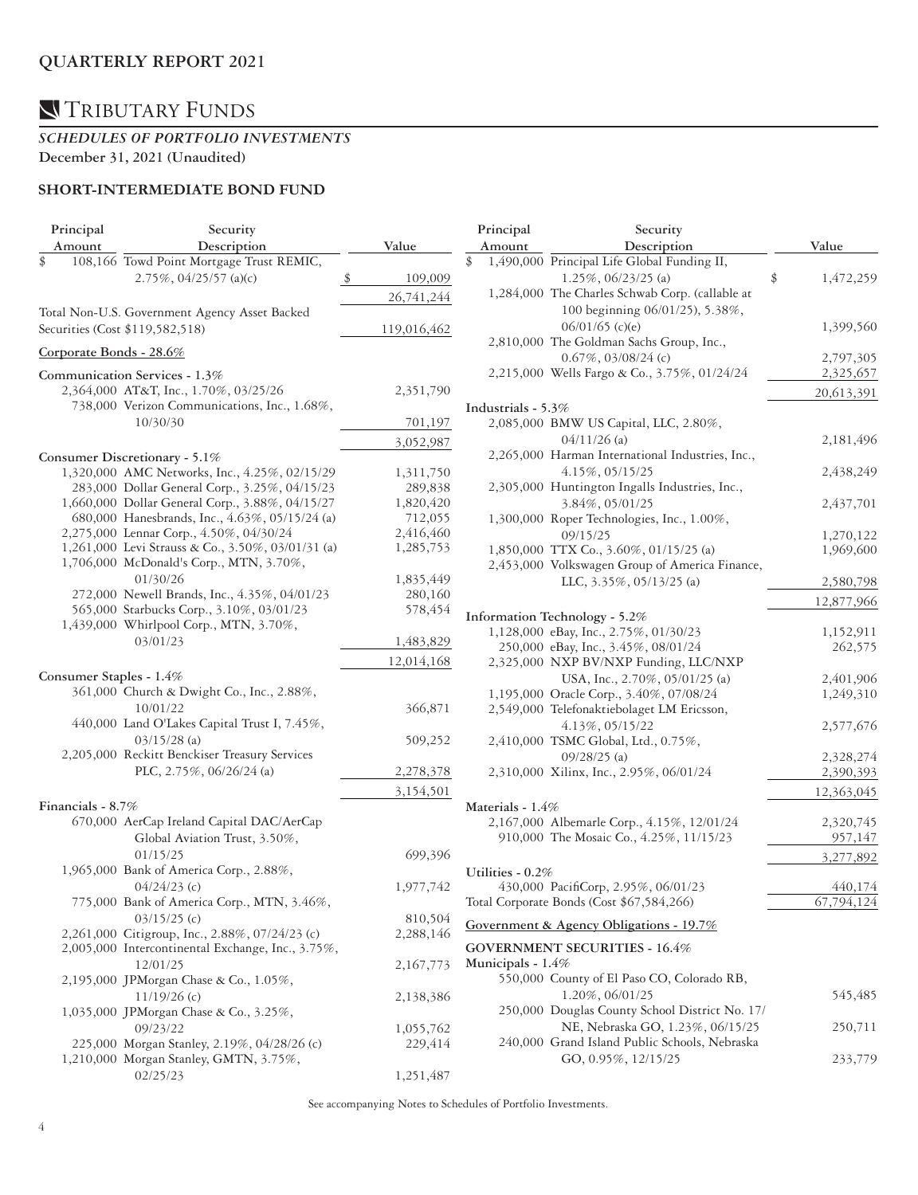## QUARTERLY REPORT 2021

# TRIBUTARY FUNDS

***SCHEDULES OF PORTFOLIO INVESTMENTS***

**December 31, 2021 (Unaudited)**

### SHORT-INTERMEDIATE BOND FUND

| Principal Amount | Security Description | Value |
|---|---|---|
| $ 108,166 | Towd Point Mortgage Trust REMIC, 2.75%, 04/25/57 (a)(c) | $ 109,009 |
| | | 26,741,244 |
| | Total Non-U.S. Government Agency Asset Backed Securities (Cost $119,582,518) | 119,016,462 |
| | **Corporate Bonds - 28.6%** | |
| | **Communication Services - 1.3%** | |
| 2,364,000 | AT&T, Inc., 1.70%, 03/25/26 | 2,351,790 |
| 738,000 | Verizon Communications, Inc., 1.68%, 10/30/30 | 701,197 |
| | | 3,052,987 |
| | **Consumer Discretionary - 5.1%** | |
| 1,320,000 | AMC Networks, Inc., 4.25%, 02/15/29 | 1,311,750 |
| 283,000 | Dollar General Corp., 3.25%, 04/15/23 | 289,838 |
| 1,660,000 | Dollar General Corp., 3.88%, 04/15/27 | 1,820,420 |
| 680,000 | Hanesbrands, Inc., 4.63%, 05/15/24 (a) | 712,055 |
| 2,275,000 | Lennar Corp., 4.50%, 04/30/24 | 2,416,460 |
| 1,261,000 | Levi Strauss & Co., 3.50%, 03/01/31 (a) | 1,285,753 |
| 1,706,000 | McDonald's Corp., MTN, 3.70%, 01/30/26 | 1,835,449 |
| 272,000 | Newell Brands, Inc., 4.35%, 04/01/23 | 280,160 |
| 565,000 | Starbucks Corp., 3.10%, 03/01/23 | 578,454 |
| 1,439,000 | Whirlpool Corp., MTN, 3.70%, 03/01/23 | 1,483,829 |
| | | 12,014,168 |
| | **Consumer Staples - 1.4%** | |
| 361,000 | Church & Dwight Co., Inc., 2.88%, 10/01/22 | 366,871 |
| 440,000 | Land O'Lakes Capital Trust I, 7.45%, 03/15/28 (a) | 509,252 |
| 2,205,000 | Reckitt Benckiser Treasury Services PLC, 2.75%, 06/26/24 (a) | 2,278,378 |
| | | 3,154,501 |
| | **Financials - 8.7%** | |
| 670,000 | AerCap Ireland Capital DAC/AerCap Global Aviation Trust, 3.50%, 01/15/25 | 699,396 |
| 1,965,000 | Bank of America Corp., 2.88%, 04/24/23 (c) | 1,977,742 |
| 775,000 | Bank of America Corp., MTN, 3.46%, 03/15/25 (c) | 810,504 |
| 2,261,000 | Citigroup, Inc., 2.88%, 07/24/23 (c) | 2,288,146 |
| 2,005,000 | Intercontinental Exchange, Inc., 3.75%, 12/01/25 | 2,167,773 |
| 2,195,000 | JPMorgan Chase & Co., 1.05%, 11/19/26 (c) | 2,138,386 |
| 1,035,000 | JPMorgan Chase & Co., 3.25%, 09/23/22 | 1,055,762 |
| 225,000 | Morgan Stanley, 2.19%, 04/28/26 (c) | 229,414 |
| 1,210,000 | Morgan Stanley, GMTN, 3.75%, 02/25/23 | 1,251,487 |
| $ 1,490,000 | Principal Life Global Funding II, 1.25%, 06/23/25 (a) | $ 1,472,259 |
| 1,284,000 | The Charles Schwab Corp. (callable at 100 beginning 06/01/25), 5.38%, 06/01/65 (c)(e) | 1,399,560 |
| 2,810,000 | The Goldman Sachs Group, Inc., 0.67%, 03/08/24 (c) | 2,797,305 |
| 2,215,000 | Wells Fargo & Co., 3.75%, 01/24/24 | 2,325,657 |
| | | 20,613,391 |
| | **Industrials - 5.3%** | |
| 2,085,000 | BMW US Capital, LLC, 2.80%, 04/11/26 (a) | 2,181,496 |
| 2,265,000 | Harman International Industries, Inc., 4.15%, 05/15/25 | 2,438,249 |
| 2,305,000 | Huntington Ingalls Industries, Inc., 3.84%, 05/01/25 | 2,437,701 |
| 1,300,000 | Roper Technologies, Inc., 1.00%, 09/15/25 | 1,270,122 |
| 1,850,000 | TTX Co., 3.60%, 01/15/25 (a) | 1,969,600 |
| 2,453,000 | Volkswagen Group of America Finance, LLC, 3.35%, 05/13/25 (a) | 2,580,798 |
| | | 12,877,966 |
| | **Information Technology - 5.2%** | |
| 1,128,000 | eBay, Inc., 2.75%, 01/30/23 | 1,152,911 |
| 250,000 | eBay, Inc., 3.45%, 08/01/24 | 262,575 |
| 2,325,000 | NXP BV/NXP Funding, LLC/NXP USA, Inc., 2.70%, 05/01/25 (a) | 2,401,906 |
| 1,195,000 | Oracle Corp., 3.40%, 07/08/24 | 1,249,310 |
| 2,549,000 | Telefonaktiebolaget LM Ericsson, 4.13%, 05/15/22 | 2,577,676 |
| 2,410,000 | TSMC Global, Ltd., 0.75%, 09/28/25 (a) | 2,328,274 |
| 2,310,000 | Xilinx, Inc., 2.95%, 06/01/24 | 2,390,393 |
| | | 12,363,045 |
| | **Materials - 1.4%** | |
| 2,167,000 | Albemarle Corp., 4.15%, 12/01/24 | 2,320,745 |
| 910,000 | The Mosaic Co., 4.25%, 11/15/23 | 957,147 |
| | | 3,277,892 |
| | **Utilities - 0.2%** | |
| 430,000 | PacifiCorp, 2.95%, 06/01/23 | 440,174 |
| | Total Corporate Bonds (Cost $67,584,266) | 67,794,124 |
| | **Government & Agency Obligations - 19.7%** | |
| | **GOVERNMENT SECURITIES - 16.4%** | |
| | **Municipals - 1.4%** | |
| 550,000 | County of El Paso CO, Colorado RB, 1.20%, 06/01/25 | 545,485 |
| 250,000 | Douglas County School District No. 17/ NE, Nebraska GO, 1.23%, 06/15/25 | 250,711 |
| 240,000 | Grand Island Public Schools, Nebraska GO, 0.95%, 12/15/25 | 233,779 |

See accompanying Notes to Schedules of Portfolio Investments.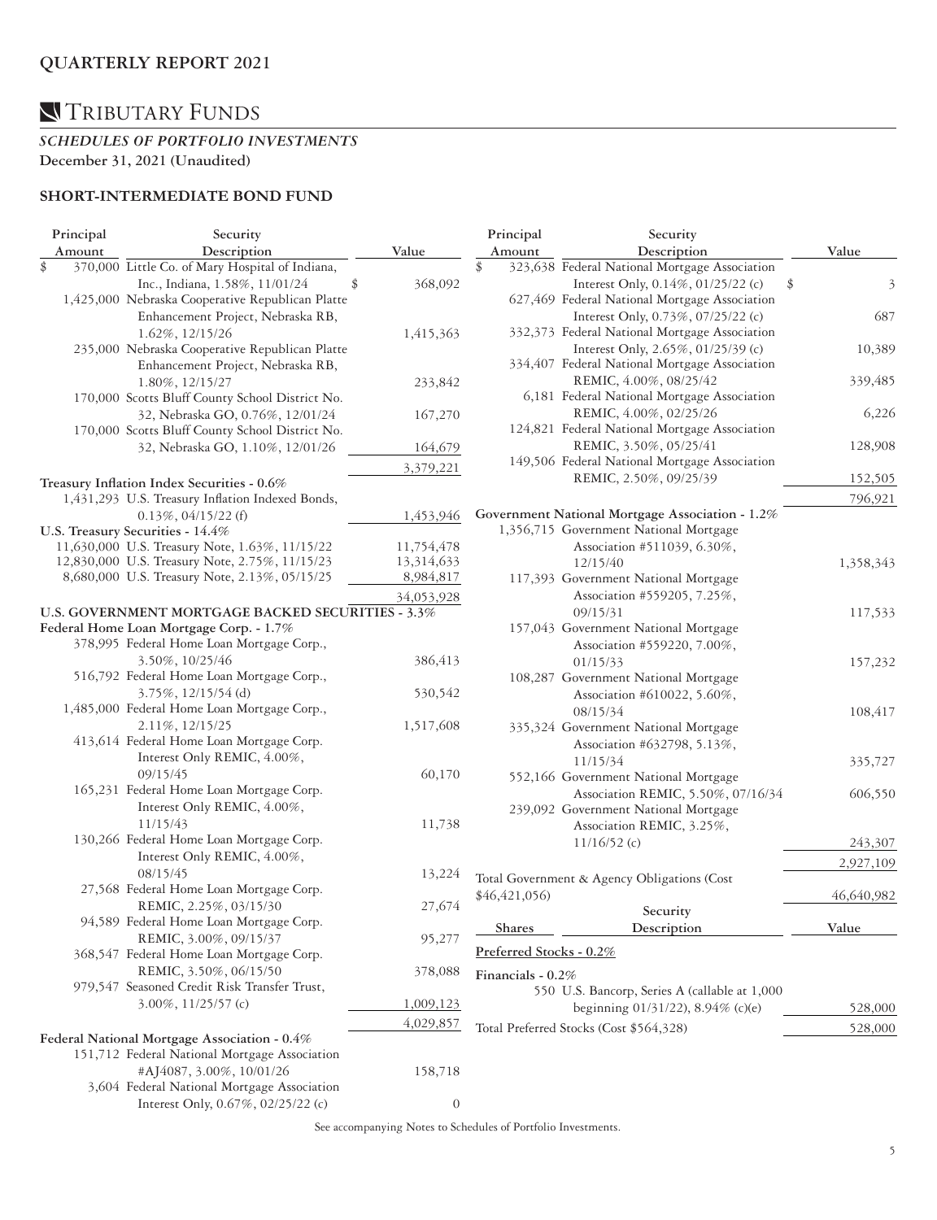# QUARTERLY REPORT 2021

## TRIBUTARY FUNDS

### *SCHEDULES OF PORTFOLIO INVESTMENTS*

**December 31, 2021 (Unaudited)**

### SHORT-INTERMEDIATE BOND FUND

| Principal Amount | Security Description | Value |
|---|---|---|
| $ 370,000 | Little Co. of Mary Hospital of Indiana, Inc., Indiana, 1.58%, 11/01/24 | $ 368,092 |
| 1,425,000 | Nebraska Cooperative Republican Platte Enhancement Project, Nebraska RB, 1.62%, 12/15/26 | 1,415,363 |
| 235,000 | Nebraska Cooperative Republican Platte Enhancement Project, Nebraska RB, 1.80%, 12/15/27 | 233,842 |
| 170,000 | Scotts Bluff County School District No. 32, Nebraska GO, 0.76%, 12/01/24 | 167,270 |
| 170,000 | Scotts Bluff County School District No. 32, Nebraska GO, 1.10%, 12/01/26 | 164,679 |
| | | 3,379,221 |
| **Treasury Inflation Index Securities - 0.6%** | | |
| 1,431,293 | U.S. Treasury Inflation Indexed Bonds, 0.13%, 04/15/22 (f) | 1,453,946 |
| **U.S. Treasury Securities - 14.4%** | | |
| 11,630,000 | U.S. Treasury Note, 1.63%, 11/15/22 | 11,754,478 |
| 12,830,000 | U.S. Treasury Note, 2.75%, 11/15/23 | 13,314,633 |
| 8,680,000 | U.S. Treasury Note, 2.13%, 05/15/25 | 8,984,817 |
| | | 34,053,928 |
| **U.S. GOVERNMENT MORTGAGE BACKED SECURITIES - 3.3%** | | |
| **Federal Home Loan Mortgage Corp. - 1.7%** | | |
| 378,995 | Federal Home Loan Mortgage Corp., 3.50%, 10/25/46 | 386,413 |
| 516,792 | Federal Home Loan Mortgage Corp., 3.75%, 12/15/54 (d) | 530,542 |
| 1,485,000 | Federal Home Loan Mortgage Corp., 2.11%, 12/15/25 | 1,517,608 |
| 413,614 | Federal Home Loan Mortgage Corp. Interest Only REMIC, 4.00%, 09/15/45 | 60,170 |
| 165,231 | Federal Home Loan Mortgage Corp. Interest Only REMIC, 4.00%, 11/15/43 | 11,738 |
| 130,266 | Federal Home Loan Mortgage Corp. Interest Only REMIC, 4.00%, 08/15/45 | 13,224 |
| 27,568 | Federal Home Loan Mortgage Corp. REMIC, 2.25%, 03/15/30 | 27,674 |
| 94,589 | Federal Home Loan Mortgage Corp. REMIC, 3.00%, 09/15/37 | 95,277 |
| 368,547 | Federal Home Loan Mortgage Corp. REMIC, 3.50%, 06/15/50 | 378,088 |
| 979,547 | Seasoned Credit Risk Transfer Trust, 3.00%, 11/25/57 (c) | 1,009,123 |
| | | 4,029,857 |
| **Federal National Mortgage Association - 0.4%** | | |
| 151,712 | Federal National Mortgage Association #AJ4087, 3.00%, 10/01/26 | 158,718 |
| 3,604 | Federal National Mortgage Association Interest Only, 0.67%, 02/25/22 (c) | 0 |
| $ 323,638 | Federal National Mortgage Association Interest Only, 0.14%, 01/25/22 (c) | $ 3 |
| 627,469 | Federal National Mortgage Association Interest Only, 0.73%, 07/25/22 (c) | 687 |
| 332,373 | Federal National Mortgage Association Interest Only, 2.65%, 01/25/39 (c) | 10,389 |
| 334,407 | Federal National Mortgage Association REMIC, 4.00%, 08/25/42 | 339,485 |
| 6,181 | Federal National Mortgage Association REMIC, 4.00%, 02/25/26 | 6,226 |
| 124,821 | Federal National Mortgage Association REMIC, 3.50%, 05/25/41 | 128,908 |
| 149,506 | Federal National Mortgage Association REMIC, 2.50%, 09/25/39 | 152,505 |
| | | 796,921 |
| **Government National Mortgage Association - 1.2%** | | |
| 1,356,715 | Government National Mortgage Association #511039, 6.30%, 12/15/40 | 1,358,343 |
| 117,393 | Government National Mortgage Association #559205, 7.25%, 09/15/31 | 117,533 |
| 157,043 | Government National Mortgage Association #559220, 7.00%, 01/15/33 | 157,232 |
| 108,287 | Government National Mortgage Association #610022, 5.60%, 08/15/34 | 108,417 |
| 335,324 | Government National Mortgage Association #632798, 5.13%, 11/15/34 | 335,727 |
| 552,166 | Government National Mortgage Association REMIC, 5.50%, 07/16/34 | 606,550 |
| 239,092 | Government National Mortgage Association REMIC, 3.25%, 11/16/52 (c) | 243,307 |
| | | 2,927,109 |
| Total Government & Agency Obligations (Cost $46,421,056) | | 46,640,982 |

| Shares | Security Description | Value |
|---|---|---|
| Preferred Stocks - 0.2% | | |
| **Financials - 0.2%** | | |
| 550 | U.S. Bancorp, Series A (callable at 1,000 beginning 01/31/22), 8.94% (c)(e) | 528,000 |
| Total Preferred Stocks (Cost $564,328) | | 528,000 |

See accompanying Notes to Schedules of Portfolio Investments.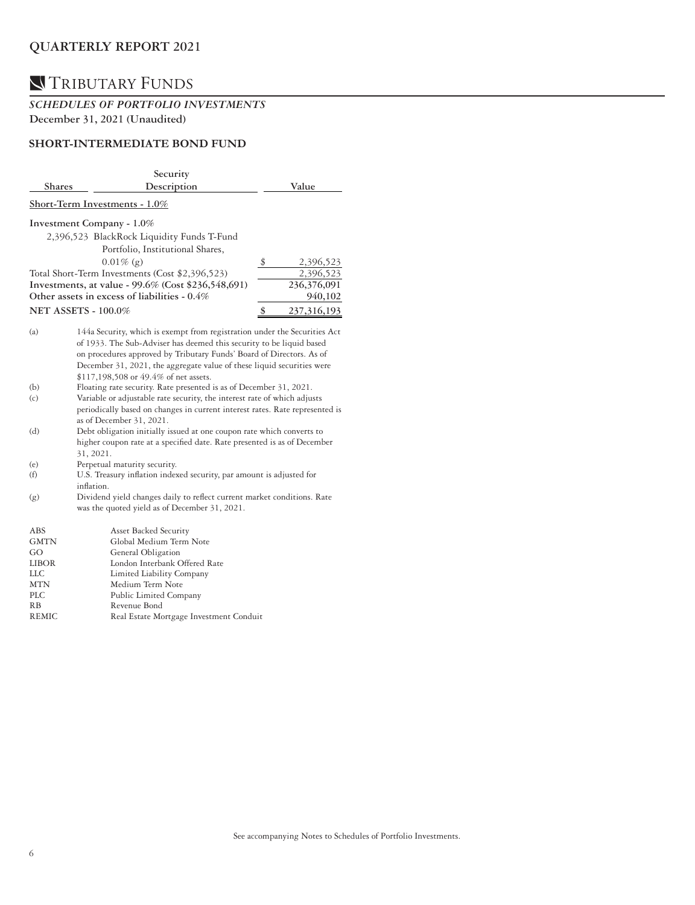## QUARTERLY REPORT 2021

# TRIBUTARY FUNDS

***SCHEDULES OF PORTFOLIO INVESTMENTS***

**December 31, 2021 (Unaudited)**

### SHORT-INTERMEDIATE BOND FUND

| Shares | Security Description | | Value |
|---|---|---|---|
| Short-Term Investments - 1.0% | | | |
| **Investment Company - 1.0%** | | | |
| 2,396,523 | BlackRock Liquidity Funds T-Fund Portfolio, Institutional Shares, 0.01% (g) | $ | 2,396,523 |
| Total Short-Term Investments (Cost $2,396,523) | | | 2,396,523 |
| **Investments, at value - 99.6% (Cost $236,548,691)** | | | 236,376,091 |
| **Other assets in excess of liabilities - 0.4%** | | | 940,102 |
| **NET ASSETS - 100.0%** | | $ | 237,316,193 |

(a) 144a Security, which is exempt from registration under the Securities Act of 1933. The Sub-Adviser has deemed this security to be liquid based on procedures approved by Tributary Funds' Board of Directors. As of December 31, 2021, the aggregate value of these liquid securities were $117,198,508 or 49.4% of net assets.

(b) Floating rate security. Rate presented is as of December 31, 2021.

(c) Variable or adjustable rate security, the interest rate of which adjusts periodically based on changes in current interest rates. Rate represented is as of December 31, 2021.

(d) Debt obligation initially issued at one coupon rate which converts to higher coupon rate at a specified date. Rate presented is as of December 31, 2021.

(e) Perpetual maturity security.

(f) U.S. Treasury inflation indexed security, par amount is adjusted for inflation.

(g) Dividend yield changes daily to reflect current market conditions. Rate was the quoted yield as of December 31, 2021.

| | |
|---|---|
| ABS | Asset Backed Security |
| GMTN | Global Medium Term Note |
| GO | General Obligation |
| LIBOR | London Interbank Offered Rate |
| LLC | Limited Liability Company |
| MTN | Medium Term Note |
| PLC | Public Limited Company |
| RB | Revenue Bond |
| REMIC | Real Estate Mortgage Investment Conduit |

See accompanying Notes to Schedules of Portfolio Investments.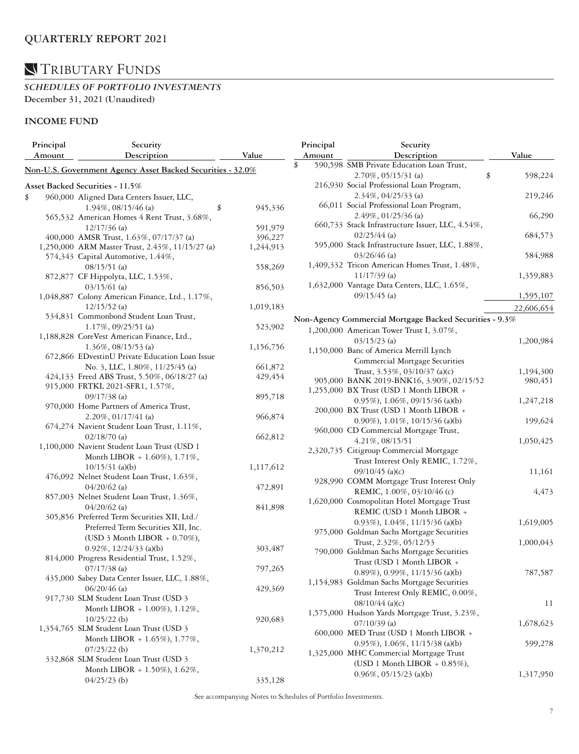## QUARTERLY REPORT 2021

# TRIBUTARY FUNDS

### *SCHEDULES OF PORTFOLIO INVESTMENTS*

**December 31, 2021 (Unaudited)**

### INCOME FUND

| Principal Amount | Security Description | Value |
|---|---|---|
| | **Non-U.S. Government Agency Asset Backed Securities - 32.0%** | |
| | **Asset Backed Securities - 11.5%** | |
| $ 960,000 | Aligned Data Centers Issuer, LLC, 1.94%, 08/15/46 (a) | $ 945,336 |
| 565,532 | American Homes 4 Rent Trust, 3.68%, 12/17/36 (a) | 591,979 |
| 400,000 | AMSR Trust, 1.63%, 07/17/37 (a) | 396,227 |
| 1,250,000 | ARM Master Trust, 2.43%, 11/15/27 (a) | 1,244,913 |
| 574,343 | Capital Automotive, 1.44%, 08/15/51 (a) | 558,269 |
| 872,877 | CF Hippolyta, LLC, 1.53%, 03/15/61 (a) | 856,503 |
| 1,048,887 | Colony American Finance, Ltd., 1.17%, 12/15/52 (a) | 1,019,183 |
| 534,831 | Commonbond Student Loan Trust, 1.17%, 09/25/51 (a) | 523,902 |
| 1,188,828 | CoreVest American Finance, Ltd., 1.36%, 08/15/53 (a) | 1,156,756 |
| 672,866 | EDvestinU Private Education Loan Issue No. 3, LLC, 1.80%, 11/25/45 (a) | 661,872 |
| 424,133 | Freed ABS Trust, 5.50%, 06/18/27 (a) | 429,454 |
| 915,000 | FRTKL 2021-SFR1, 1.57%, 09/17/38 (a) | 895,718 |
| 970,000 | Home Partners of America Trust, 2.20%, 01/17/41 (a) | 966,874 |
| 674,274 | Navient Student Loan Trust, 1.11%, 02/18/70 (a) | 662,812 |
| 1,100,000 | Navient Student Loan Trust (USD 1 Month LIBOR + 1.60%), 1.71%, 10/15/31 (a)(b) | 1,117,612 |
| 476,092 | Nelnet Student Loan Trust, 1.63%, 04/20/62 (a) | 472,891 |
| 857,003 | Nelnet Student Loan Trust, 1.36%, 04/20/62 (a) | 841,898 |
| 305,856 | Preferred Term Securities XII, Ltd./ Preferred Term Securities XII, Inc. (USD 3 Month LIBOR + 0.70%), 0.92%, 12/24/33 (a)(b) | 303,487 |
| 814,000 | Progress Residential Trust, 1.52%, 07/17/38 (a) | 797,265 |
| 435,000 | Sabey Data Center Issuer, LLC, 1.88%, 06/20/46 (a) | 429,369 |
| 917,730 | SLM Student Loan Trust (USD 3 Month LIBOR + 1.00%), 1.12%, 10/25/22 (b) | 920,683 |
| 1,354,765 | SLM Student Loan Trust (USD 3 Month LIBOR + 1.65%), 1.77%, 07/25/22 (b) | 1,370,212 |
| 332,868 | SLM Student Loan Trust (USD 3 Month LIBOR + 1.50%), 1.62%, 04/25/23 (b) | 335,128 |
| $ 590,598 | SMB Private Education Loan Trust, 2.70%, 05/15/31 (a) | $ 598,224 |
| 216,930 | Social Professional Loan Program, 2.34%, 04/25/33 (a) | 219,246 |
| 66,011 | Social Professional Loan Program, 2.49%, 01/25/36 (a) | 66,290 |
| 660,733 | Stack Infrastructure Issuer, LLC, 4.54%, 02/25/44 (a) | 684,573 |
| 595,000 | Stack Infrastructure Issuer, LLC, 1.88%, 03/26/46 (a) | 584,988 |
| 1,409,332 | Tricon American Homes Trust, 1.48%, 11/17/39 (a) | 1,359,883 |
| 1,632,000 | Vantage Data Centers, LLC, 1.65%, 09/15/45 (a) | 1,595,107 |
| | | 22,606,654 |
| | **Non-Agency Commercial Mortgage Backed Securities - 9.3%** | |
| 1,200,000 | American Tower Trust I, 3.07%, 03/15/23 (a) | 1,200,984 |
| 1,150,000 | Banc of America Merrill Lynch Commercial Mortgage Securities Trust, 3.53%, 03/10/37 (a)(c) | 1,194,300 |
| 905,000 | BANK 2019-BNK16, 3.90%, 02/15/52 | 980,451 |
| 1,255,000 | BX Trust (USD 1 Month LIBOR + 0.95%), 1.06%, 09/15/36 (a)(b) | 1,247,218 |
| 200,000 | BX Trust (USD 1 Month LIBOR + 0.90%), 1.01%, 10/15/36 (a)(b) | 199,624 |
| 960,000 | CD Commercial Mortgage Trust, 4.21%, 08/15/51 | 1,050,425 |
| 2,320,735 | Citigroup Commercial Mortgage Trust Interest Only REMIC, 1.72%, 09/10/45 (a)(c) | 11,161 |
| 928,990 | COMM Mortgage Trust Interest Only REMIC, 1.00%, 03/10/46 (c) | 4,473 |
| 1,620,000 | Cosmopolitan Hotel Mortgage Trust REMIC (USD 1 Month LIBOR + 0.93%), 1.04%, 11/15/36 (a)(b) | 1,619,005 |
| 975,000 | Goldman Sachs Mortgage Securities Trust, 2.32%, 05/12/53 | 1,000,043 |
| 790,000 | Goldman Sachs Mortgage Securities Trust (USD 1 Month LIBOR + 0.89%), 0.99%, 11/15/36 (a)(b) | 787,587 |
| 1,154,983 | Goldman Sachs Mortgage Securities Trust Interest Only REMIC, 0.00%, 08/10/44 (a)(c) | 11 |
| 1,575,000 | Hudson Yards Mortgage Trust, 3.23%, 07/10/39 (a) | 1,678,623 |
| 600,000 | MED Trust (USD 1 Month LIBOR + 0.95%), 1.06%, 11/15/38 (a)(b) | 599,278 |
| 1,325,000 | MHC Commercial Mortgage Trust (USD 1 Month LIBOR + 0.85%), 0.96%, 05/15/23 (a)(b) | 1,317,950 |

See accompanying Notes to Schedules of Portfolio Investments.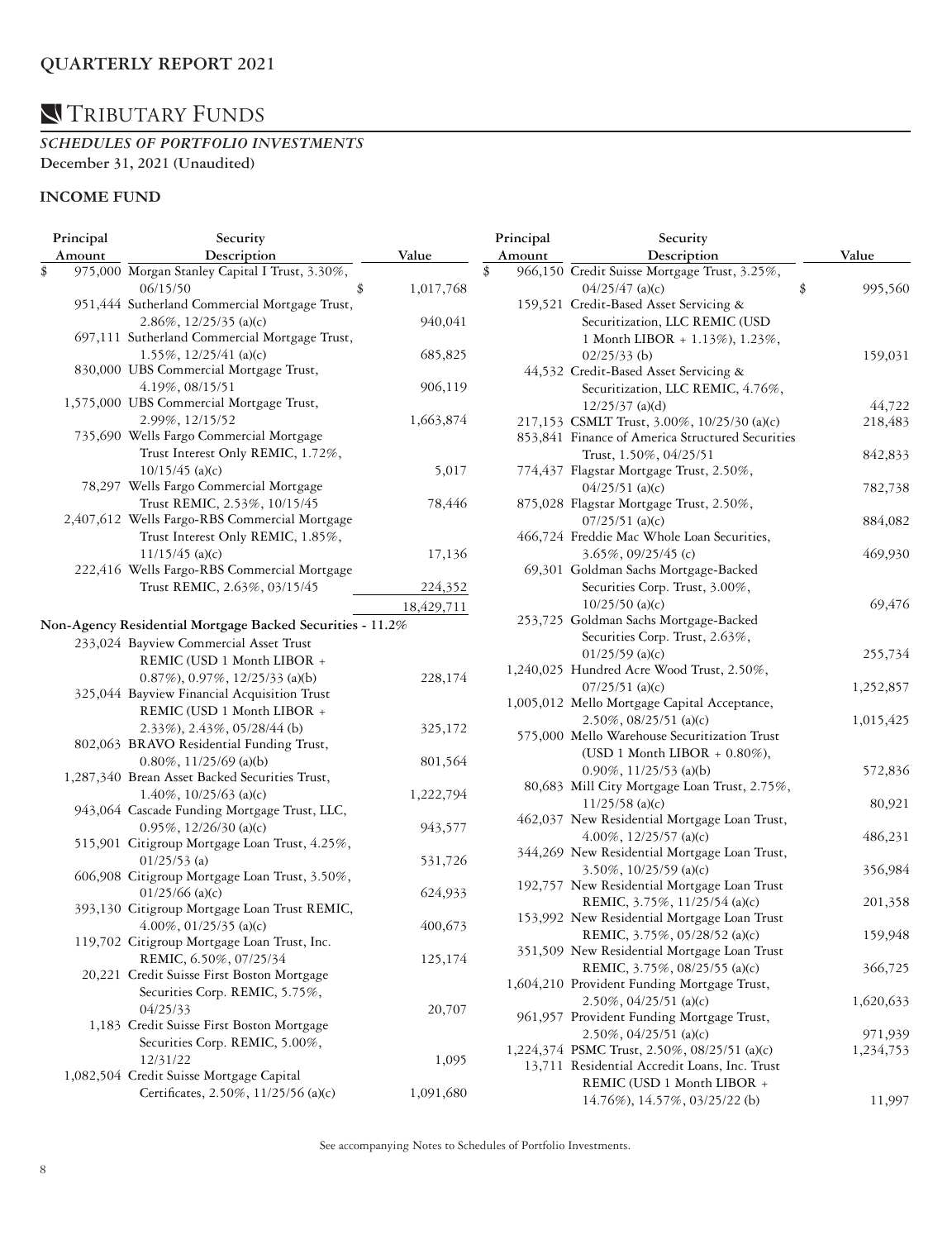## QUARTERLY REPORT 2021

# TRIBUTARY FUNDS

***SCHEDULES OF PORTFOLIO INVESTMENTS***

**December 31, 2021 (Unaudited)**

### INCOME FUND

| Principal Amount | Security Description | Value |
|---|---|---|
| $ 975,000 | Morgan Stanley Capital I Trust, 3.30%, 06/15/50 | $ 1,017,768 |
| 951,444 | Sutherland Commercial Mortgage Trust, 2.86%, 12/25/35 (a)(c) | 940,041 |
| 697,111 | Sutherland Commercial Mortgage Trust, 1.55%, 12/25/41 (a)(c) | 685,825 |
| 830,000 | UBS Commercial Mortgage Trust, 4.19%, 08/15/51 | 906,119 |
| 1,575,000 | UBS Commercial Mortgage Trust, 2.99%, 12/15/52 | 1,663,874 |
| 735,690 | Wells Fargo Commercial Mortgage Trust Interest Only REMIC, 1.72%, 10/15/45 (a)(c) | 5,017 |
| 78,297 | Wells Fargo Commercial Mortgage Trust REMIC, 2.53%, 10/15/45 | 78,446 |
| 2,407,612 | Wells Fargo-RBS Commercial Mortgage Trust Interest Only REMIC, 1.85%, 11/15/45 (a)(c) | 17,136 |
| 222,416 | Wells Fargo-RBS Commercial Mortgage Trust REMIC, 2.63%, 03/15/45 | 224,352 |
| | | 18,429,711 |
| **Non-Agency Residential Mortgage Backed Securities - 11.2%** | | |
| 233,024 | Bayview Commercial Asset Trust REMIC (USD 1 Month LIBOR + 0.87%), 0.97%, 12/25/33 (a)(b) | 228,174 |
| 325,044 | Bayview Financial Acquisition Trust REMIC (USD 1 Month LIBOR + 2.33%), 2.43%, 05/28/44 (b) | 325,172 |
| 802,063 | BRAVO Residential Funding Trust, 0.80%, 11/25/69 (a)(b) | 801,564 |
| 1,287,340 | Brean Asset Backed Securities Trust, 1.40%, 10/25/63 (a)(c) | 1,222,794 |
| 943,064 | Cascade Funding Mortgage Trust, LLC, 0.95%, 12/26/30 (a)(c) | 943,577 |
| 515,901 | Citigroup Mortgage Loan Trust, 4.25%, 01/25/53 (a) | 531,726 |
| 606,908 | Citigroup Mortgage Loan Trust, 3.50%, 01/25/66 (a)(c) | 624,933 |
| 393,130 | Citigroup Mortgage Loan Trust REMIC, 4.00%, 01/25/35 (a)(c) | 400,673 |
| 119,702 | Citigroup Mortgage Loan Trust, Inc. REMIC, 6.50%, 07/25/34 | 125,174 |
| 20,221 | Credit Suisse First Boston Mortgage Securities Corp. REMIC, 5.75%, 04/25/33 | 20,707 |
| 1,183 | Credit Suisse First Boston Mortgage Securities Corp. REMIC, 5.00%, 12/31/22 | 1,095 |
| 1,082,504 | Credit Suisse Mortgage Capital Certificates, 2.50%, 11/25/56 (a)(c) | 1,091,680 |
| $ 966,150 | Credit Suisse Mortgage Trust, 3.25%, 04/25/47 (a)(c) | $ 995,560 |
| 159,521 | Credit-Based Asset Servicing & Securitization, LLC REMIC (USD 1 Month LIBOR + 1.13%), 1.23%, 02/25/33 (b) | 159,031 |
| 44,532 | Credit-Based Asset Servicing & Securitization, LLC REMIC, 4.76%, 12/25/37 (a)(d) | 44,722 |
| 217,153 | CSMLT Trust, 3.00%, 10/25/30 (a)(c) | 218,483 |
| 853,841 | Finance of America Structured Securities Trust, 1.50%, 04/25/51 | 842,833 |
| 774,437 | Flagstar Mortgage Trust, 2.50%, 04/25/51 (a)(c) | 782,738 |
| 875,028 | Flagstar Mortgage Trust, 2.50%, 07/25/51 (a)(c) | 884,082 |
| 466,724 | Freddie Mac Whole Loan Securities, 3.65%, 09/25/45 (c) | 469,930 |
| 69,301 | Goldman Sachs Mortgage-Backed Securities Corp. Trust, 3.00%, 10/25/50 (a)(c) | 69,476 |
| 253,725 | Goldman Sachs Mortgage-Backed Securities Corp. Trust, 2.63%, 01/25/59 (a)(c) | 255,734 |
| 1,240,025 | Hundred Acre Wood Trust, 2.50%, 07/25/51 (a)(c) | 1,252,857 |
| 1,005,012 | Mello Mortgage Capital Acceptance, 2.50%, 08/25/51 (a)(c) | 1,015,425 |
| 575,000 | Mello Warehouse Securitization Trust (USD 1 Month LIBOR + 0.80%), 0.90%, 11/25/53 (a)(b) | 572,836 |
| 80,683 | Mill City Mortgage Loan Trust, 2.75%, 11/25/58 (a)(c) | 80,921 |
| 462,037 | New Residential Mortgage Loan Trust, 4.00%, 12/25/57 (a)(c) | 486,231 |
| 344,269 | New Residential Mortgage Loan Trust, 3.50%, 10/25/59 (a)(c) | 356,984 |
| 192,757 | New Residential Mortgage Loan Trust REMIC, 3.75%, 11/25/54 (a)(c) | 201,358 |
| 153,992 | New Residential Mortgage Loan Trust REMIC, 3.75%, 05/28/52 (a)(c) | 159,948 |
| 351,509 | New Residential Mortgage Loan Trust REMIC, 3.75%, 08/25/55 (a)(c) | 366,725 |
| 1,604,210 | Provident Funding Mortgage Trust, 2.50%, 04/25/51 (a)(c) | 1,620,633 |
| 961,957 | Provident Funding Mortgage Trust, 2.50%, 04/25/51 (a)(c) | 971,939 |
| 1,224,374 | PSMC Trust, 2.50%, 08/25/51 (a)(c) | 1,234,753 |
| 13,711 | Residential Accredit Loans, Inc. Trust REMIC (USD 1 Month LIBOR + 14.76%), 14.57%, 03/25/22 (b) | 11,997 |

See accompanying Notes to Schedules of Portfolio Investments.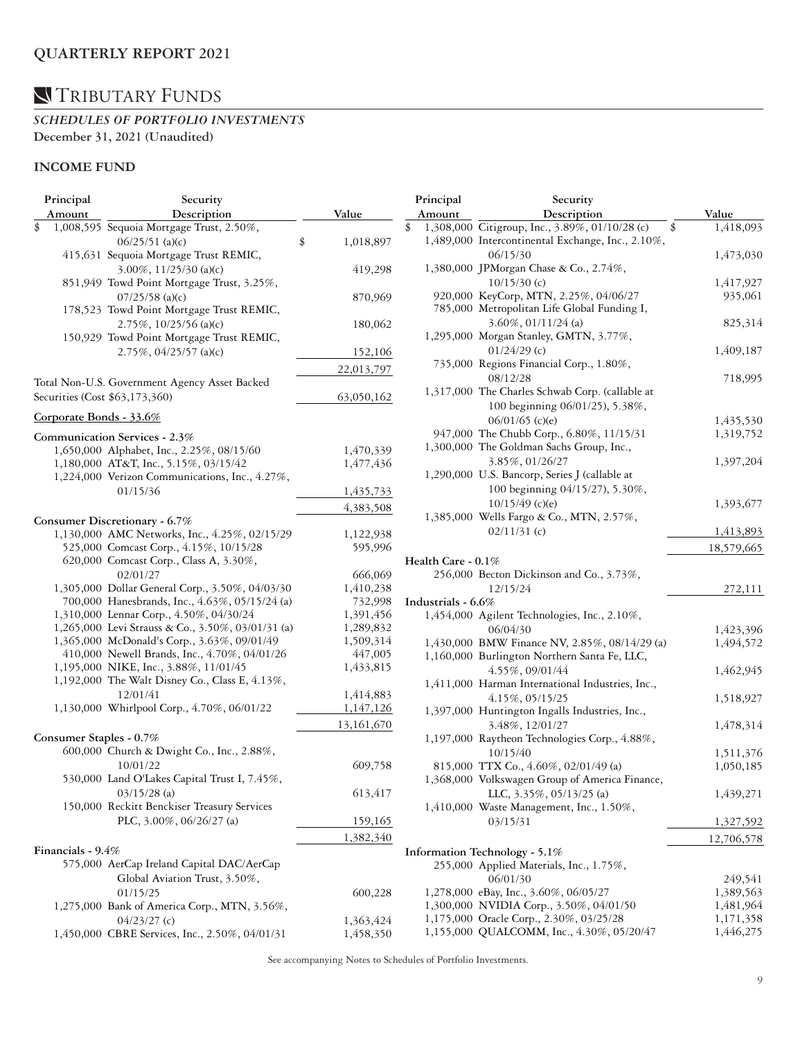# QUARTERLY REPORT 2021

## TRIBUTARY FUNDS

### *SCHEDULES OF PORTFOLIO INVESTMENTS*

**December 31, 2021 (Unaudited)**

### INCOME FUND

| Principal Amount | Security Description | Value |
|---|---|---|
| $ 1,008,595 | Sequoia Mortgage Trust, 2.50%, 06/25/51 (a)(c) | $ 1,018,897 |
| 415,631 | Sequoia Mortgage Trust REMIC, 3.00%, 11/25/30 (a)(c) | 419,298 |
| 851,949 | Towd Point Mortgage Trust, 3.25%, 07/25/58 (a)(c) | 870,969 |
| 178,523 | Towd Point Mortgage Trust REMIC, 2.75%, 10/25/56 (a)(c) | 180,062 |
| 150,929 | Towd Point Mortgage Trust REMIC, 2.75%, 04/25/57 (a)(c) | 152,106 |
| | | 22,013,797 |
| Total Non-U.S. Government Agency Asset Backed Securities (Cost $63,173,360) | | 63,050,162 |
| **Corporate Bonds - 33.6%** | | |
| **Communication Services - 2.3%** | | |
| 1,650,000 | Alphabet, Inc., 2.25%, 08/15/60 | 1,470,339 |
| 1,180,000 | AT&T, Inc., 5.15%, 03/15/42 | 1,477,436 |
| 1,224,000 | Verizon Communications, Inc., 4.27%, 01/15/36 | 1,435,733 |
| | | 4,383,508 |
| **Consumer Discretionary - 6.7%** | | |
| 1,130,000 | AMC Networks, Inc., 4.25%, 02/15/29 | 1,122,938 |
| 525,000 | Comcast Corp., 4.15%, 10/15/28 | 595,996 |
| 620,000 | Comcast Corp., Class A, 3.30%, 02/01/27 | 666,069 |
| 1,305,000 | Dollar General Corp., 3.50%, 04/03/30 | 1,410,238 |
| 700,000 | Hanesbrands, Inc., 4.63%, 05/15/24 (a) | 732,998 |
| 1,310,000 | Lennar Corp., 4.50%, 04/30/24 | 1,391,456 |
| 1,265,000 | Levi Strauss & Co., 3.50%, 03/01/31 (a) | 1,289,832 |
| 1,365,000 | McDonald's Corp., 3.63%, 09/01/49 | 1,509,314 |
| 410,000 | Newell Brands, Inc., 4.70%, 04/01/26 | 447,005 |
| 1,195,000 | NIKE, Inc., 3.88%, 11/01/45 | 1,433,815 |
| 1,192,000 | The Walt Disney Co., Class E, 4.13%, 12/01/41 | 1,414,883 |
| 1,130,000 | Whirlpool Corp., 4.70%, 06/01/22 | 1,147,126 |
| | | 13,161,670 |
| **Consumer Staples - 0.7%** | | |
| 600,000 | Church & Dwight Co., Inc., 2.88%, 10/01/22 | 609,758 |
| 530,000 | Land O'Lakes Capital Trust I, 7.45%, 03/15/28 (a) | 613,417 |
| 150,000 | Reckitt Benckiser Treasury Services PLC, 3.00%, 06/26/27 (a) | 159,165 |
| | | 1,382,340 |
| **Financials - 9.4%** | | |
| 575,000 | AerCap Ireland Capital DAC/AerCap Global Aviation Trust, 3.50%, 01/15/25 | 600,228 |
| 1,275,000 | Bank of America Corp., MTN, 3.56%, 04/23/27 (c) | 1,363,424 |
| 1,450,000 | CBRE Services, Inc., 2.50%, 04/01/31 | 1,458,350 |
| $ 1,308,000 | Citigroup, Inc., 3.89%, 01/10/28 (c) | $ 1,418,093 |
| 1,489,000 | Intercontinental Exchange, Inc., 2.10%, 06/15/30 | 1,473,030 |
| 1,380,000 | JPMorgan Chase & Co., 2.74%, 10/15/30 (c) | 1,417,927 |
| 920,000 | KeyCorp, MTN, 2.25%, 04/06/27 | 935,061 |
| 785,000 | Metropolitan Life Global Funding I, 3.60%, 01/11/24 (a) | 825,314 |
| 1,295,000 | Morgan Stanley, GMTN, 3.77%, 01/24/29 (c) | 1,409,187 |
| 735,000 | Regions Financial Corp., 1.80%, 08/12/28 | 718,995 |
| 1,317,000 | The Charles Schwab Corp. (callable at 100 beginning 06/01/25), 5.38%, 06/01/65 (c)(e) | 1,435,530 |
| 947,000 | The Chubb Corp., 6.80%, 11/15/31 | 1,319,752 |
| 1,300,000 | The Goldman Sachs Group, Inc., 3.85%, 01/26/27 | 1,397,204 |
| 1,290,000 | U.S. Bancorp, Series J (callable at 100 beginning 04/15/27), 5.30%, 10/15/49 (c)(e) | 1,393,677 |
| 1,385,000 | Wells Fargo & Co., MTN, 2.57%, 02/11/31 (c) | 1,413,893 |
| | | 18,579,665 |
| **Health Care - 0.1%** | | |
| 256,000 | Becton Dickinson and Co., 3.73%, 12/15/24 | 272,111 |
| **Industrials - 6.6%** | | |
| 1,454,000 | Agilent Technologies, Inc., 2.10%, 06/04/30 | 1,423,396 |
| 1,430,000 | BMW Finance NV, 2.85%, 08/14/29 (a) | 1,494,572 |
| 1,160,000 | Burlington Northern Santa Fe, LLC, 4.55%, 09/01/44 | 1,462,945 |
| 1,411,000 | Harman International Industries, Inc., 4.15%, 05/15/25 | 1,518,927 |
| 1,397,000 | Huntington Ingalls Industries, Inc., 3.48%, 12/01/27 | 1,478,314 |
| 1,197,000 | Raytheon Technologies Corp., 4.88%, 10/15/40 | 1,511,376 |
| 815,000 | TTX Co., 4.60%, 02/01/49 (a) | 1,050,185 |
| 1,368,000 | Volkswagen Group of America Finance, LLC, 3.35%, 05/13/25 (a) | 1,439,271 |
| 1,410,000 | Waste Management, Inc., 1.50%, 03/15/31 | 1,327,592 |
| | | 12,706,578 |
| **Information Technology - 5.1%** | | |
| 255,000 | Applied Materials, Inc., 1.75%, 06/01/30 | 249,541 |
| 1,278,000 | eBay, Inc., 3.60%, 06/05/27 | 1,389,563 |
| 1,300,000 | NVIDIA Corp., 3.50%, 04/01/50 | 1,481,964 |
| 1,175,000 | Oracle Corp., 2.30%, 03/25/28 | 1,171,358 |
| 1,155,000 | QUALCOMM, Inc., 4.30%, 05/20/47 | 1,446,275 |

See accompanying Notes to Schedules of Portfolio Investments.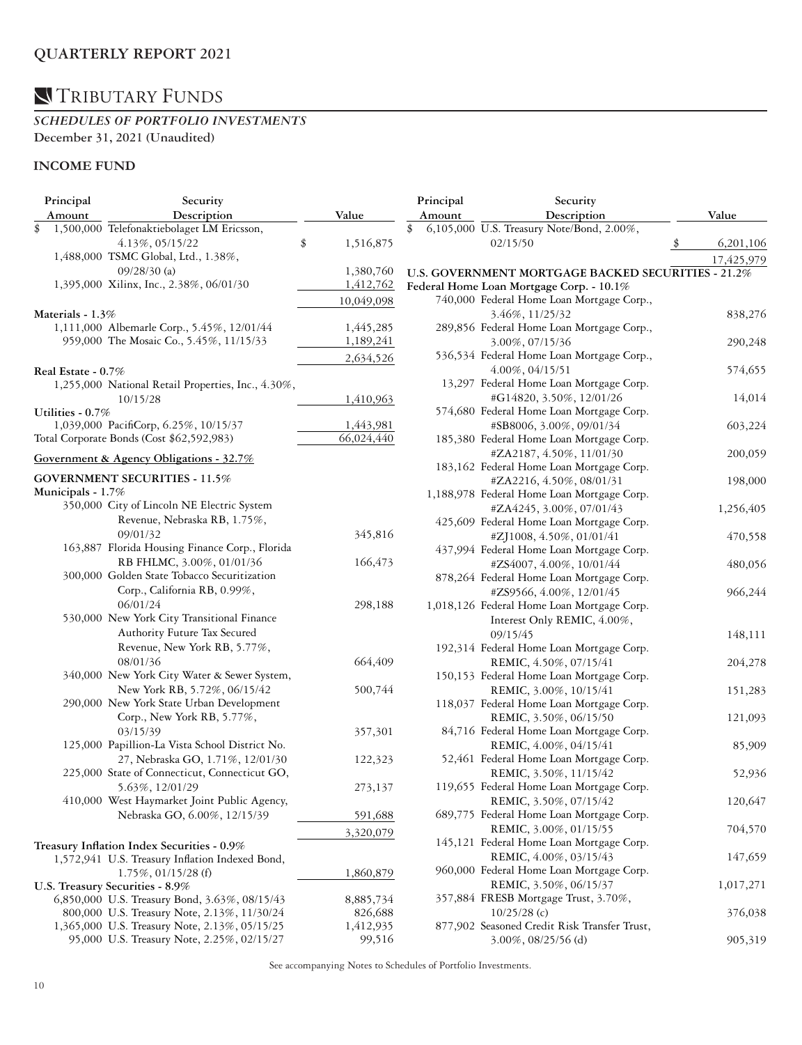# QUARTERLY REPORT 2021

# TRIBUTARY FUNDS

## *SCHEDULES OF PORTFOLIO INVESTMENTS*

**December 31, 2021 (Unaudited)**

### INCOME FUND

| Principal Amount | Security Description | Value |
|---|---|---|
| $ 1,500,000 | Telefonaktiebolaget LM Ericsson, 4.13%, 05/15/22 | $ 1,516,875 |
| 1,488,000 | TSMC Global, Ltd., 1.38%, 09/28/30 (a) | 1,380,760 |
| 1,395,000 | Xilinx, Inc., 2.38%, 06/01/30 | 1,412,762 |
| | | 10,049,098 |
| **Materials - 1.3%** | | |
| 1,111,000 | Albemarle Corp., 5.45%, 12/01/44 | 1,445,285 |
| 959,000 | The Mosaic Co., 5.45%, 11/15/33 | 1,189,241 |
| | | 2,634,526 |
| **Real Estate - 0.7%** | | |
| 1,255,000 | National Retail Properties, Inc., 4.30%, 10/15/28 | 1,410,963 |
| **Utilities - 0.7%** | | |
| 1,039,000 | PacifiCorp, 6.25%, 10/15/37 | 1,443,981 |
| Total Corporate Bonds (Cost $62,592,983) | | 66,024,440 |
| **Government & Agency Obligations - 32.7%** | | |
| **GOVERNMENT SECURITIES - 11.5%** | | |
| **Municipals - 1.7%** | | |
| 350,000 | City of Lincoln NE Electric System Revenue, Nebraska RB, 1.75%, 09/01/32 | 345,816 |
| 163,887 | Florida Housing Finance Corp., Florida RB FHLMC, 3.00%, 01/01/36 | 166,473 |
| 300,000 | Golden State Tobacco Securitization Corp., California RB, 0.99%, 06/01/24 | 298,188 |
| 530,000 | New York City Transitional Finance Authority Future Tax Secured Revenue, New York RB, 5.77%, 08/01/36 | 664,409 |
| 340,000 | New York City Water & Sewer System, New York RB, 5.72%, 06/15/42 | 500,744 |
| 290,000 | New York State Urban Development Corp., New York RB, 5.77%, 03/15/39 | 357,301 |
| 125,000 | Papillion-La Vista School District No. 27, Nebraska GO, 1.71%, 12/01/30 | 122,323 |
| 225,000 | State of Connecticut, Connecticut GO, 5.63%, 12/01/29 | 273,137 |
| 410,000 | West Haymarket Joint Public Agency, Nebraska GO, 6.00%, 12/15/39 | 591,688 |
| | | 3,320,079 |
| **Treasury Inflation Index Securities - 0.9%** | | |
| 1,572,941 | U.S. Treasury Inflation Indexed Bond, 1.75%, 01/15/28 (f) | 1,860,879 |
| **U.S. Treasury Securities - 8.9%** | | |
| 6,850,000 | U.S. Treasury Bond, 3.63%, 08/15/43 | 8,885,734 |
| 800,000 | U.S. Treasury Note, 2.13%, 11/30/24 | 826,688 |
| 1,365,000 | U.S. Treasury Note, 2.13%, 05/15/25 | 1,412,935 |
| 95,000 | U.S. Treasury Note, 2.25%, 02/15/27 | 99,516 |
| $ 6,105,000 | U.S. Treasury Note/Bond, 2.00%, 02/15/50 | $ 6,201,106 |
| | | 17,425,979 |
| **U.S. GOVERNMENT MORTGAGE BACKED SECURITIES - 21.2%** | | |
| **Federal Home Loan Mortgage Corp. - 10.1%** | | |
| 740,000 | Federal Home Loan Mortgage Corp., 3.46%, 11/25/32 | 838,276 |
| 289,856 | Federal Home Loan Mortgage Corp., 3.00%, 07/15/36 | 290,248 |
| 536,534 | Federal Home Loan Mortgage Corp., 4.00%, 04/15/51 | 574,655 |
| 13,297 | Federal Home Loan Mortgage Corp. #G14820, 3.50%, 12/01/26 | 14,014 |
| 574,680 | Federal Home Loan Mortgage Corp. #SB8006, 3.00%, 09/01/34 | 603,224 |
| 185,380 | Federal Home Loan Mortgage Corp. #ZA2187, 4.50%, 11/01/30 | 200,059 |
| 183,162 | Federal Home Loan Mortgage Corp. #ZA2216, 4.50%, 08/01/31 | 198,000 |
| 1,188,978 | Federal Home Loan Mortgage Corp. #ZA4245, 3.00%, 07/01/43 | 1,256,405 |
| 425,609 | Federal Home Loan Mortgage Corp. #ZJ1008, 4.50%, 01/01/41 | 470,558 |
| 437,994 | Federal Home Loan Mortgage Corp. #ZS4007, 4.00%, 10/01/44 | 480,056 |
| 878,264 | Federal Home Loan Mortgage Corp. #ZS9566, 4.00%, 12/01/45 | 966,244 |
| 1,018,126 | Federal Home Loan Mortgage Corp. Interest Only REMIC, 4.00%, 09/15/45 | 148,111 |
| 192,314 | Federal Home Loan Mortgage Corp. REMIC, 4.50%, 07/15/41 | 204,278 |
| 150,153 | Federal Home Loan Mortgage Corp. REMIC, 3.00%, 10/15/41 | 151,283 |
| 118,037 | Federal Home Loan Mortgage Corp. REMIC, 3.50%, 06/15/50 | 121,093 |
| 84,716 | Federal Home Loan Mortgage Corp. REMIC, 4.00%, 04/15/41 | 85,909 |
| 52,461 | Federal Home Loan Mortgage Corp. REMIC, 3.50%, 11/15/42 | 52,936 |
| 119,655 | Federal Home Loan Mortgage Corp. REMIC, 3.50%, 07/15/42 | 120,647 |
| 689,775 | Federal Home Loan Mortgage Corp. REMIC, 3.00%, 01/15/55 | 704,570 |
| 145,121 | Federal Home Loan Mortgage Corp. REMIC, 4.00%, 03/15/43 | 147,659 |
| 960,000 | Federal Home Loan Mortgage Corp. REMIC, 3.50%, 06/15/37 | 1,017,271 |
| 357,884 | FRESB Mortgage Trust, 3.70%, 10/25/28 (c) | 376,038 |
| 877,902 | Seasoned Credit Risk Transfer Trust, 3.00%, 08/25/56 (d) | 905,319 |

See accompanying Notes to Schedules of Portfolio Investments.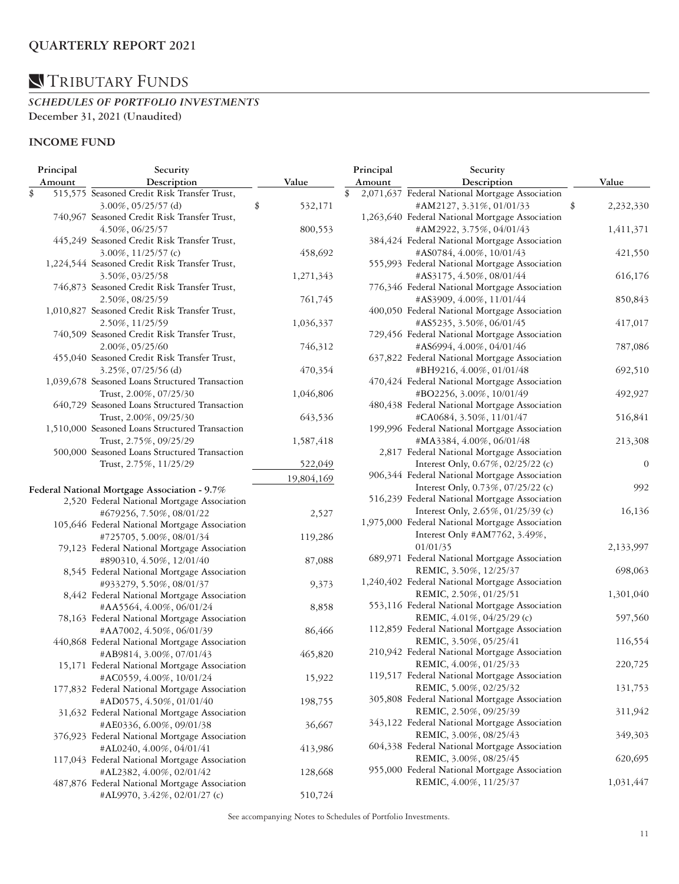## QUARTERLY REPORT 2021

# TRIBUTARY FUNDS

### *SCHEDULES OF PORTFOLIO INVESTMENTS*

**December 31, 2021 (Unaudited)**

### INCOME FUND

| Principal Amount | Security Description | Value |
|---|---|---|
| $ 515,575 | Seasoned Credit Risk Transfer Trust, 3.00%, 05/25/57 (d) | $ 532,171 |
| 740,967 | Seasoned Credit Risk Transfer Trust, 4.50%, 06/25/57 | 800,553 |
| 445,249 | Seasoned Credit Risk Transfer Trust, 3.00%, 11/25/57 (c) | 458,692 |
| 1,224,544 | Seasoned Credit Risk Transfer Trust, 3.50%, 03/25/58 | 1,271,343 |
| 746,873 | Seasoned Credit Risk Transfer Trust, 2.50%, 08/25/59 | 761,745 |
| 1,010,827 | Seasoned Credit Risk Transfer Trust, 2.50%, 11/25/59 | 1,036,337 |
| 740,509 | Seasoned Credit Risk Transfer Trust, 2.00%, 05/25/60 | 746,312 |
| 455,040 | Seasoned Credit Risk Transfer Trust, 3.25%, 07/25/56 (d) | 470,354 |
| 1,039,678 | Seasoned Loans Structured Transaction Trust, 2.00%, 07/25/30 | 1,046,806 |
| 640,729 | Seasoned Loans Structured Transaction Trust, 2.00%, 09/25/30 | 643,536 |
| 1,510,000 | Seasoned Loans Structured Transaction Trust, 2.75%, 09/25/29 | 1,587,418 |
| 500,000 | Seasoned Loans Structured Transaction Trust, 2.75%, 11/25/29 | 522,049 |
| | | 19,804,169 |
| **Federal National Mortgage Association - 9.7%** | | |
| 2,520 | Federal National Mortgage Association #679256, 7.50%, 08/01/22 | 2,527 |
| 105,646 | Federal National Mortgage Association #725705, 5.00%, 08/01/34 | 119,286 |
| 79,123 | Federal National Mortgage Association #890310, 4.50%, 12/01/40 | 87,088 |
| 8,545 | Federal National Mortgage Association #933279, 5.50%, 08/01/37 | 9,373 |
| 8,442 | Federal National Mortgage Association #AA5564, 4.00%, 06/01/24 | 8,858 |
| 78,163 | Federal National Mortgage Association #AA7002, 4.50%, 06/01/39 | 86,466 |
| 440,868 | Federal National Mortgage Association #AB9814, 3.00%, 07/01/43 | 465,820 |
| 15,171 | Federal National Mortgage Association #AC0559, 4.00%, 10/01/24 | 15,922 |
| 177,832 | Federal National Mortgage Association #AD0575, 4.50%, 01/01/40 | 198,755 |
| 31,632 | Federal National Mortgage Association #AE0336, 6.00%, 09/01/38 | 36,667 |
| 376,923 | Federal National Mortgage Association #AL0240, 4.00%, 04/01/41 | 413,986 |
| 117,043 | Federal National Mortgage Association #AL2382, 4.00%, 02/01/42 | 128,668 |
| 487,876 | Federal National Mortgage Association #AL9970, 3.42%, 02/01/27 (c) | 510,724 |
| $ 2,071,637 | Federal National Mortgage Association #AM2127, 3.31%, 01/01/33 | $ 2,232,330 |
| 1,263,640 | Federal National Mortgage Association #AM2922, 3.75%, 04/01/43 | 1,411,371 |
| 384,424 | Federal National Mortgage Association #AS0784, 4.00%, 10/01/43 | 421,550 |
| 555,993 | Federal National Mortgage Association #AS3175, 4.50%, 08/01/44 | 616,176 |
| 776,346 | Federal National Mortgage Association #AS3909, 4.00%, 11/01/44 | 850,843 |
| 400,050 | Federal National Mortgage Association #AS5235, 3.50%, 06/01/45 | 417,017 |
| 729,456 | Federal National Mortgage Association #AS6994, 4.00%, 04/01/46 | 787,086 |
| 637,822 | Federal National Mortgage Association #BH9216, 4.00%, 01/01/48 | 692,510 |
| 470,424 | Federal National Mortgage Association #BO2256, 3.00%, 10/01/49 | 492,927 |
| 480,438 | Federal National Mortgage Association #CA0684, 3.50%, 11/01/47 | 516,841 |
| 199,996 | Federal National Mortgage Association #MA3384, 4.00%, 06/01/48 | 213,308 |
| 2,817 | Federal National Mortgage Association Interest Only, 0.67%, 02/25/22 (c) | 0 |
| 906,344 | Federal National Mortgage Association Interest Only, 0.73%, 07/25/22 (c) | 992 |
| 516,239 | Federal National Mortgage Association Interest Only, 2.65%, 01/25/39 (c) | 16,136 |
| 1,975,000 | Federal National Mortgage Association Interest Only #AM7762, 3.49%, 01/01/35 | 2,133,997 |
| 689,971 | Federal National Mortgage Association REMIC, 3.50%, 12/25/37 | 698,063 |
| 1,240,402 | Federal National Mortgage Association REMIC, 2.50%, 01/25/51 | 1,301,040 |
| 553,116 | Federal National Mortgage Association REMIC, 4.01%, 04/25/29 (c) | 597,560 |
| 112,859 | Federal National Mortgage Association REMIC, 3.50%, 05/25/41 | 116,554 |
| 210,942 | Federal National Mortgage Association REMIC, 4.00%, 01/25/33 | 220,725 |
| 119,517 | Federal National Mortgage Association REMIC, 5.00%, 02/25/32 | 131,753 |
| 305,808 | Federal National Mortgage Association REMIC, 2.50%, 09/25/39 | 311,942 |
| 343,122 | Federal National Mortgage Association REMIC, 3.00%, 08/25/43 | 349,303 |
| 604,338 | Federal National Mortgage Association REMIC, 3.00%, 08/25/45 | 620,695 |
| 955,000 | Federal National Mortgage Association REMIC, 4.00%, 11/25/37 | 1,031,447 |

See accompanying Notes to Schedules of Portfolio Investments.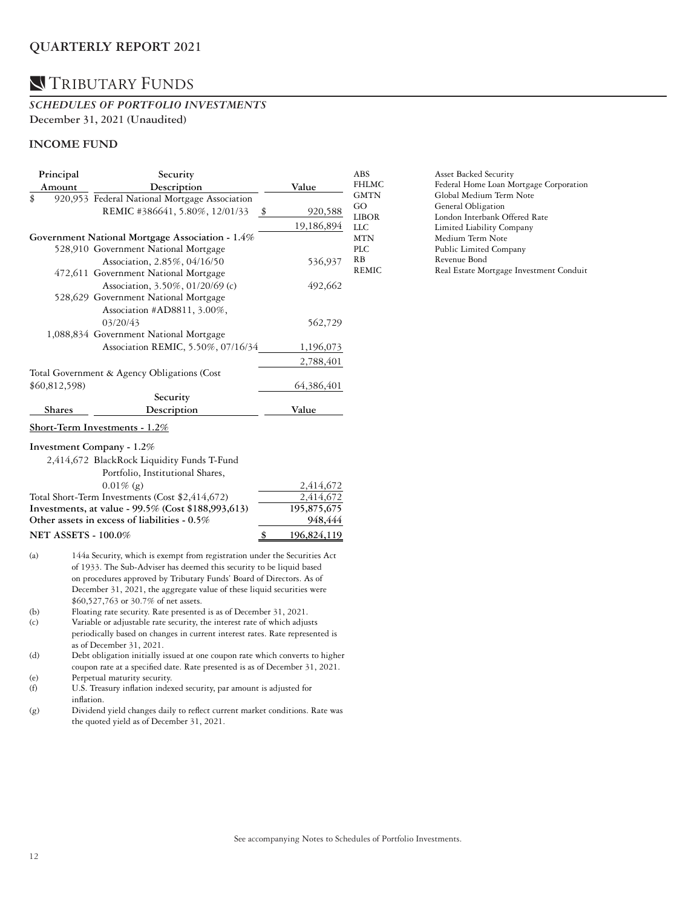## Tributary Funds

### *SCHEDULES OF PORTFOLIO INVESTMENTS*

**December 31, 2021 (Unaudited)**

### INCOME FUND

| Principal Amount | Security Description | Value |
|---|---|---|
| $ 920,953 | Federal National Mortgage Association REMIC #386641, 5.80%, 12/01/33 | $ 920,588 |
| | | 19,186,894 |
| **Government National Mortgage Association - 1.4%** | | |
| 528,910 | Government National Mortgage Association, 2.85%, 04/16/50 | 536,937 |
| 472,611 | Government National Mortgage Association, 3.50%, 01/20/69 (c) | 492,662 |
| 528,629 | Government National Mortgage Association #AD8811, 3.00%, 03/20/43 | 562,729 |
| 1,088,834 | Government National Mortgage Association REMIC, 5.50%, 07/16/34 | 1,196,073 |
| | | 2,788,401 |
| Total Government & Agency Obligations (Cost $60,812,598) | | 64,386,401 |

| Shares | Security Description | Value |
|---|---|---|
| **Short-Term Investments - 1.2%** | | |
| **Investment Company - 1.2%** | | |
| 2,414,672 | BlackRock Liquidity Funds T-Fund Portfolio, Institutional Shares, 0.01% (g) | 2,414,672 |
| Total Short-Term Investments (Cost $2,414,672) | | 2,414,672 |
| **Investments, at value - 99.5% (Cost $188,993,613)** | | **195,875,675** |
| **Other assets in excess of liabilities - 0.5%** | | **948,444** |
| **NET ASSETS - 100.0%** | | **$ 196,824,119** |

(a) 144a Security, which is exempt from registration under the Securities Act of 1933. The Sub-Adviser has deemed this security to be liquid based on procedures approved by Tributary Funds' Board of Directors. As of December 31, 2021, the aggregate value of these liquid securities were $60,527,763 or 30.7% of net assets.

(b) Floating rate security. Rate presented is as of December 31, 2021.

(c) Variable or adjustable rate security, the interest rate of which adjusts periodically based on changes in current interest rates. Rate represented is as of December 31, 2021.

(d) Debt obligation initially issued at one coupon rate which converts to higher coupon rate at a specified date. Rate presented is as of December 31, 2021.

(e) Perpetual maturity security.

(f) U.S. Treasury inflation indexed security, par amount is adjusted for inflation.

(g) Dividend yield changes daily to reflect current market conditions. Rate was the quoted yield as of December 31, 2021.

| Abbreviation | Definition |
|---|---|
| ABS | Asset Backed Security |
| FHLMC | Federal Home Loan Mortgage Corporation |
| GMTN | Global Medium Term Note |
| GO | General Obligation |
| LIBOR | London Interbank Offered Rate |
| LLC | Limited Liability Company |
| MTN | Medium Term Note |
| PLC | Public Limited Company |
| RB | Revenue Bond |
| REMIC | Real Estate Mortgage Investment Conduit |

See accompanying Notes to Schedules of Portfolio Investments.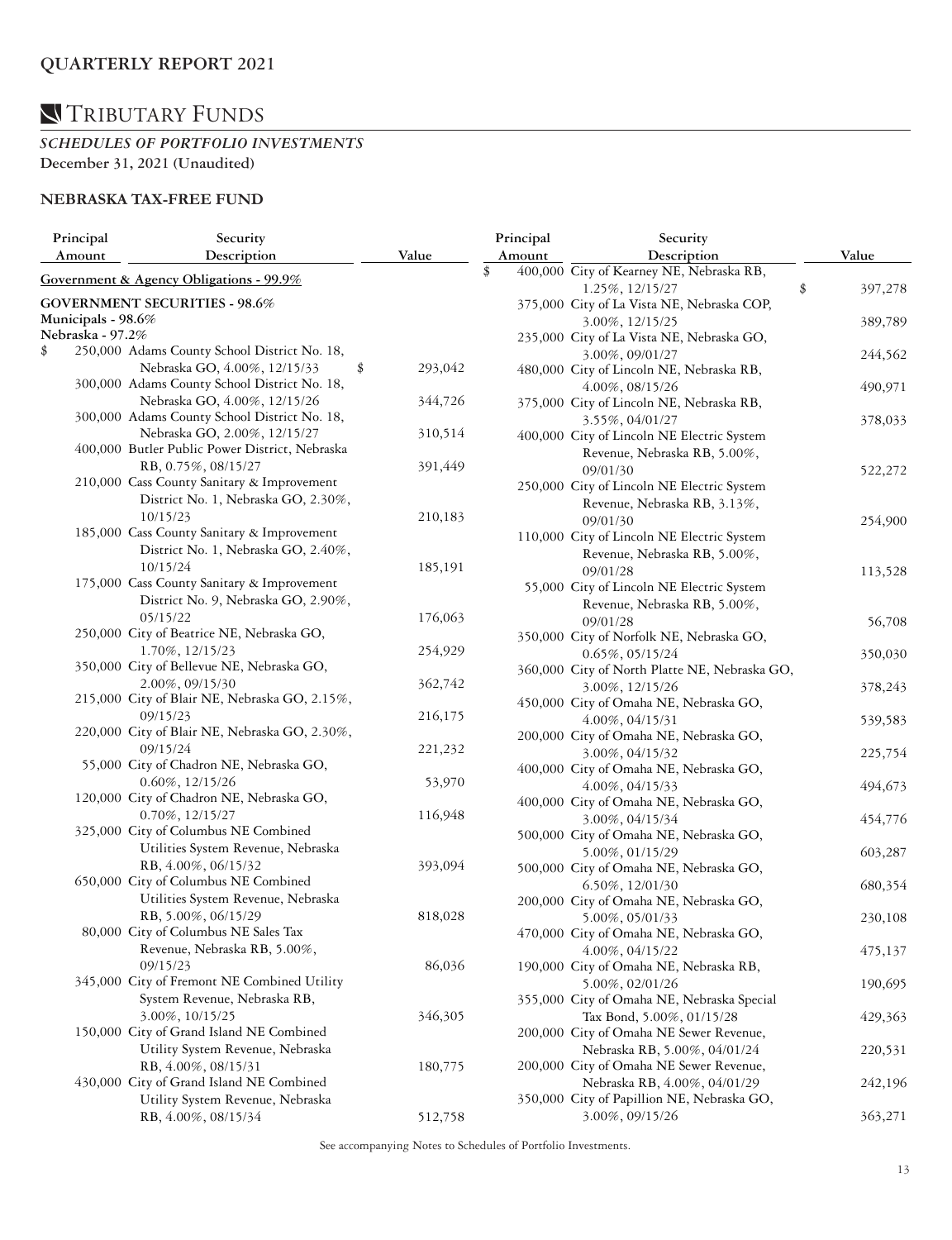# QUARTERLY REPORT 2021

## TRIBUTARY FUNDS

***SCHEDULES OF PORTFOLIO INVESTMENTS***

**December 31, 2021 (Unaudited)**

### NEBRASKA TAX-FREE FUND

| Principal Amount | Security Description | Value |
|---|---|---|
| | **Government & Agency Obligations - 99.9%** | |
| | **GOVERNMENT SECURITIES - 98.6%** | |
| | **Municipals - 98.6%** | |
| | **Nebraska - 97.2%** | |
| $ 250,000 | Adams County School District No. 18, Nebraska GO, 4.00%, 12/15/33 | $ 293,042 |
| 300,000 | Adams County School District No. 18, Nebraska GO, 4.00%, 12/15/26 | 344,726 |
| 300,000 | Adams County School District No. 18, Nebraska GO, 2.00%, 12/15/27 | 310,514 |
| 400,000 | Butler Public Power District, Nebraska RB, 0.75%, 08/15/27 | 391,449 |
| 210,000 | Cass County Sanitary & Improvement District No. 1, Nebraska GO, 2.30%, 10/15/23 | 210,183 |
| 185,000 | Cass County Sanitary & Improvement District No. 1, Nebraska GO, 2.40%, 10/15/24 | 185,191 |
| 175,000 | Cass County Sanitary & Improvement District No. 9, Nebraska GO, 2.90%, 05/15/22 | 176,063 |
| 250,000 | City of Beatrice NE, Nebraska GO, 1.70%, 12/15/23 | 254,929 |
| 350,000 | City of Bellevue NE, Nebraska GO, 2.00%, 09/15/30 | 362,742 |
| 215,000 | City of Blair NE, Nebraska GO, 2.15%, 09/15/23 | 216,175 |
| 220,000 | City of Blair NE, Nebraska GO, 2.30%, 09/15/24 | 221,232 |
| 55,000 | City of Chadron NE, Nebraska GO, 0.60%, 12/15/26 | 53,970 |
| 120,000 | City of Chadron NE, Nebraska GO, 0.70%, 12/15/27 | 116,948 |
| 325,000 | City of Columbus NE Combined Utilities System Revenue, Nebraska RB, 4.00%, 06/15/32 | 393,094 |
| 650,000 | City of Columbus NE Combined Utilities System Revenue, Nebraska RB, 5.00%, 06/15/29 | 818,028 |
| 80,000 | City of Columbus NE Sales Tax Revenue, Nebraska RB, 5.00%, 09/15/23 | 86,036 |
| 345,000 | City of Fremont NE Combined Utility System Revenue, Nebraska RB, 3.00%, 10/15/25 | 346,305 |
| 150,000 | City of Grand Island NE Combined Utility System Revenue, Nebraska RB, 4.00%, 08/15/31 | 180,775 |
| 430,000 | City of Grand Island NE Combined Utility System Revenue, Nebraska RB, 4.00%, 08/15/34 | 512,758 |
| $ 400,000 | City of Kearney NE, Nebraska RB, 1.25%, 12/15/27 | $ 397,278 |
| 375,000 | City of La Vista NE, Nebraska COP, 3.00%, 12/15/25 | 389,789 |
| 235,000 | City of La Vista NE, Nebraska GO, 3.00%, 09/01/27 | 244,562 |
| 480,000 | City of Lincoln NE, Nebraska RB, 4.00%, 08/15/26 | 490,971 |
| 375,000 | City of Lincoln NE, Nebraska RB, 3.55%, 04/01/27 | 378,033 |
| 400,000 | City of Lincoln NE Electric System Revenue, Nebraska RB, 5.00%, 09/01/30 | 522,272 |
| 250,000 | City of Lincoln NE Electric System Revenue, Nebraska RB, 3.13%, 09/01/30 | 254,900 |
| 110,000 | City of Lincoln NE Electric System Revenue, Nebraska RB, 5.00%, 09/01/28 | 113,528 |
| 55,000 | City of Lincoln NE Electric System Revenue, Nebraska RB, 5.00%, 09/01/28 | 56,708 |
| 350,000 | City of Norfolk NE, Nebraska GO, 0.65%, 05/15/24 | 350,030 |
| 360,000 | City of North Platte NE, Nebraska GO, 3.00%, 12/15/26 | 378,243 |
| 450,000 | City of Omaha NE, Nebraska GO, 4.00%, 04/15/31 | 539,583 |
| 200,000 | City of Omaha NE, Nebraska GO, 3.00%, 04/15/32 | 225,754 |
| 400,000 | City of Omaha NE, Nebraska GO, 4.00%, 04/15/33 | 494,673 |
| 400,000 | City of Omaha NE, Nebraska GO, 3.00%, 04/15/34 | 454,776 |
| 500,000 | City of Omaha NE, Nebraska GO, 5.00%, 01/15/29 | 603,287 |
| 500,000 | City of Omaha NE, Nebraska GO, 6.50%, 12/01/30 | 680,354 |
| 200,000 | City of Omaha NE, Nebraska GO, 5.00%, 05/01/33 | 230,108 |
| 470,000 | City of Omaha NE, Nebraska GO, 4.00%, 04/15/22 | 475,137 |
| 190,000 | City of Omaha NE, Nebraska RB, 5.00%, 02/01/26 | 190,695 |
| 355,000 | City of Omaha NE, Nebraska Special Tax Bond, 5.00%, 01/15/28 | 429,363 |
| 200,000 | City of Omaha NE Sewer Revenue, Nebraska RB, 5.00%, 04/01/24 | 220,531 |
| 200,000 | City of Omaha NE Sewer Revenue, Nebraska RB, 4.00%, 04/01/29 | 242,196 |
| 350,000 | City of Papillion NE, Nebraska GO, 3.00%, 09/15/26 | 363,271 |

See accompanying Notes to Schedules of Portfolio Investments.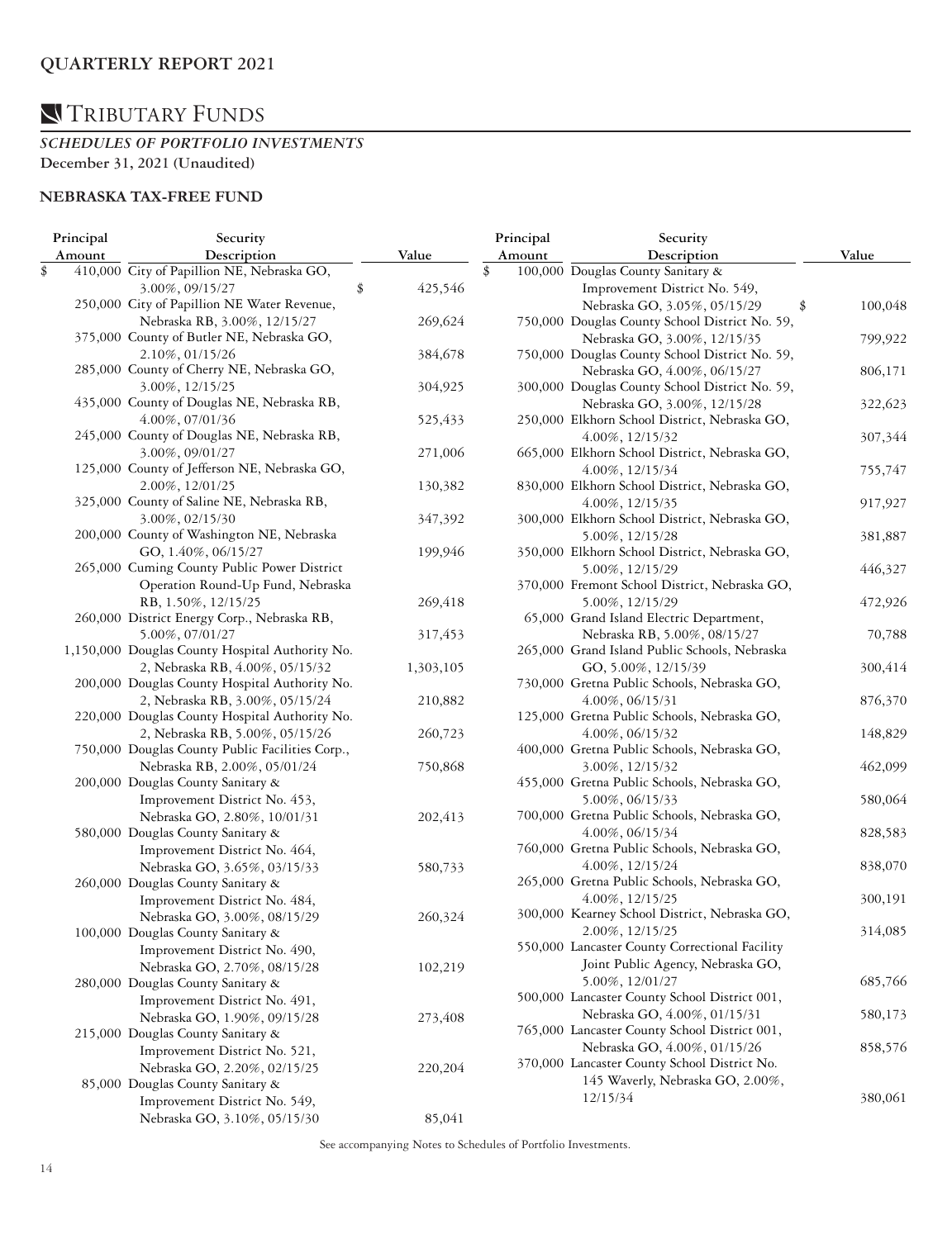# QUARTERLY REPORT 2021

## TRIBUTARY FUNDS

### *SCHEDULES OF PORTFOLIO INVESTMENTS*

**December 31, 2021 (Unaudited)**

### NEBRASKA TAX-FREE FUND

| Principal Amount | Security Description | Value |
|---|---|---|
| $ 410,000 | City of Papillion NE, Nebraska GO, 3.00%, 09/15/27 | $ 425,546 |
| 250,000 | City of Papillion NE Water Revenue, Nebraska RB, 3.00%, 12/15/27 | 269,624 |
| 375,000 | County of Butler NE, Nebraska GO, 2.10%, 01/15/26 | 384,678 |
| 285,000 | County of Cherry NE, Nebraska GO, 3.00%, 12/15/25 | 304,925 |
| 435,000 | County of Douglas NE, Nebraska RB, 4.00%, 07/01/36 | 525,433 |
| 245,000 | County of Douglas NE, Nebraska RB, 3.00%, 09/01/27 | 271,006 |
| 125,000 | County of Jefferson NE, Nebraska GO, 2.00%, 12/01/25 | 130,382 |
| 325,000 | County of Saline NE, Nebraska RB, 3.00%, 02/15/30 | 347,392 |
| 200,000 | County of Washington NE, Nebraska GO, 1.40%, 06/15/27 | 199,946 |
| 265,000 | Cuming County Public Power District Operation Round-Up Fund, Nebraska RB, 1.50%, 12/15/25 | 269,418 |
| 260,000 | District Energy Corp., Nebraska RB, 5.00%, 07/01/27 | 317,453 |
| 1,150,000 | Douglas County Hospital Authority No. 2, Nebraska RB, 4.00%, 05/15/32 | 1,303,105 |
| 200,000 | Douglas County Hospital Authority No. 2, Nebraska RB, 3.00%, 05/15/24 | 210,882 |
| 220,000 | Douglas County Hospital Authority No. 2, Nebraska RB, 5.00%, 05/15/26 | 260,723 |
| 750,000 | Douglas County Public Facilities Corp., Nebraska RB, 2.00%, 05/01/24 | 750,868 |
| 200,000 | Douglas County Sanitary & Improvement District No. 453, Nebraska GO, 2.80%, 10/01/31 | 202,413 |
| 580,000 | Douglas County Sanitary & Improvement District No. 464, Nebraska GO, 3.65%, 03/15/33 | 580,733 |
| 260,000 | Douglas County Sanitary & Improvement District No. 484, Nebraska GO, 3.00%, 08/15/29 | 260,324 |
| 100,000 | Douglas County Sanitary & Improvement District No. 490, Nebraska GO, 2.70%, 08/15/28 | 102,219 |
| 280,000 | Douglas County Sanitary & Improvement District No. 491, Nebraska GO, 1.90%, 09/15/28 | 273,408 |
| 215,000 | Douglas County Sanitary & Improvement District No. 521, Nebraska GO, 2.20%, 02/15/25 | 220,204 |
| 85,000 | Douglas County Sanitary & Improvement District No. 549, Nebraska GO, 3.10%, 05/15/30 | 85,041 |
| $ 100,000 | Douglas County Sanitary & Improvement District No. 549, Nebraska GO, 3.05%, 05/15/29 | $ 100,048 |
| 750,000 | Douglas County School District No. 59, Nebraska GO, 3.00%, 12/15/35 | 799,922 |
| 750,000 | Douglas County School District No. 59, Nebraska GO, 4.00%, 06/15/27 | 806,171 |
| 300,000 | Douglas County School District No. 59, Nebraska GO, 3.00%, 12/15/28 | 322,623 |
| 250,000 | Elkhorn School District, Nebraska GO, 4.00%, 12/15/32 | 307,344 |
| 665,000 | Elkhorn School District, Nebraska GO, 4.00%, 12/15/34 | 755,747 |
| 830,000 | Elkhorn School District, Nebraska GO, 4.00%, 12/15/35 | 917,927 |
| 300,000 | Elkhorn School District, Nebraska GO, 5.00%, 12/15/28 | 381,887 |
| 350,000 | Elkhorn School District, Nebraska GO, 5.00%, 12/15/29 | 446,327 |
| 370,000 | Fremont School District, Nebraska GO, 5.00%, 12/15/29 | 472,926 |
| 65,000 | Grand Island Electric Department, Nebraska RB, 5.00%, 08/15/27 | 70,788 |
| 265,000 | Grand Island Public Schools, Nebraska GO, 5.00%, 12/15/39 | 300,414 |
| 730,000 | Gretna Public Schools, Nebraska GO, 4.00%, 06/15/31 | 876,370 |
| 125,000 | Gretna Public Schools, Nebraska GO, 4.00%, 06/15/32 | 148,829 |
| 400,000 | Gretna Public Schools, Nebraska GO, 3.00%, 12/15/32 | 462,099 |
| 455,000 | Gretna Public Schools, Nebraska GO, 5.00%, 06/15/33 | 580,064 |
| 700,000 | Gretna Public Schools, Nebraska GO, 4.00%, 06/15/34 | 828,583 |
| 760,000 | Gretna Public Schools, Nebraska GO, 4.00%, 12/15/24 | 838,070 |
| 265,000 | Gretna Public Schools, Nebraska GO, 4.00%, 12/15/25 | 300,191 |
| 300,000 | Kearney School District, Nebraska GO, 2.00%, 12/15/25 | 314,085 |
| 550,000 | Lancaster County Correctional Facility Joint Public Agency, Nebraska GO, 5.00%, 12/01/27 | 685,766 |
| 500,000 | Lancaster County School District 001, Nebraska GO, 4.00%, 01/15/31 | 580,173 |
| 765,000 | Lancaster County School District 001, Nebraska GO, 4.00%, 01/15/26 | 858,576 |
| 370,000 | Lancaster County School District No. 145 Waverly, Nebraska GO, 2.00%, 12/15/34 | 380,061 |

See accompanying Notes to Schedules of Portfolio Investments.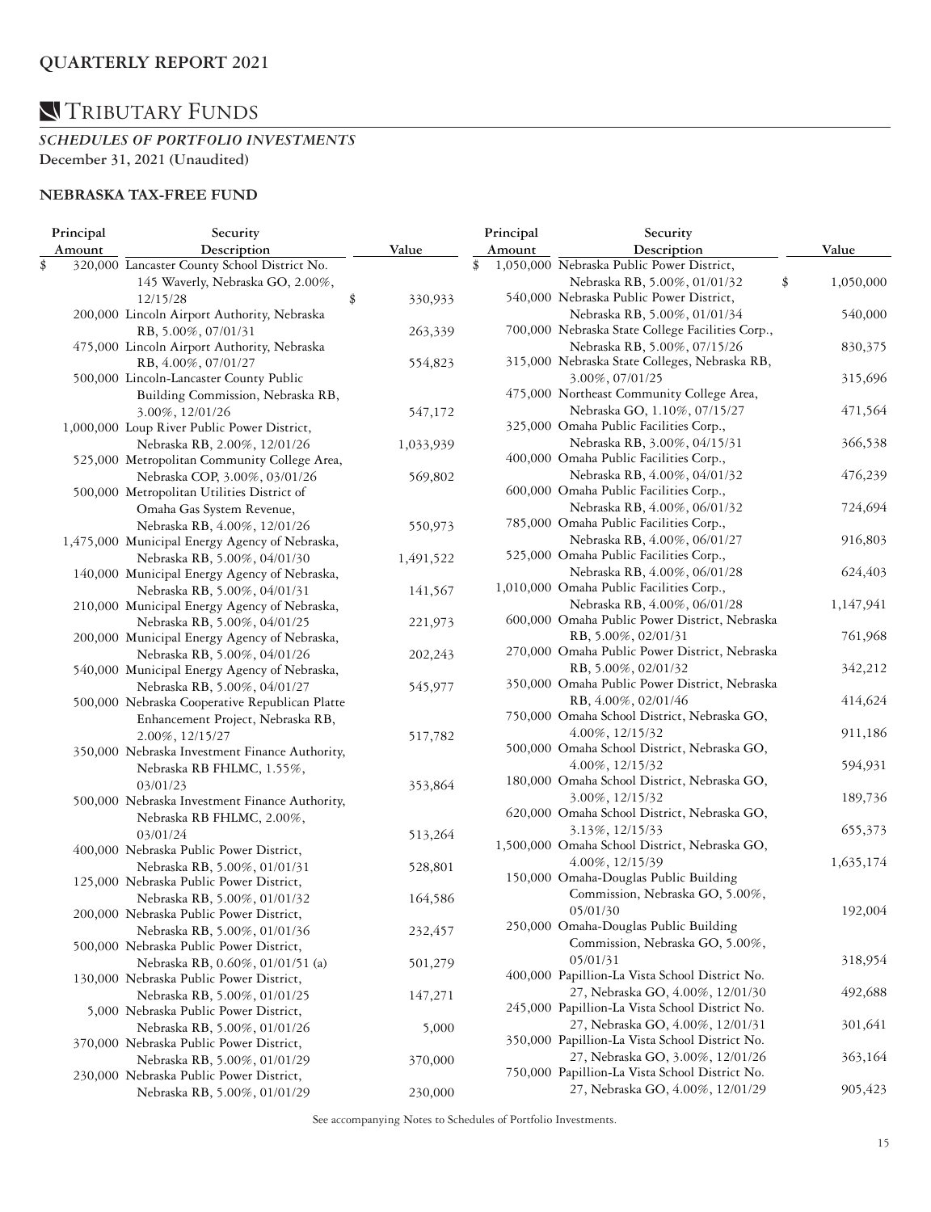# TRIBUTARY FUNDS

## *SCHEDULES OF PORTFOLIO INVESTMENTS*

**December 31, 2021 (Unaudited)**

### NEBRASKA TAX-FREE FUND

| Principal Amount | Security Description | Value |
|---|---|---|
| $ 320,000 | Lancaster County School District No. 145 Waverly, Nebraska GO, 2.00%, 12/15/28 | $ 330,933 |
| 200,000 | Lincoln Airport Authority, Nebraska RB, 5.00%, 07/01/31 | 263,339 |
| 475,000 | Lincoln Airport Authority, Nebraska RB, 4.00%, 07/01/27 | 554,823 |
| 500,000 | Lincoln-Lancaster County Public Building Commission, Nebraska RB, 3.00%, 12/01/26 | 547,172 |
| 1,000,000 | Loup River Public Power District, Nebraska RB, 2.00%, 12/01/26 | 1,033,939 |
| 525,000 | Metropolitan Community College Area, Nebraska COP, 3.00%, 03/01/26 | 569,802 |
| 500,000 | Metropolitan Utilities District of Omaha Gas System Revenue, Nebraska RB, 4.00%, 12/01/26 | 550,973 |
| 1,475,000 | Municipal Energy Agency of Nebraska, Nebraska RB, 5.00%, 04/01/30 | 1,491,522 |
| 140,000 | Municipal Energy Agency of Nebraska, Nebraska RB, 5.00%, 04/01/31 | 141,567 |
| 210,000 | Municipal Energy Agency of Nebraska, Nebraska RB, 5.00%, 04/01/25 | 221,973 |
| 200,000 | Municipal Energy Agency of Nebraska, Nebraska RB, 5.00%, 04/01/26 | 202,243 |
| 540,000 | Municipal Energy Agency of Nebraska, Nebraska RB, 5.00%, 04/01/27 | 545,977 |
| 500,000 | Nebraska Cooperative Republican Platte Enhancement Project, Nebraska RB, 2.00%, 12/15/27 | 517,782 |
| 350,000 | Nebraska Investment Finance Authority, Nebraska RB FHLMC, 1.55%, 03/01/23 | 353,864 |
| 500,000 | Nebraska Investment Finance Authority, Nebraska RB FHLMC, 2.00%, 03/01/24 | 513,264 |
| 400,000 | Nebraska Public Power District, Nebraska RB, 5.00%, 01/01/31 | 528,801 |
| 125,000 | Nebraska Public Power District, Nebraska RB, 5.00%, 01/01/32 | 164,586 |
| 200,000 | Nebraska Public Power District, Nebraska RB, 5.00%, 01/01/36 | 232,457 |
| 500,000 | Nebraska Public Power District, Nebraska RB, 0.60%, 01/01/51 (a) | 501,279 |
| 130,000 | Nebraska Public Power District, Nebraska RB, 5.00%, 01/01/25 | 147,271 |
| 5,000 | Nebraska Public Power District, Nebraska RB, 5.00%, 01/01/26 | 5,000 |
| 370,000 | Nebraska Public Power District, Nebraska RB, 5.00%, 01/01/29 | 370,000 |
| 230,000 | Nebraska Public Power District, Nebraska RB, 5.00%, 01/01/29 | 230,000 |
| $ 1,050,000 | Nebraska Public Power District, Nebraska RB, 5.00%, 01/01/32 | $ 1,050,000 |
| 540,000 | Nebraska Public Power District, Nebraska RB, 5.00%, 01/01/34 | 540,000 |
| 700,000 | Nebraska State College Facilities Corp., Nebraska RB, 5.00%, 07/15/26 | 830,375 |
| 315,000 | Nebraska State Colleges, Nebraska RB, 3.00%, 07/01/25 | 315,696 |
| 475,000 | Northeast Community College Area, Nebraska GO, 1.10%, 07/15/27 | 471,564 |
| 325,000 | Omaha Public Facilities Corp., Nebraska RB, 3.00%, 04/15/31 | 366,538 |
| 400,000 | Omaha Public Facilities Corp., Nebraska RB, 4.00%, 04/01/32 | 476,239 |
| 600,000 | Omaha Public Facilities Corp., Nebraska RB, 4.00%, 06/01/32 | 724,694 |
| 785,000 | Omaha Public Facilities Corp., Nebraska RB, 4.00%, 06/01/27 | 916,803 |
| 525,000 | Omaha Public Facilities Corp., Nebraska RB, 4.00%, 06/01/28 | 624,403 |
| 1,010,000 | Omaha Public Facilities Corp., Nebraska RB, 4.00%, 06/01/28 | 1,147,941 |
| 600,000 | Omaha Public Power District, Nebraska RB, 5.00%, 02/01/31 | 761,968 |
| 270,000 | Omaha Public Power District, Nebraska RB, 5.00%, 02/01/32 | 342,212 |
| 350,000 | Omaha Public Power District, Nebraska RB, 4.00%, 02/01/46 | 414,624 |
| 750,000 | Omaha School District, Nebraska GO, 4.00%, 12/15/32 | 911,186 |
| 500,000 | Omaha School District, Nebraska GO, 4.00%, 12/15/32 | 594,931 |
| 180,000 | Omaha School District, Nebraska GO, 3.00%, 12/15/32 | 189,736 |
| 620,000 | Omaha School District, Nebraska GO, 3.13%, 12/15/33 | 655,373 |
| 1,500,000 | Omaha School District, Nebraska GO, 4.00%, 12/15/39 | 1,635,174 |
| 150,000 | Omaha-Douglas Public Building Commission, Nebraska GO, 5.00%, 05/01/30 | 192,004 |
| 250,000 | Omaha-Douglas Public Building Commission, Nebraska GO, 5.00%, 05/01/31 | 318,954 |
| 400,000 | Papillion-La Vista School District No. 27, Nebraska GO, 4.00%, 12/01/30 | 492,688 |
| 245,000 | Papillion-La Vista School District No. 27, Nebraska GO, 4.00%, 12/01/31 | 301,641 |
| 350,000 | Papillion-La Vista School District No. 27, Nebraska GO, 3.00%, 12/01/26 | 363,164 |
| 750,000 | Papillion-La Vista School District No. 27, Nebraska GO, 4.00%, 12/01/29 | 905,423 |

See accompanying Notes to Schedules of Portfolio Investments.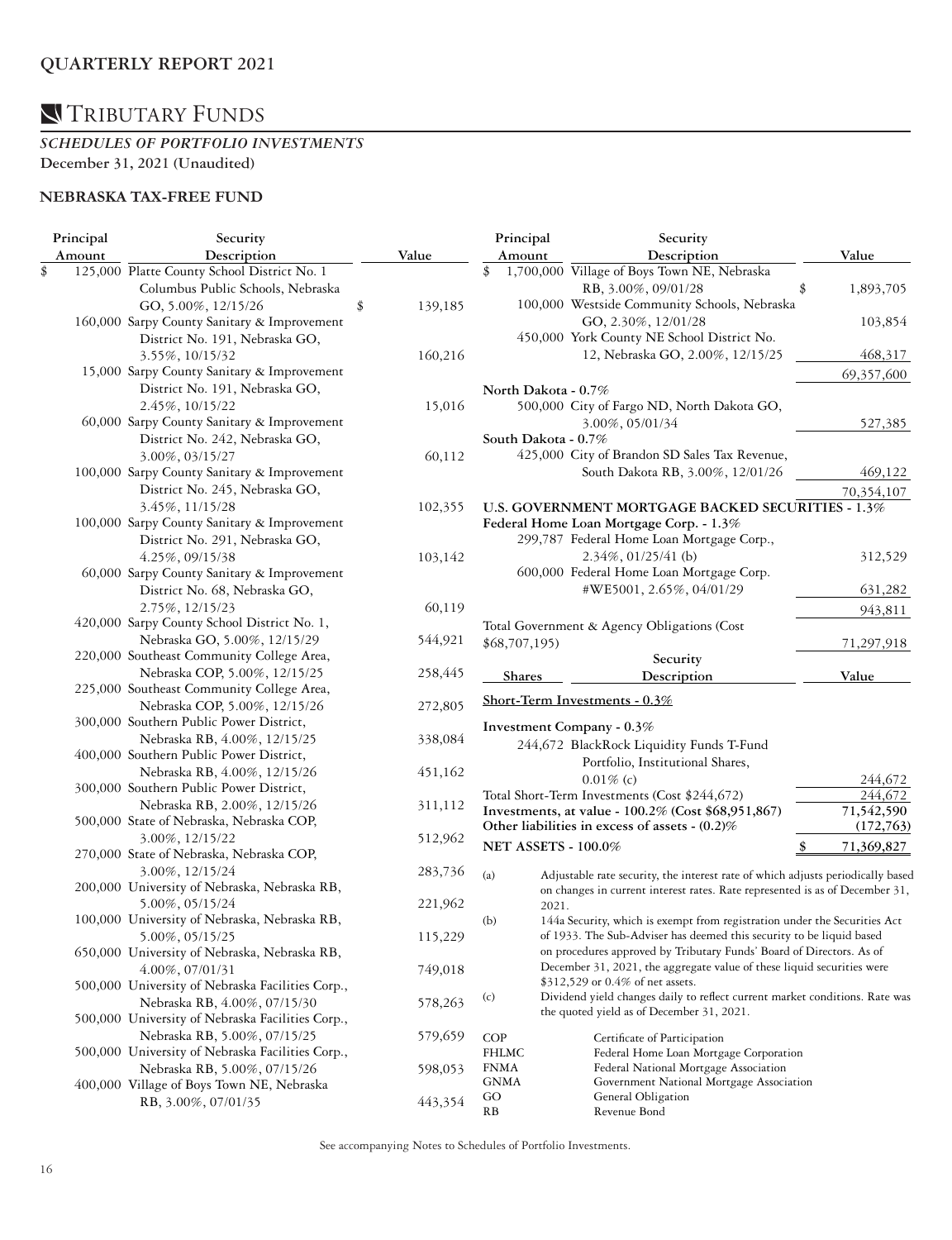## QUARTERLY REPORT 2021

# TRIBUTARY FUNDS

***SCHEDULES OF PORTFOLIO INVESTMENTS***
**December 31, 2021 (Unaudited)**

### NEBRASKA TAX-FREE FUND

| Principal Amount | Security Description | Value |
|---|---|---|
| $ 125,000 | Platte County School District No. 1 Columbus Public Schools, Nebraska GO, 5.00%, 12/15/26 | $ 139,185 |
| 160,000 | Sarpy County Sanitary & Improvement District No. 191, Nebraska GO, 3.55%, 10/15/32 | 160,216 |
| 15,000 | Sarpy County Sanitary & Improvement District No. 191, Nebraska GO, 2.45%, 10/15/22 | 15,016 |
| 60,000 | Sarpy County Sanitary & Improvement District No. 242, Nebraska GO, 3.00%, 03/15/27 | 60,112 |
| 100,000 | Sarpy County Sanitary & Improvement District No. 245, Nebraska GO, 3.45%, 11/15/28 | 102,355 |
| 100,000 | Sarpy County Sanitary & Improvement District No. 291, Nebraska GO, 4.25%, 09/15/38 | 103,142 |
| 60,000 | Sarpy County Sanitary & Improvement District No. 68, Nebraska GO, 2.75%, 12/15/23 | 60,119 |
| 420,000 | Sarpy County School District No. 1, Nebraska GO, 5.00%, 12/15/29 | 544,921 |
| 220,000 | Southeast Community College Area, Nebraska COP, 5.00%, 12/15/25 | 258,445 |
| 225,000 | Southeast Community College Area, Nebraska COP, 5.00%, 12/15/26 | 272,805 |
| 300,000 | Southern Public Power District, Nebraska RB, 4.00%, 12/15/25 | 338,084 |
| 400,000 | Southern Public Power District, Nebraska RB, 4.00%, 12/15/26 | 451,162 |
| 300,000 | Southern Public Power District, Nebraska RB, 2.00%, 12/15/26 | 311,112 |
| 500,000 | State of Nebraska, Nebraska COP, 3.00%, 12/15/22 | 512,962 |
| 270,000 | State of Nebraska, Nebraska COP, 3.00%, 12/15/24 | 283,736 |
| 200,000 | University of Nebraska, Nebraska RB, 5.00%, 05/15/24 | 221,962 |
| 100,000 | University of Nebraska, Nebraska RB, 5.00%, 05/15/25 | 115,229 |
| 650,000 | University of Nebraska, Nebraska RB, 4.00%, 07/01/31 | 749,018 |
| 500,000 | University of Nebraska Facilities Corp., Nebraska RB, 4.00%, 07/15/30 | 578,263 |
| 500,000 | University of Nebraska Facilities Corp., Nebraska RB, 5.00%, 07/15/25 | 579,659 |
| 500,000 | University of Nebraska Facilities Corp., Nebraska RB, 5.00%, 07/15/26 | 598,053 |
| 400,000 | Village of Boys Town NE, Nebraska RB, 3.00%, 07/01/35 | 443,354 |
| $ 1,700,000 | Village of Boys Town NE, Nebraska RB, 3.00%, 09/01/28 | $ 1,893,705 |
| 100,000 | Westside Community Schools, Nebraska GO, 2.30%, 12/01/28 | 103,854 |
| 450,000 | York County NE School District No. 12, Nebraska GO, 2.00%, 12/15/25 | 468,317 |
| | | 69,357,600 |
| **North Dakota - 0.7%** | | |
| 500,000 | City of Fargo ND, North Dakota GO, 3.00%, 05/01/34 | 527,385 |
| **South Dakota - 0.7%** | | |
| 425,000 | City of Brandon SD Sales Tax Revenue, South Dakota RB, 3.00%, 12/01/26 | 469,122 |
| | | 70,354,107 |
| **U.S. GOVERNMENT MORTGAGE BACKED SECURITIES - 1.3%** | | |
| **Federal Home Loan Mortgage Corp. - 1.3%** | | |
| 299,787 | Federal Home Loan Mortgage Corp., 2.34%, 01/25/41 (b) | 312,529 |
| 600,000 | Federal Home Loan Mortgage Corp. #WE5001, 2.65%, 04/01/29 | 631,282 |
| | | 943,811 |
| Total Government & Agency Obligations (Cost $68,707,195) | | 71,297,918 |

| Shares | Security Description | Value |
|---|---|---|
| <u>**Short-Term Investments - 0.3%**</u> | | |
| **Investment Company - 0.3%** | | |
| 244,672 | BlackRock Liquidity Funds T-Fund Portfolio, Institutional Shares, 0.01% (c) | 244,672 |
| Total Short-Term Investments (Cost $244,672) | | 244,672 |
| **Investments, at value - 100.2% (Cost $68,951,867)** | | 71,542,590 |
| **Other liabilities in excess of assets - (0.2)%** | | (172,763) |
| **NET ASSETS - 100.0%** | | $ 71,369,827 |

(a) Adjustable rate security, the interest rate of which adjusts periodically based on changes in current interest rates. Rate represented is as of December 31, 2021.

(b) 144a Security, which is exempt from registration under the Securities Act of 1933. The Sub-Adviser has deemed this security to be liquid based on procedures approved by Tributary Funds' Board of Directors. As of December 31, 2021, the aggregate value of these liquid securities were $312,529 or 0.4% of net assets.

(c) Dividend yield changes daily to reflect current market conditions. Rate was the quoted yield as of December 31, 2021.

| | |
|---|---|
| COP | Certificate of Participation |
| FHLMC | Federal Home Loan Mortgage Corporation |
| FNMA | Federal National Mortgage Association |
| GNMA | Government National Mortgage Association |
| GO | General Obligation |
| RB | Revenue Bond |

See accompanying Notes to Schedules of Portfolio Investments.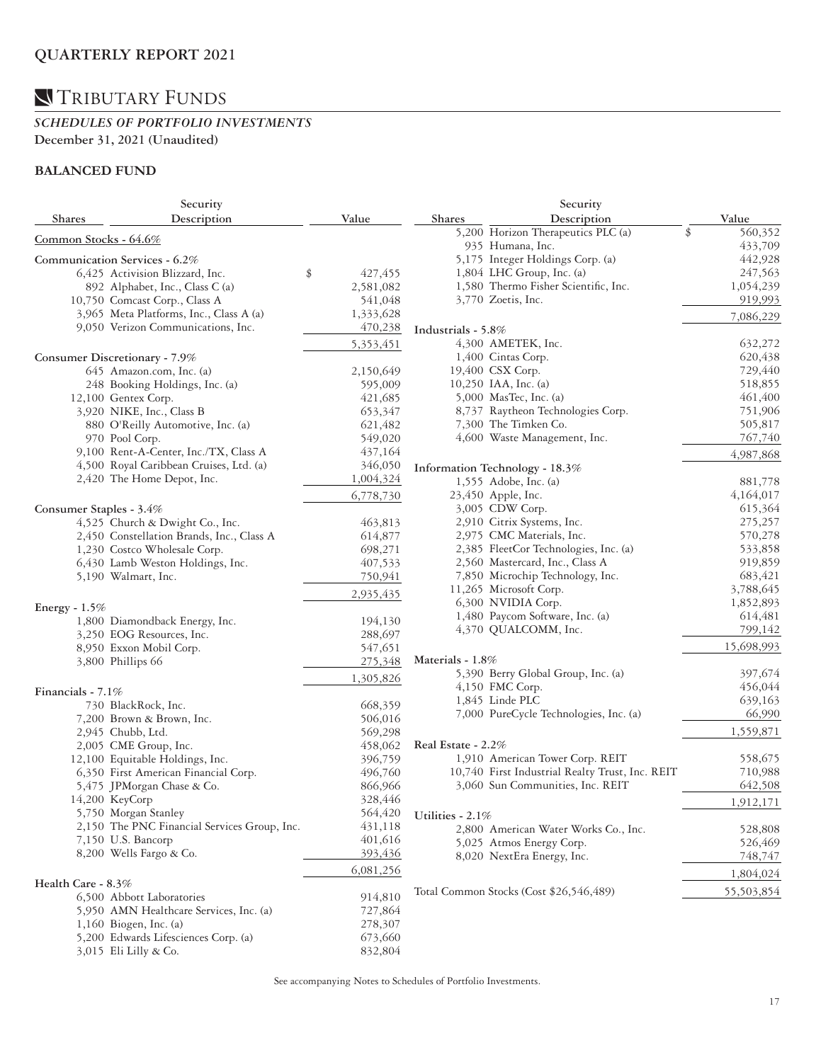## QUARTERLY REPORT 2021

# TRIBUTARY FUNDS

***SCHEDULES OF PORTFOLIO INVESTMENTS***

**December 31, 2021 (Unaudited)**

### BALANCED FUND

| Shares | Security Description | Value |
|---|---|---|
| | Common Stocks - 64.6% | |
| | **Communication Services - 6.2%** | |
| 6,425 | Activision Blizzard, Inc. | $ 427,455 |
| 892 | Alphabet, Inc., Class C (a) | 2,581,082 |
| 10,750 | Comcast Corp., Class A | 541,048 |
| 3,965 | Meta Platforms, Inc., Class A (a) | 1,333,628 |
| 9,050 | Verizon Communications, Inc. | 470,238 |
| | | 5,353,451 |
| | **Consumer Discretionary - 7.9%** | |
| 645 | Amazon.com, Inc. (a) | 2,150,649 |
| 248 | Booking Holdings, Inc. (a) | 595,009 |
| 12,100 | Gentex Corp. | 421,685 |
| 3,920 | NIKE, Inc., Class B | 653,347 |
| 880 | O'Reilly Automotive, Inc. (a) | 621,482 |
| 970 | Pool Corp. | 549,020 |
| 9,100 | Rent-A-Center, Inc./TX, Class A | 437,164 |
| 4,500 | Royal Caribbean Cruises, Ltd. (a) | 346,050 |
| 2,420 | The Home Depot, Inc. | 1,004,324 |
| | | 6,778,730 |
| | **Consumer Staples - 3.4%** | |
| 4,525 | Church & Dwight Co., Inc. | 463,813 |
| 2,450 | Constellation Brands, Inc., Class A | 614,877 |
| 1,230 | Costco Wholesale Corp. | 698,271 |
| 6,430 | Lamb Weston Holdings, Inc. | 407,533 |
| 5,190 | Walmart, Inc. | 750,941 |
| | | 2,935,435 |
| | **Energy - 1.5%** | |
| 1,800 | Diamondback Energy, Inc. | 194,130 |
| 3,250 | EOG Resources, Inc. | 288,697 |
| 8,950 | Exxon Mobil Corp. | 547,651 |
| 3,800 | Phillips 66 | 275,348 |
| | | 1,305,826 |
| | **Financials - 7.1%** | |
| 730 | BlackRock, Inc. | 668,359 |
| 7,200 | Brown & Brown, Inc. | 506,016 |
| 2,945 | Chubb, Ltd. | 569,298 |
| 2,005 | CME Group, Inc. | 458,062 |
| 12,100 | Equitable Holdings, Inc. | 396,759 |
| 6,350 | First American Financial Corp. | 496,760 |
| 5,475 | JPMorgan Chase & Co. | 866,966 |
| 14,200 | KeyCorp | 328,446 |
| 5,750 | Morgan Stanley | 564,420 |
| 2,150 | The PNC Financial Services Group, Inc. | 431,118 |
| 7,150 | U.S. Bancorp | 401,616 |
| 8,200 | Wells Fargo & Co. | 393,436 |
| | | 6,081,256 |
| | **Health Care - 8.3%** | |
| 6,500 | Abbott Laboratories | 914,810 |
| 5,950 | AMN Healthcare Services, Inc. (a) | 727,864 |
| 1,160 | Biogen, Inc. (a) | 278,307 |
| 5,200 | Edwards Lifesciences Corp. (a) | 673,660 |
| 3,015 | Eli Lilly & Co. | 832,804 |
| 5,200 | Horizon Therapeutics PLC (a) | $ 560,352 |
| 935 | Humana, Inc. | 433,709 |
| 5,175 | Integer Holdings Corp. (a) | 442,928 |
| 1,804 | LHC Group, Inc. (a) | 247,563 |
| 1,580 | Thermo Fisher Scientific, Inc. | 1,054,239 |
| 3,770 | Zoetis, Inc. | 919,993 |
| | | 7,086,229 |
| | **Industrials - 5.8%** | |
| 4,300 | AMETEK, Inc. | 632,272 |
| 1,400 | Cintas Corp. | 620,438 |
| 19,400 | CSX Corp. | 729,440 |
| 10,250 | IAA, Inc. (a) | 518,855 |
| 5,000 | MasTec, Inc. (a) | 461,400 |
| 8,737 | Raytheon Technologies Corp. | 751,906 |
| 7,300 | The Timken Co. | 505,817 |
| 4,600 | Waste Management, Inc. | 767,740 |
| | | 4,987,868 |
| | **Information Technology - 18.3%** | |
| 1,555 | Adobe, Inc. (a) | 881,778 |
| 23,450 | Apple, Inc. | 4,164,017 |
| 3,005 | CDW Corp. | 615,364 |
| 2,910 | Citrix Systems, Inc. | 275,257 |
| 2,975 | CMC Materials, Inc. | 570,278 |
| 2,385 | FleetCor Technologies, Inc. (a) | 533,858 |
| 2,560 | Mastercard, Inc., Class A | 919,859 |
| 7,850 | Microchip Technology, Inc. | 683,421 |
| 11,265 | Microsoft Corp. | 3,788,645 |
| 6,300 | NVIDIA Corp. | 1,852,893 |
| 1,480 | Paycom Software, Inc. (a) | 614,481 |
| 4,370 | QUALCOMM, Inc. | 799,142 |
| | | 15,698,993 |
| | **Materials - 1.8%** | |
| 5,390 | Berry Global Group, Inc. (a) | 397,674 |
| 4,150 | FMC Corp. | 456,044 |
| 1,845 | Linde PLC | 639,163 |
| 7,000 | PureCycle Technologies, Inc. (a) | 66,990 |
| | | 1,559,871 |
| | **Real Estate - 2.2%** | |
| 1,910 | American Tower Corp. REIT | 558,675 |
| 10,740 | First Industrial Realty Trust, Inc. REIT | 710,988 |
| 3,060 | Sun Communities, Inc. REIT | 642,508 |
| | | 1,912,171 |
| | **Utilities - 2.1%** | |
| 2,800 | American Water Works Co., Inc. | 528,808 |
| 5,025 | Atmos Energy Corp. | 526,469 |
| 8,020 | NextEra Energy, Inc. | 748,747 |
| | | 1,804,024 |
| | Total Common Stocks (Cost $26,546,489) | 55,503,854 |

See accompanying Notes to Schedules of Portfolio Investments.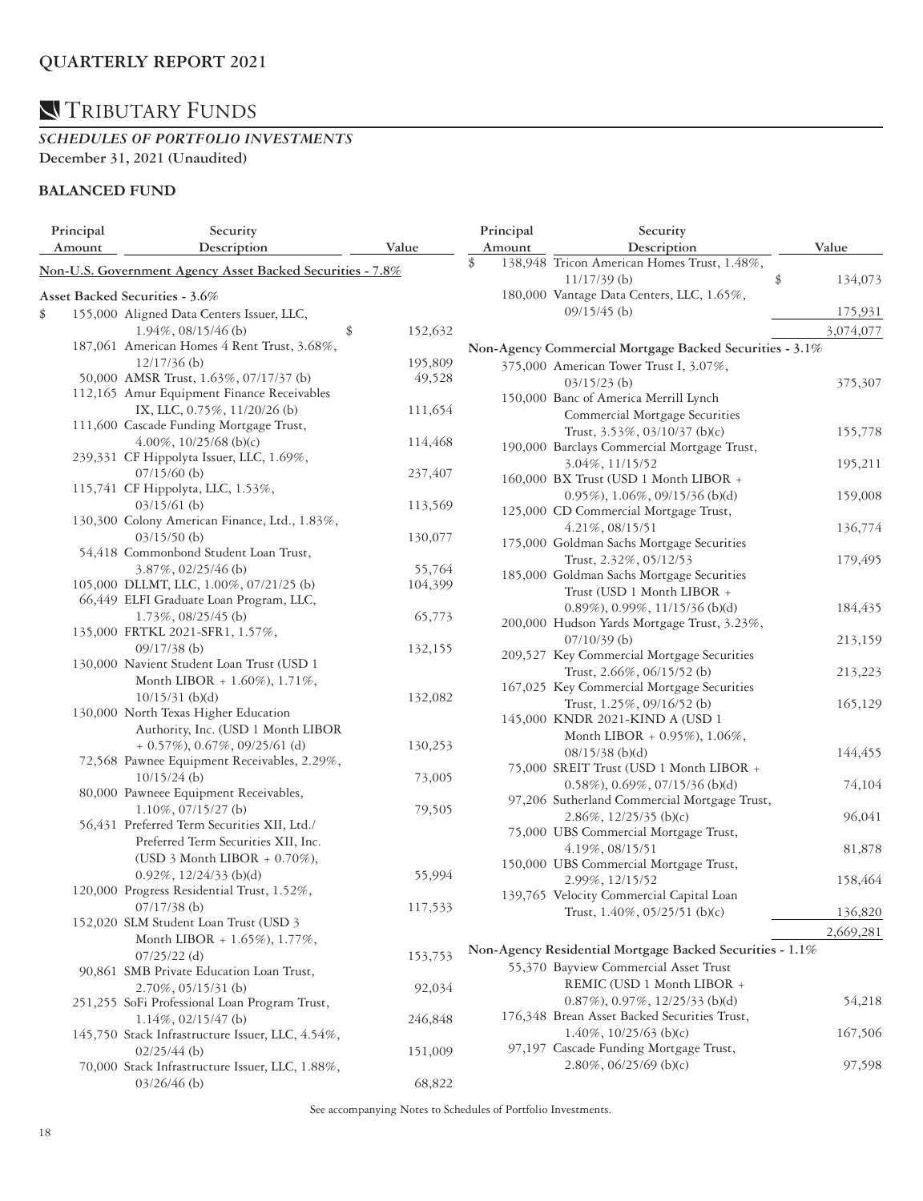## QUARTERLY REPORT 2021

# TRIBUTARY FUNDS

***SCHEDULES OF PORTFOLIO INVESTMENTS***
**December 31, 2021 (Unaudited)**

### BALANCED FUND

| Principal Amount | Security Description | Value |
|---|---|---|
| | **Non-U.S. Government Agency Asset Backed Securities - 7.8%** | |
| | **Asset Backed Securities - 3.6%** | |
| $ 155,000 | Aligned Data Centers Issuer, LLC, 1.94%, 08/15/46 (b) | $ 152,632 |
| 187,061 | American Homes 4 Rent Trust, 3.68%, 12/17/36 (b) | 195,809 |
| 50,000 | AMSR Trust, 1.63%, 07/17/37 (b) | 49,528 |
| 112,165 | Amur Equipment Finance Receivables IX, LLC, 0.75%, 11/20/26 (b) | 111,654 |
| 111,600 | Cascade Funding Mortgage Trust, 4.00%, 10/25/68 (b)(c) | 114,468 |
| 239,331 | CF Hippolyta Issuer, LLC, 1.69%, 07/15/60 (b) | 237,407 |
| 115,741 | CF Hippolyta, LLC, 1.53%, 03/15/61 (b) | 113,569 |
| 130,300 | Colony American Finance, Ltd., 1.83%, 03/15/50 (b) | 130,077 |
| 54,418 | Commonbond Student Loan Trust, 3.87%, 02/25/46 (b) | 55,764 |
| 105,000 | DLLMT, LLC, 1.00%, 07/21/25 (b) | 104,399 |
| 66,449 | ELFI Graduate Loan Program, LLC, 1.73%, 08/25/45 (b) | 65,773 |
| 135,000 | FRTKL 2021-SFR1, 1.57%, 09/17/38 (b) | 132,155 |
| 130,000 | Navient Student Loan Trust (USD 1 Month LIBOR + 1.60%), 1.71%, 10/15/31 (b)(d) | 132,082 |
| 130,000 | North Texas Higher Education Authority, Inc. (USD 1 Month LIBOR + 0.57%), 0.67%, 09/25/61 (d) | 130,253 |
| 72,568 | Pawnee Equipment Receivables, 2.29%, 10/15/24 (b) | 73,005 |
| 80,000 | Pawneee Equipment Receivables, 1.10%, 07/15/27 (b) | 79,505 |
| 56,431 | Preferred Term Securities XII, Ltd./ Preferred Term Securities XII, Inc. (USD 3 Month LIBOR + 0.70%), 0.92%, 12/24/33 (b)(d) | 55,994 |
| 120,000 | Progress Residential Trust, 1.52%, 07/17/38 (b) | 117,533 |
| 152,020 | SLM Student Loan Trust (USD 3 Month LIBOR + 1.65%), 1.77%, 07/25/22 (d) | 153,753 |
| 90,861 | SMB Private Education Loan Trust, 2.70%, 05/15/31 (b) | 92,034 |
| 251,255 | SoFi Professional Loan Program Trust, 1.14%, 02/15/47 (b) | 246,848 |
| 145,750 | Stack Infrastructure Issuer, LLC, 4.54%, 02/25/44 (b) | 151,009 |
| 70,000 | Stack Infrastructure Issuer, LLC, 1.88%, 03/26/46 (b) | 68,822 |
| $ 138,948 | Tricon American Homes Trust, 1.48%, 11/17/39 (b) | $ 134,073 |
| 180,000 | Vantage Data Centers, LLC, 1.65%, 09/15/45 (b) | 175,931 |
| | | 3,074,077 |
| | **Non-Agency Commercial Mortgage Backed Securities - 3.1%** | |
| 375,000 | American Tower Trust I, 3.07%, 03/15/23 (b) | 375,307 |
| 150,000 | Banc of America Merrill Lynch Commercial Mortgage Securities Trust, 3.53%, 03/10/37 (b)(c) | 155,778 |
| 190,000 | Barclays Commercial Mortgage Trust, 3.04%, 11/15/52 | 195,211 |
| 160,000 | BX Trust (USD 1 Month LIBOR + 0.95%), 1.06%, 09/15/36 (b)(d) | 159,008 |
| 125,000 | CD Commercial Mortgage Trust, 4.21%, 08/15/51 | 136,774 |
| 175,000 | Goldman Sachs Mortgage Securities Trust, 2.32%, 05/12/53 | 179,495 |
| 185,000 | Goldman Sachs Mortgage Securities Trust (USD 1 Month LIBOR + 0.89%), 0.99%, 11/15/36 (b)(d) | 184,435 |
| 200,000 | Hudson Yards Mortgage Trust, 3.23%, 07/10/39 (b) | 213,159 |
| 209,527 | Key Commercial Mortgage Securities Trust, 2.66%, 06/15/52 (b) | 213,223 |
| 167,025 | Key Commercial Mortgage Securities Trust, 1.25%, 09/16/52 (b) | 165,129 |
| 145,000 | KNDR 2021-KIND A (USD 1 Month LIBOR + 0.95%), 1.06%, 08/15/38 (b)(d) | 144,455 |
| 75,000 | SREIT Trust (USD 1 Month LIBOR + 0.58%), 0.69%, 07/15/36 (b)(d) | 74,104 |
| 97,206 | Sutherland Commercial Mortgage Trust, 2.86%, 12/25/35 (b)(c) | 96,041 |
| 75,000 | UBS Commercial Mortgage Trust, 4.19%, 08/15/51 | 81,878 |
| 150,000 | UBS Commercial Mortgage Trust, 2.99%, 12/15/52 | 158,464 |
| 139,765 | Velocity Commercial Capital Loan Trust, 1.40%, 05/25/51 (b)(c) | 136,820 |
| | | 2,669,281 |
| | **Non-Agency Residential Mortgage Backed Securities - 1.1%** | |
| 55,370 | Bayview Commercial Asset Trust REMIC (USD 1 Month LIBOR + 0.87%), 0.97%, 12/25/33 (b)(d) | 54,218 |
| 176,348 | Brean Asset Backed Securities Trust, 1.40%, 10/25/63 (b)(c) | 167,506 |
| 97,197 | Cascade Funding Mortgage Trust, 2.80%, 06/25/69 (b)(c) | 97,598 |

See accompanying Notes to Schedules of Portfolio Investments.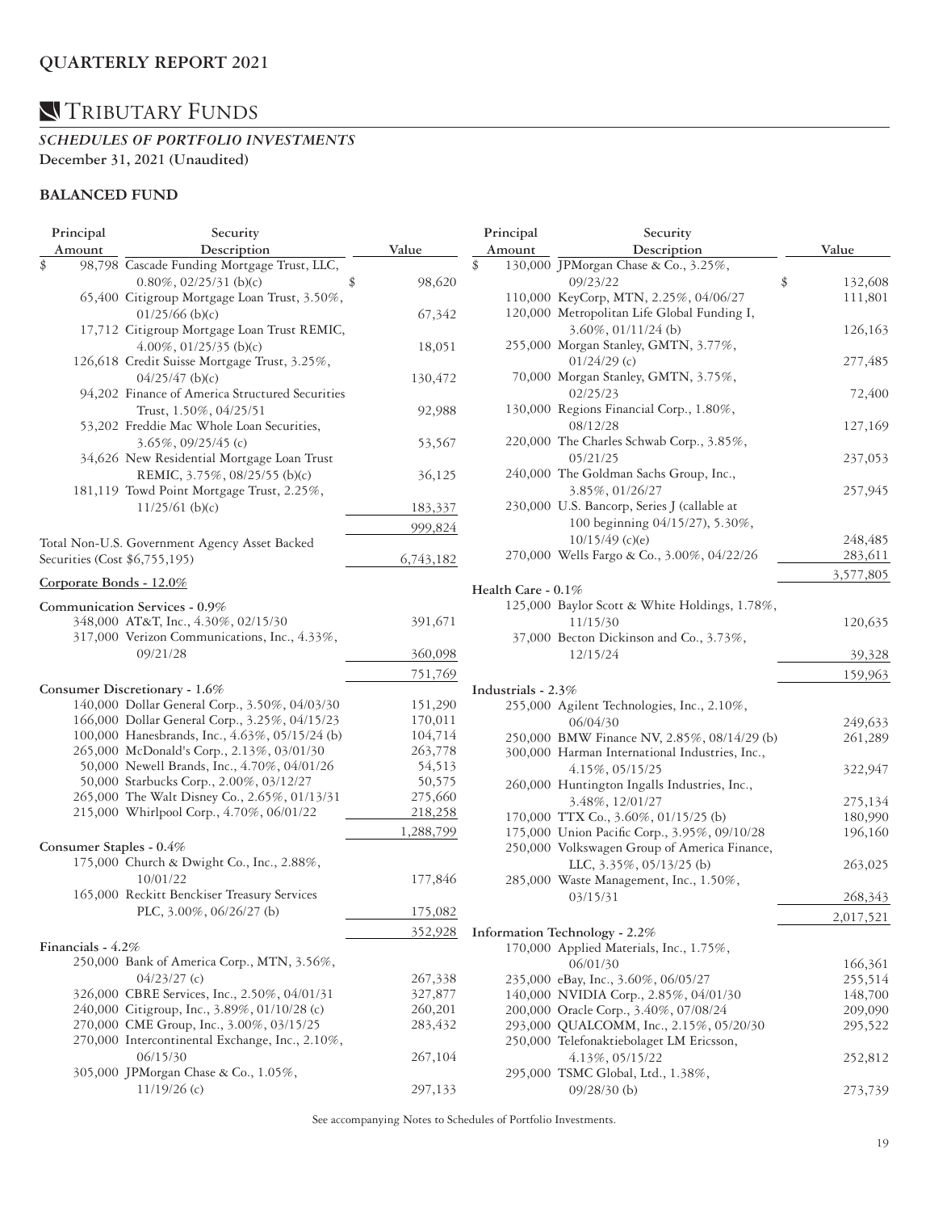# TRIBUTARY FUNDS

## *SCHEDULES OF PORTFOLIO INVESTMENTS*

**December 31, 2021 (Unaudited)**

### BALANCED FUND

| Principal Amount | Security Description | Value |
|---|---|---|
| $ 98,798 | Cascade Funding Mortgage Trust, LLC, 0.80%, 02/25/31 (b)(c) | $ 98,620 |
| 65,400 | Citigroup Mortgage Loan Trust, 3.50%, 01/25/66 (b)(c) | 67,342 |
| 17,712 | Citigroup Mortgage Loan Trust REMIC, 4.00%, 01/25/35 (b)(c) | 18,051 |
| 126,618 | Credit Suisse Mortgage Trust, 3.25%, 04/25/47 (b)(c) | 130,472 |
| 94,202 | Finance of America Structured Securities Trust, 1.50%, 04/25/51 | 92,988 |
| 53,202 | Freddie Mac Whole Loan Securities, 3.65%, 09/25/45 (c) | 53,567 |
| 34,626 | New Residential Mortgage Loan Trust REMIC, 3.75%, 08/25/55 (b)(c) | 36,125 |
| 181,119 | Towd Point Mortgage Trust, 2.25%, 11/25/61 (b)(c) | 183,337 |
| | | 999,824 |
| | Total Non-U.S. Government Agency Asset Backed Securities (Cost $6,755,195) | 6,743,182 |
| | **Corporate Bonds - 12.0%** | |
| | **Communication Services - 0.9%** | |
| 348,000 | AT&T, Inc., 4.30%, 02/15/30 | 391,671 |
| 317,000 | Verizon Communications, Inc., 4.33%, 09/21/28 | 360,098 |
| | | 751,769 |
| | **Consumer Discretionary - 1.6%** | |
| 140,000 | Dollar General Corp., 3.50%, 04/03/30 | 151,290 |
| 166,000 | Dollar General Corp., 3.25%, 04/15/23 | 170,011 |
| 100,000 | Hanesbrands, Inc., 4.63%, 05/15/24 (b) | 104,714 |
| 265,000 | McDonald's Corp., 2.13%, 03/01/30 | 263,778 |
| 50,000 | Newell Brands, Inc., 4.70%, 04/01/26 | 54,513 |
| 50,000 | Starbucks Corp., 2.00%, 03/12/27 | 50,575 |
| 265,000 | The Walt Disney Co., 2.65%, 01/13/31 | 275,660 |
| 215,000 | Whirlpool Corp., 4.70%, 06/01/22 | 218,258 |
| | | 1,288,799 |
| | **Consumer Staples - 0.4%** | |
| 175,000 | Church & Dwight Co., Inc., 2.88%, 10/01/22 | 177,846 |
| 165,000 | Reckitt Benckiser Treasury Services PLC, 3.00%, 06/26/27 (b) | 175,082 |
| | | 352,928 |
| | **Financials - 4.2%** | |
| 250,000 | Bank of America Corp., MTN, 3.56%, 04/23/27 (c) | 267,338 |
| 326,000 | CBRE Services, Inc., 2.50%, 04/01/31 | 327,877 |
| 240,000 | Citigroup, Inc., 3.89%, 01/10/28 (c) | 260,201 |
| 270,000 | CME Group, Inc., 3.00%, 03/15/25 | 283,432 |
| 270,000 | Intercontinental Exchange, Inc., 2.10%, 06/15/30 | 267,104 |
| 305,000 | JPMorgan Chase & Co., 1.05%, 11/19/26 (c) | 297,133 |
| $ 130,000 | JPMorgan Chase & Co., 3.25%, 09/23/22 | $ 132,608 |
| 110,000 | KeyCorp, MTN, 2.25%, 04/06/27 | 111,801 |
| 120,000 | Metropolitan Life Global Funding I, 3.60%, 01/11/24 (b) | 126,163 |
| 255,000 | Morgan Stanley, GMTN, 3.77%, 01/24/29 (c) | 277,485 |
| 70,000 | Morgan Stanley, GMTN, 3.75%, 02/25/23 | 72,400 |
| 130,000 | Regions Financial Corp., 1.80%, 08/12/28 | 127,169 |
| 220,000 | The Charles Schwab Corp., 3.85%, 05/21/25 | 237,053 |
| 240,000 | The Goldman Sachs Group, Inc., 3.85%, 01/26/27 | 257,945 |
| 230,000 | U.S. Bancorp, Series J (callable at 100 beginning 04/15/27), 5.30%, 10/15/49 (c)(e) | 248,485 |
| 270,000 | Wells Fargo & Co., 3.00%, 04/22/26 | 283,611 |
| | | 3,577,805 |
| | **Health Care - 0.1%** | |
| 125,000 | Baylor Scott & White Holdings, 1.78%, 11/15/30 | 120,635 |
| 37,000 | Becton Dickinson and Co., 3.73%, 12/15/24 | 39,328 |
| | | 159,963 |
| | **Industrials - 2.3%** | |
| 255,000 | Agilent Technologies, Inc., 2.10%, 06/04/30 | 249,633 |
| 250,000 | BMW Finance NV, 2.85%, 08/14/29 (b) | 261,289 |
| 300,000 | Harman International Industries, Inc., 4.15%, 05/15/25 | 322,947 |
| 260,000 | Huntington Ingalls Industries, Inc., 3.48%, 12/01/27 | 275,134 |
| 170,000 | TTX Co., 3.60%, 01/15/25 (b) | 180,990 |
| 175,000 | Union Pacific Corp., 3.95%, 09/10/28 | 196,160 |
| 250,000 | Volkswagen Group of America Finance, LLC, 3.35%, 05/13/25 (b) | 263,025 |
| 285,000 | Waste Management, Inc., 1.50%, 03/15/31 | 268,343 |
| | | 2,017,521 |
| | **Information Technology - 2.2%** | |
| 170,000 | Applied Materials, Inc., 1.75%, 06/01/30 | 166,361 |
| 235,000 | eBay, Inc., 3.60%, 06/05/27 | 255,514 |
| 140,000 | NVIDIA Corp., 2.85%, 04/01/30 | 148,700 |
| 200,000 | Oracle Corp., 3.40%, 07/08/24 | 209,090 |
| 293,000 | QUALCOMM, Inc., 2.15%, 05/20/30 | 295,522 |
| 250,000 | Telefonaktiebolaget LM Ericsson, 4.13%, 05/15/22 | 252,812 |
| 295,000 | TSMC Global, Ltd., 1.38%, 09/28/30 (b) | 273,739 |

See accompanying Notes to Schedules of Portfolio Investments.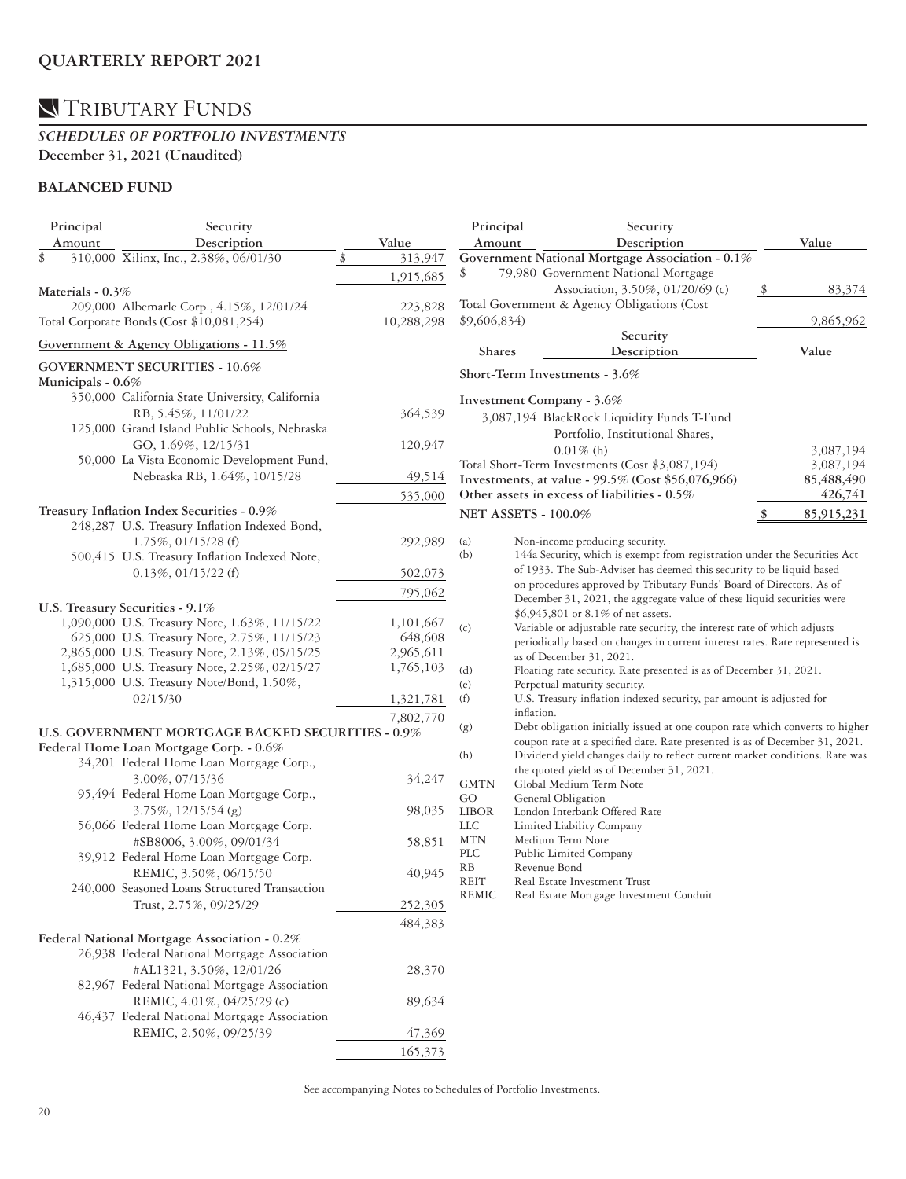# TRIBUTARY FUNDS

## *SCHEDULES OF PORTFOLIO INVESTMENTS*

**December 31, 2021 (Unaudited)**

### BALANCED FUND

| Principal Amount | Security Description | Value |
|---|---|---|
| $ 310,000 | Xilinx, Inc., 2.38%, 06/01/30 | $ 313,947 |
| | | 1,915,685 |
| **Materials - 0.3%** | | |
| 209,000 | Albemarle Corp., 4.15%, 12/01/24 | 223,828 |
| | Total Corporate Bonds (Cost $10,081,254) | 10,288,298 |
| **Government & Agency Obligations - 11.5%** | | |
| **GOVERNMENT SECURITIES - 10.6%** | | |
| **Municipals - 0.6%** | | |
| 350,000 | California State University, California RB, 5.45%, 11/01/22 | 364,539 |
| 125,000 | Grand Island Public Schools, Nebraska GO, 1.69%, 12/15/31 | 120,947 |
| 50,000 | La Vista Economic Development Fund, Nebraska RB, 1.64%, 10/15/28 | 49,514 |
| | | 535,000 |
| **Treasury Inflation Index Securities - 0.9%** | | |
| 248,287 | U.S. Treasury Inflation Indexed Bond, 1.75%, 01/15/28 (f) | 292,989 |
| 500,415 | U.S. Treasury Inflation Indexed Note, 0.13%, 01/15/22 (f) | 502,073 |
| | | 795,062 |
| **U.S. Treasury Securities - 9.1%** | | |
| 1,090,000 | U.S. Treasury Note, 1.63%, 11/15/22 | 1,101,667 |
| 625,000 | U.S. Treasury Note, 2.75%, 11/15/23 | 648,608 |
| 2,865,000 | U.S. Treasury Note, 2.13%, 05/15/25 | 2,965,611 |
| 1,685,000 | U.S. Treasury Note, 2.25%, 02/15/27 | 1,765,103 |
| 1,315,000 | U.S. Treasury Note/Bond, 1.50%, 02/15/30 | 1,321,781 |
| | | 7,802,770 |
| **U.S. GOVERNMENT MORTGAGE BACKED SECURITIES - 0.9%** | | |
| **Federal Home Loan Mortgage Corp. - 0.6%** | | |
| 34,201 | Federal Home Loan Mortgage Corp., 3.00%, 07/15/36 | 34,247 |
| 95,494 | Federal Home Loan Mortgage Corp., 3.75%, 12/15/54 (g) | 98,035 |
| 56,066 | Federal Home Loan Mortgage Corp. #SB8006, 3.00%, 09/01/34 | 58,851 |
| 39,912 | Federal Home Loan Mortgage Corp. REMIC, 3.50%, 06/15/50 | 40,945 |
| 240,000 | Seasoned Loans Structured Transaction Trust, 2.75%, 09/25/29 | 252,305 |
| | | 484,383 |
| **Federal National Mortgage Association - 0.2%** | | |
| 26,938 | Federal National Mortgage Association #AL1321, 3.50%, 12/01/26 | 28,370 |
| 82,967 | Federal National Mortgage Association REMIC, 4.01%, 04/25/29 (c) | 89,634 |
| 46,437 | Federal National Mortgage Association REMIC, 2.50%, 09/25/39 | 47,369 |
| | | 165,373 |
| **Government National Mortgage Association - 0.1%** | | |
| $ 79,980 | Government National Mortgage Association, 3.50%, 01/20/69 (c) | $ 83,374 |
| | Total Government & Agency Obligations (Cost $9,606,834) | 9,865,962 |

| Shares | Security Description | Value |
|---|---|---|
| **Short-Term Investments - 3.6%** | | |
| **Investment Company - 3.6%** | | |
| 3,087,194 | BlackRock Liquidity Funds T-Fund Portfolio, Institutional Shares, 0.01% (h) | 3,087,194 |
| | Total Short-Term Investments (Cost $3,087,194) | 3,087,194 |
| | **Investments, at value - 99.5% (Cost $56,076,966)** | **85,488,490** |
| | **Other assets in excess of liabilities - 0.5%** | **426,741** |
| | **NET ASSETS - 100.0%** | **$ 85,915,231** |

(a) Non-income producing security.
(b) 144a Security, which is exempt from registration under the Securities Act of 1933. The Sub-Adviser has deemed this security to be liquid based on procedures approved by Tributary Funds' Board of Directors. As of December 31, 2021, the aggregate value of these liquid securities were $6,945,801 or 8.1% of net assets.
(c) Variable or adjustable rate security, the interest rate of which adjusts periodically based on changes in current interest rates. Rate represented is as of December 31, 2021.
(d) Floating rate security. Rate presented is as of December 31, 2021.
(e) Perpetual maturity security.
(f) U.S. Treasury inflation indexed security, par amount is adjusted for inflation.
(g) Debt obligation initially issued at one coupon rate which converts to higher coupon rate at a specified date. Rate presented is as of December 31, 2021.
(h) Dividend yield changes daily to reflect current market conditions. Rate was the quoted yield as of December 31, 2021.

GMTN Global Medium Term Note
GO General Obligation
LIBOR London Interbank Offered Rate
LLC Limited Liability Company
MTN Medium Term Note
PLC Public Limited Company
RB Revenue Bond
REIT Real Estate Investment Trust
REMIC Real Estate Mortgage Investment Conduit

See accompanying Notes to Schedules of Portfolio Investments.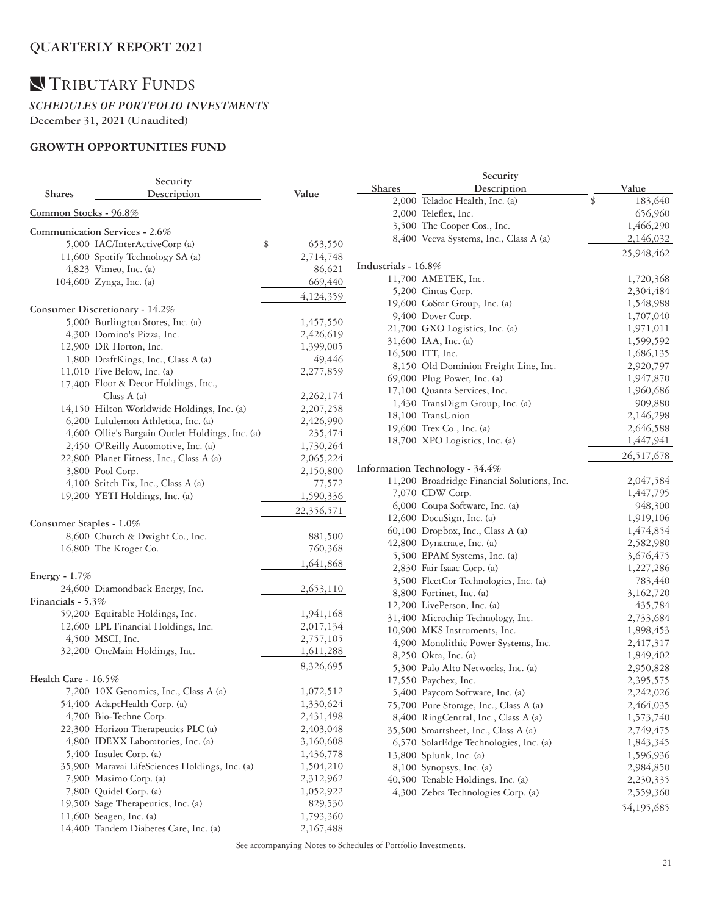# QUARTERLY REPORT 2021

## TRIBUTARY FUNDS

### *SCHEDULES OF PORTFOLIO INVESTMENTS*

**December 31, 2021 (Unaudited)**

### GROWTH OPPORTUNITIES FUND

| Shares | Security Description | Value |
|---|---|---|
| | **Common Stocks - 96.8%** | |
| | **Communication Services - 2.6%** | |
| 5,000 | IAC/InterActiveCorp (a) | $ 653,550 |
| 11,600 | Spotify Technology SA (a) | 2,714,748 |
| 4,823 | Vimeo, Inc. (a) | 86,621 |
| 104,600 | Zynga, Inc. (a) | 669,440 |
| | | 4,124,359 |
| | **Consumer Discretionary - 14.2%** | |
| 5,000 | Burlington Stores, Inc. (a) | 1,457,550 |
| 4,300 | Domino's Pizza, Inc. | 2,426,619 |
| 12,900 | DR Horton, Inc. | 1,399,005 |
| 1,800 | DraftKings, Inc., Class A (a) | 49,446 |
| 11,010 | Five Below, Inc. (a) | 2,277,859 |
| 17,400 | Floor & Decor Holdings, Inc., Class A (a) | 2,262,174 |
| 14,150 | Hilton Worldwide Holdings, Inc. (a) | 2,207,258 |
| 6,200 | Lululemon Athletica, Inc. (a) | 2,426,990 |
| 4,600 | Ollie's Bargain Outlet Holdings, Inc. (a) | 235,474 |
| 2,450 | O'Reilly Automotive, Inc. (a) | 1,730,264 |
| 22,800 | Planet Fitness, Inc., Class A (a) | 2,065,224 |
| 3,800 | Pool Corp. | 2,150,800 |
| 4,100 | Stitch Fix, Inc., Class A (a) | 77,572 |
| 19,200 | YETI Holdings, Inc. (a) | 1,590,336 |
| | | 22,356,571 |
| | **Consumer Staples - 1.0%** | |
| 8,600 | Church & Dwight Co., Inc. | 881,500 |
| 16,800 | The Kroger Co. | 760,368 |
| | | 1,641,868 |
| | **Energy - 1.7%** | |
| 24,600 | Diamondback Energy, Inc. | 2,653,110 |
| | **Financials - 5.3%** | |
| 59,200 | Equitable Holdings, Inc. | 1,941,168 |
| 12,600 | LPL Financial Holdings, Inc. | 2,017,134 |
| 4,500 | MSCI, Inc. | 2,757,105 |
| 32,200 | OneMain Holdings, Inc. | 1,611,288 |
| | | 8,326,695 |
| | **Health Care - 16.5%** | |
| 7,200 | 10X Genomics, Inc., Class A (a) | 1,072,512 |
| 54,400 | AdaptHealth Corp. (a) | 1,330,624 |
| 4,700 | Bio-Techne Corp. | 2,431,498 |
| 22,300 | Horizon Therapeutics PLC (a) | 2,403,048 |
| 4,800 | IDEXX Laboratories, Inc. (a) | 3,160,608 |
| 5,400 | Insulet Corp. (a) | 1,436,778 |
| 35,900 | Maravai LifeSciences Holdings, Inc. (a) | 1,504,210 |
| 7,900 | Masimo Corp. (a) | 2,312,962 |
| 7,800 | Quidel Corp. (a) | 1,052,922 |
| 19,500 | Sage Therapeutics, Inc. (a) | 829,530 |
| 11,600 | Seagen, Inc. (a) | 1,793,360 |
| 14,400 | Tandem Diabetes Care, Inc. (a) | 2,167,488 |
| 2,000 | Teladoc Health, Inc. (a) | $ 183,640 |
| 2,000 | Teleflex, Inc. | 656,960 |
| 3,500 | The Cooper Cos., Inc. | 1,466,290 |
| 8,400 | Veeva Systems, Inc., Class A (a) | 2,146,032 |
| | | 25,948,462 |
| | **Industrials - 16.8%** | |
| 11,700 | AMETEK, Inc. | 1,720,368 |
| 5,200 | Cintas Corp. | 2,304,484 |
| 19,600 | CoStar Group, Inc. (a) | 1,548,988 |
| 9,400 | Dover Corp. | 1,707,040 |
| 21,700 | GXO Logistics, Inc. (a) | 1,971,011 |
| 31,600 | IAA, Inc. (a) | 1,599,592 |
| 16,500 | ITT, Inc. | 1,686,135 |
| 8,150 | Old Dominion Freight Line, Inc. | 2,920,797 |
| 69,000 | Plug Power, Inc. (a) | 1,947,870 |
| 17,100 | Quanta Services, Inc. | 1,960,686 |
| 1,430 | TransDigm Group, Inc. (a) | 909,880 |
| 18,100 | TransUnion | 2,146,298 |
| 19,600 | Trex Co., Inc. (a) | 2,646,588 |
| 18,700 | XPO Logistics, Inc. (a) | 1,447,941 |
| | | 26,517,678 |
| | **Information Technology - 34.4%** | |
| 11,200 | Broadridge Financial Solutions, Inc. | 2,047,584 |
| 7,070 | CDW Corp. | 1,447,795 |
| 6,000 | Coupa Software, Inc. (a) | 948,300 |
| 12,600 | DocuSign, Inc. (a) | 1,919,106 |
| 60,100 | Dropbox, Inc., Class A (a) | 1,474,854 |
| 42,800 | Dynatrace, Inc. (a) | 2,582,980 |
| 5,500 | EPAM Systems, Inc. (a) | 3,676,475 |
| 2,830 | Fair Isaac Corp. (a) | 1,227,286 |
| 3,500 | FleetCor Technologies, Inc. (a) | 783,440 |
| 8,800 | Fortinet, Inc. (a) | 3,162,720 |
| 12,200 | LivePerson, Inc. (a) | 435,784 |
| 31,400 | Microchip Technology, Inc. | 2,733,684 |
| 10,900 | MKS Instruments, Inc. | 1,898,453 |
| 4,900 | Monolithic Power Systems, Inc. | 2,417,317 |
| 8,250 | Okta, Inc. (a) | 1,849,402 |
| 5,300 | Palo Alto Networks, Inc. (a) | 2,950,828 |
| 17,550 | Paychex, Inc. | 2,395,575 |
| 5,400 | Paycom Software, Inc. (a) | 2,242,026 |
| 75,700 | Pure Storage, Inc., Class A (a) | 2,464,035 |
| 8,400 | RingCentral, Inc., Class A (a) | 1,573,740 |
| 35,500 | Smartsheet, Inc., Class A (a) | 2,749,475 |
| 6,570 | SolarEdge Technologies, Inc. (a) | 1,843,345 |
| 13,800 | Splunk, Inc. (a) | 1,596,936 |
| 8,100 | Synopsys, Inc. (a) | 2,984,850 |
| 40,500 | Tenable Holdings, Inc. (a) | 2,230,335 |
| 4,300 | Zebra Technologies Corp. (a) | 2,559,360 |
| | | 54,195,685 |

See accompanying Notes to Schedules of Portfolio Investments.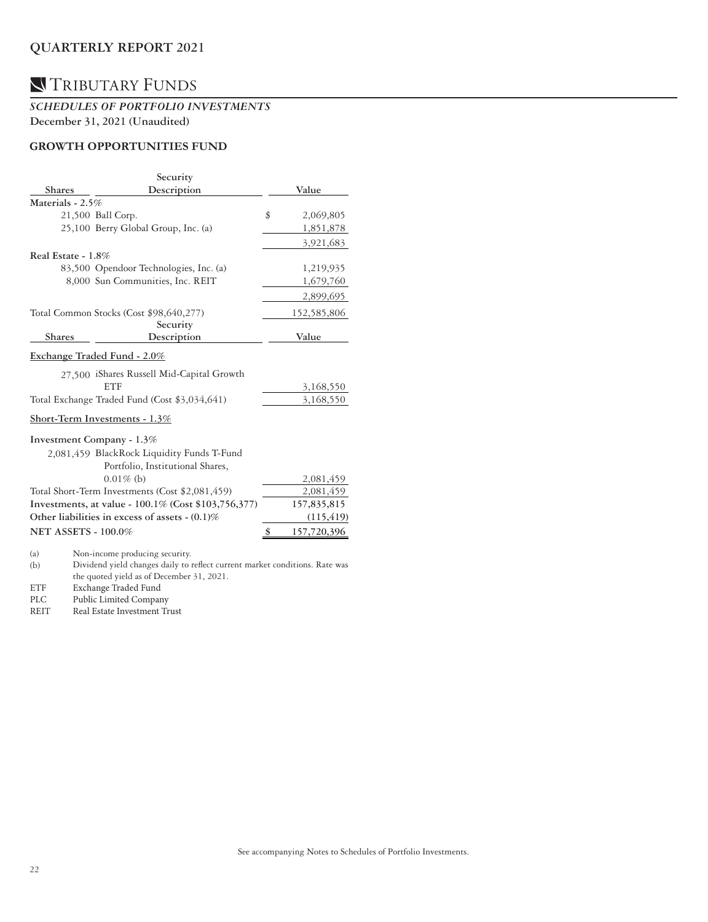# QUARTERLY REPORT 2021

## TRIBUTARY FUNDS

***SCHEDULES OF PORTFOLIO INVESTMENTS***

**December 31, 2021 (Unaudited)**

### GROWTH OPPORTUNITIES FUND

| Shares | Security Description | Value |
|---|---|---|
| **Materials - 2.5%** | | |
| 21,500 | Ball Corp. | $ 2,069,805 |
| 25,100 | Berry Global Group, Inc. (a) | 1,851,878 |
| | | 3,921,683 |
| **Real Estate - 1.8%** | | |
| 83,500 | Opendoor Technologies, Inc. (a) | 1,219,935 |
| 8,000 | Sun Communities, Inc. REIT | 1,679,760 |
| | | 2,899,695 |
| | Total Common Stocks (Cost $98,640,277) | 152,585,806 |

| Shares | Security Description | Value |
|---|---|---|
| **Exchange Traded Fund - 2.0%** | | |
| 27,500 | iShares Russell Mid-Capital Growth ETF | 3,168,550 |
| | Total Exchange Traded Fund (Cost $3,034,641) | 3,168,550 |
| **Short-Term Investments - 1.3%** | | |
| **Investment Company - 1.3%** | | |
| 2,081,459 | BlackRock Liquidity Funds T-Fund Portfolio, Institutional Shares, 0.01% (b) | 2,081,459 |
| | Total Short-Term Investments (Cost $2,081,459) | 2,081,459 |
| | **Investments, at value - 100.1% (Cost $103,756,377)** | **157,835,815** |
| | **Other liabilities in excess of assets - (0.1)%** | **(115,419)** |
| | **NET ASSETS - 100.0%** | **$ 157,720,396** |

(a) Non-income producing security.

(b) Dividend yield changes daily to reflect current market conditions. Rate was the quoted yield as of December 31, 2021.

ETF Exchange Traded Fund

PLC Public Limited Company

REIT Real Estate Investment Trust

See accompanying Notes to Schedules of Portfolio Investments.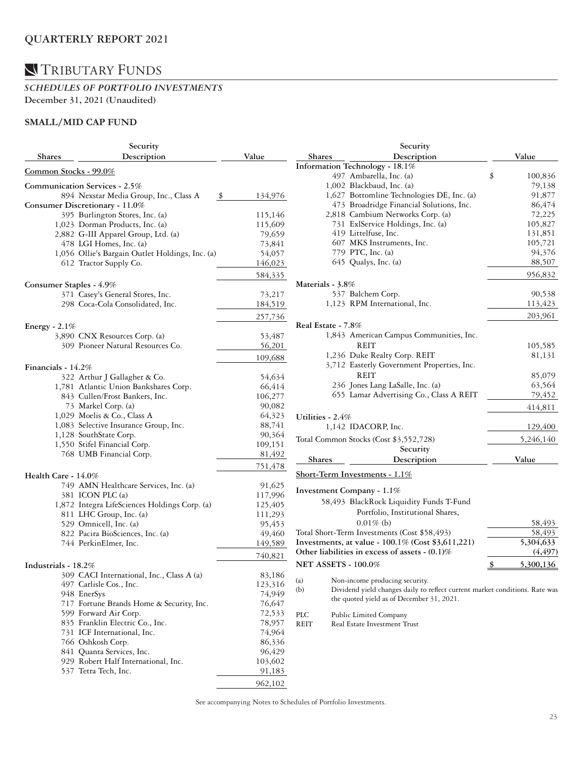# QUARTERLY REPORT 2021

## TRIBUTARY FUNDS

### *SCHEDULES OF PORTFOLIO INVESTMENTS*

**December 31, 2021 (Unaudited)**

### SMALL/MID CAP FUND

| Shares | Security Description | Value |
|---|---|---|
| **Common Stocks - 99.0%** | | |
| **Communication Services - 2.5%** | | |
| 894 | Nexstar Media Group, Inc., Class A | $ 134,976 |
| **Consumer Discretionary - 11.0%** | | |
| 395 | Burlington Stores, Inc. (a) | 115,146 |
| 1,023 | Dorman Products, Inc. (a) | 115,609 |
| 2,882 | G-III Apparel Group, Ltd. (a) | 79,659 |
| 478 | LGI Homes, Inc. (a) | 73,841 |
| 1,056 | Ollie's Bargain Outlet Holdings, Inc. (a) | 54,057 |
| 612 | Tractor Supply Co. | 146,023 |
| | | 584,335 |
| **Consumer Staples - 4.9%** | | |
| 371 | Casey's General Stores, Inc. | 73,217 |
| 298 | Coca-Cola Consolidated, Inc. | 184,519 |
| | | 257,736 |
| **Energy - 2.1%** | | |
| 3,890 | CNX Resources Corp. (a) | 53,487 |
| 309 | Pioneer Natural Resources Co. | 56,201 |
| | | 109,688 |
| **Financials - 14.2%** | | |
| 322 | Arthur J Gallagher & Co. | 54,634 |
| 1,781 | Atlantic Union Bankshares Corp. | 66,414 |
| 843 | Cullen/Frost Bankers, Inc. | 106,277 |
| 73 | Markel Corp. (a) | 90,082 |
| 1,029 | Moelis & Co., Class A | 64,323 |
| 1,083 | Selective Insurance Group, Inc. | 88,741 |
| 1,128 | SouthState Corp. | 90,364 |
| 1,550 | Stifel Financial Corp. | 109,151 |
| 768 | UMB Financial Corp. | 81,492 |
| | | 751,478 |
| **Health Care - 14.0%** | | |
| 749 | AMN Healthcare Services, Inc. (a) | 91,625 |
| 381 | ICON PLC (a) | 117,996 |
| 1,872 | Integra LifeSciences Holdings Corp. (a) | 125,405 |
| 811 | LHC Group, Inc. (a) | 111,293 |
| 529 | Omnicell, Inc. (a) | 95,453 |
| 822 | Pacira BioSciences, Inc. (a) | 49,460 |
| 744 | PerkinElmer, Inc. | 149,589 |
| | | 740,821 |
| **Industrials - 18.2%** | | |
| 309 | CACI International, Inc., Class A (a) | 83,186 |
| 497 | Carlisle Cos., Inc. | 123,316 |
| 948 | EnerSys | 74,949 |
| 717 | Fortune Brands Home & Security, Inc. | 76,647 |
| 599 | Forward Air Corp. | 72,533 |
| 835 | Franklin Electric Co., Inc. | 78,957 |
| 731 | ICF International, Inc. | 74,964 |
| 766 | Oshkosh Corp. | 86,336 |
| 841 | Quanta Services, Inc. | 96,429 |
| 929 | Robert Half International, Inc. | 103,602 |
| 537 | Tetra Tech, Inc. | 91,183 |
| | | 962,102 |
| **Information Technology - 18.1%** | | |
| 497 | Ambarella, Inc. (a) | $ 100,836 |
| 1,002 | Blackbaud, Inc. (a) | 79,138 |
| 1,627 | Bottomline Technologies DE, Inc. (a) | 91,877 |
| 473 | Broadridge Financial Solutions, Inc. | 86,474 |
| 2,818 | Cambium Networks Corp. (a) | 72,225 |
| 731 | ExlService Holdings, Inc. (a) | 105,827 |
| 419 | Littelfuse, Inc. | 131,851 |
| 607 | MKS Instruments, Inc. | 105,721 |
| 779 | PTC, Inc. (a) | 94,376 |
| 645 | Qualys, Inc. (a) | 88,507 |
| | | 956,832 |
| **Materials - 3.8%** | | |
| 537 | Balchem Corp. | 90,538 |
| 1,123 | RPM International, Inc. | 113,423 |
| | | 203,961 |
| **Real Estate - 7.8%** | | |
| 1,843 | American Campus Communities, Inc. REIT | 105,585 |
| 1,236 | Duke Realty Corp. REIT | 81,131 |
| 3,712 | Easterly Government Properties, Inc. REIT | 85,079 |
| 236 | Jones Lang LaSalle, Inc. (a) | 63,564 |
| 655 | Lamar Advertising Co., Class A REIT | 79,452 |
| | | 414,811 |
| **Utilities - 2.4%** | | |
| 1,142 | IDACORP, Inc. | 129,400 |
| Total Common Stocks (Cost $3,552,728) | | 5,246,140 |

| Shares | Security Description | Value |
|---|---|---|
| **Short-Term Investments - 1.1%** | | |
| **Investment Company - 1.1%** | | |
| 58,493 | BlackRock Liquidity Funds T-Fund Portfolio, Institutional Shares, 0.01% (b) | 58,493 |
| Total Short-Term Investments (Cost $58,493) | | 58,493 |
| **Investments, at value - 100.1% (Cost $3,611,221)** | | **5,304,633** |
| **Other liabilities in excess of assets - (0.1)%** | | **(4,497)** |
| **NET ASSETS - 100.0%** | | **$ 5,300,136** |

(a) Non-income producing security.

(b) Dividend yield changes daily to reflect current market conditions. Rate was the quoted yield as of December 31, 2021.

PLC Public Limited Company

REIT Real Estate Investment Trust

See accompanying Notes to Schedules of Portfolio Investments.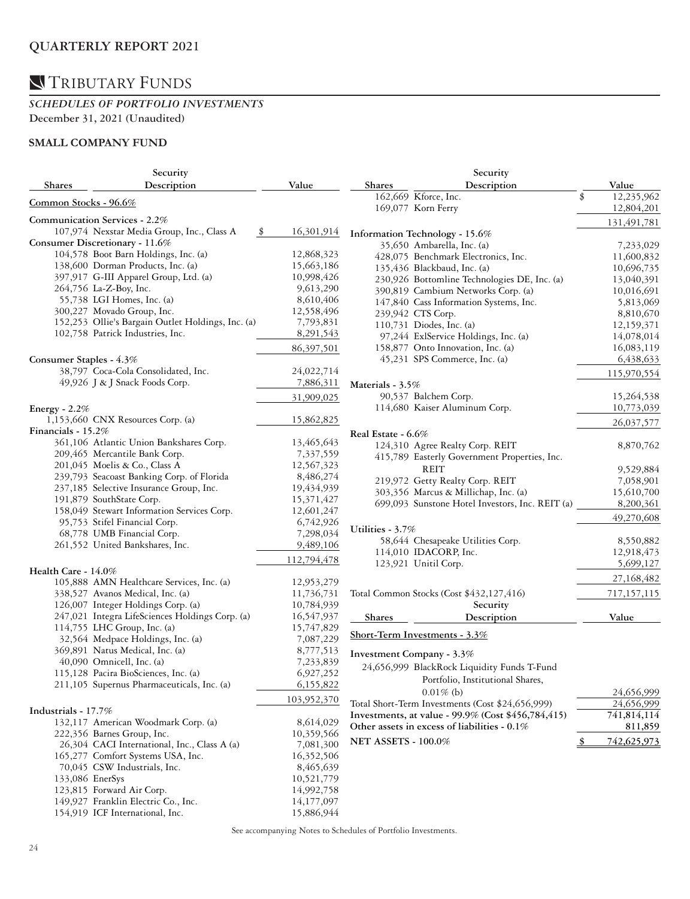## QUARTERLY REPORT 2021

# TRIBUTARY FUNDS

***SCHEDULES OF PORTFOLIO INVESTMENTS***

**December 31, 2021 (Unaudited)**

### SMALL COMPANY FUND

| Shares | Security Description | Value |
|---|---|---|
| | **Common Stocks - 96.6%** | |
| | **Communication Services - 2.2%** | |
| 107,974 | Nexstar Media Group, Inc., Class A | $ 16,301,914 |
| | **Consumer Discretionary - 11.6%** | |
| 104,578 | Boot Barn Holdings, Inc. (a) | 12,868,323 |
| 138,600 | Dorman Products, Inc. (a) | 15,663,186 |
| 397,917 | G-III Apparel Group, Ltd. (a) | 10,998,426 |
| 264,756 | La-Z-Boy, Inc. | 9,613,290 |
| 55,738 | LGI Homes, Inc. (a) | 8,610,406 |
| 300,227 | Movado Group, Inc. | 12,558,496 |
| 152,253 | Ollie's Bargain Outlet Holdings, Inc. (a) | 7,793,831 |
| 102,758 | Patrick Industries, Inc. | 8,291,543 |
| | | 86,397,501 |
| | **Consumer Staples - 4.3%** | |
| 38,797 | Coca-Cola Consolidated, Inc. | 24,022,714 |
| 49,926 | J & J Snack Foods Corp. | 7,886,311 |
| | | 31,909,025 |
| | **Energy - 2.2%** | |
| 1,153,660 | CNX Resources Corp. (a) | 15,862,825 |
| | **Financials - 15.2%** | |
| 361,106 | Atlantic Union Bankshares Corp. | 13,465,643 |
| 209,465 | Mercantile Bank Corp. | 7,337,559 |
| 201,045 | Moelis & Co., Class A | 12,567,323 |
| 239,793 | Seacoast Banking Corp. of Florida | 8,486,274 |
| 237,185 | Selective Insurance Group, Inc. | 19,434,939 |
| 191,879 | SouthState Corp. | 15,371,427 |
| 158,049 | Stewart Information Services Corp. | 12,601,247 |
| 95,753 | Stifel Financial Corp. | 6,742,926 |
| 68,778 | UMB Financial Corp. | 7,298,034 |
| 261,552 | United Bankshares, Inc. | 9,489,106 |
| | | 112,794,478 |
| | **Health Care - 14.0%** | |
| 105,888 | AMN Healthcare Services, Inc. (a) | 12,953,279 |
| 338,527 | Avanos Medical, Inc. (a) | 11,736,731 |
| 126,007 | Integer Holdings Corp. (a) | 10,784,939 |
| 247,021 | Integra LifeSciences Holdings Corp. (a) | 16,547,937 |
| 114,755 | LHC Group, Inc. (a) | 15,747,829 |
| 32,564 | Medpace Holdings, Inc. (a) | 7,087,229 |
| 369,891 | Natus Medical, Inc. (a) | 8,777,513 |
| 40,090 | Omnicell, Inc. (a) | 7,233,839 |
| 115,128 | Pacira BioSciences, Inc. (a) | 6,927,252 |
| 211,105 | Supernus Pharmaceuticals, Inc. (a) | 6,155,822 |
| | | 103,952,370 |
| | **Industrials - 17.7%** | |
| 132,117 | American Woodmark Corp. (a) | 8,614,029 |
| 222,356 | Barnes Group, Inc. | 10,359,566 |
| 26,304 | CACI International, Inc., Class A (a) | 7,081,300 |
| 165,277 | Comfort Systems USA, Inc. | 16,352,506 |
| 70,045 | CSW Industrials, Inc. | 8,465,639 |
| 133,086 | EnerSys | 10,521,779 |
| 123,815 | Forward Air Corp. | 14,992,758 |
| 149,927 | Franklin Electric Co., Inc. | 14,177,097 |
| 154,919 | ICF International, Inc. | 15,886,944 |
| 162,669 | Kforce, Inc. | $ 12,235,962 |
| 169,077 | Korn Ferry | 12,804,201 |
| | | 131,491,781 |
| | **Information Technology - 15.6%** | |
| 35,650 | Ambarella, Inc. (a) | 7,233,029 |
| 428,075 | Benchmark Electronics, Inc. | 11,600,832 |
| 135,436 | Blackbaud, Inc. (a) | 10,696,735 |
| 230,926 | Bottomline Technologies DE, Inc. (a) | 13,040,391 |
| 390,819 | Cambium Networks Corp. (a) | 10,016,691 |
| 147,840 | Cass Information Systems, Inc. | 5,813,069 |
| 239,942 | CTS Corp. | 8,810,670 |
| 110,731 | Diodes, Inc. (a) | 12,159,371 |
| 97,244 | ExlService Holdings, Inc. (a) | 14,078,014 |
| 158,877 | Onto Innovation, Inc. (a) | 16,083,119 |
| 45,231 | SPS Commerce, Inc. (a) | 6,438,633 |
| | | 115,970,554 |
| | **Materials - 3.5%** | |
| 90,537 | Balchem Corp. | 15,264,538 |
| 114,680 | Kaiser Aluminum Corp. | 10,773,039 |
| | | 26,037,577 |
| | **Real Estate - 6.6%** | |
| 124,310 | Agree Realty Corp. REIT | 8,870,762 |
| 415,789 | Easterly Government Properties, Inc. REIT | 9,529,884 |
| 219,972 | Getty Realty Corp. REIT | 7,058,901 |
| 303,356 | Marcus & Millichap, Inc. (a) | 15,610,700 |
| 699,093 | Sunstone Hotel Investors, Inc. REIT (a) | 8,200,361 |
| | | 49,270,608 |
| | **Utilities - 3.7%** | |
| 58,644 | Chesapeake Utilities Corp. | 8,550,882 |
| 114,010 | IDACORP, Inc. | 12,918,473 |
| 123,921 | Unitil Corp. | 5,699,127 |
| | | 27,168,482 |
| | Total Common Stocks (Cost $432,127,416) | 717,157,115 |

| Shares | Security Description | Value |
|---|---|---|
| | **Short-Term Investments - 3.3%** | |
| | **Investment Company - 3.3%** | |
| 24,656,999 | BlackRock Liquidity Funds T-Fund Portfolio, Institutional Shares, 0.01% (b) | 24,656,999 |
| | Total Short-Term Investments (Cost $24,656,999) | 24,656,999 |
| | **Investments, at value - 99.9% (Cost $456,784,415)** | 741,814,114 |
| | **Other assets in excess of liabilities - 0.1%** | 811,859 |
| | **NET ASSETS - 100.0%** | $ 742,625,973 |

See accompanying Notes to Schedules of Portfolio Investments.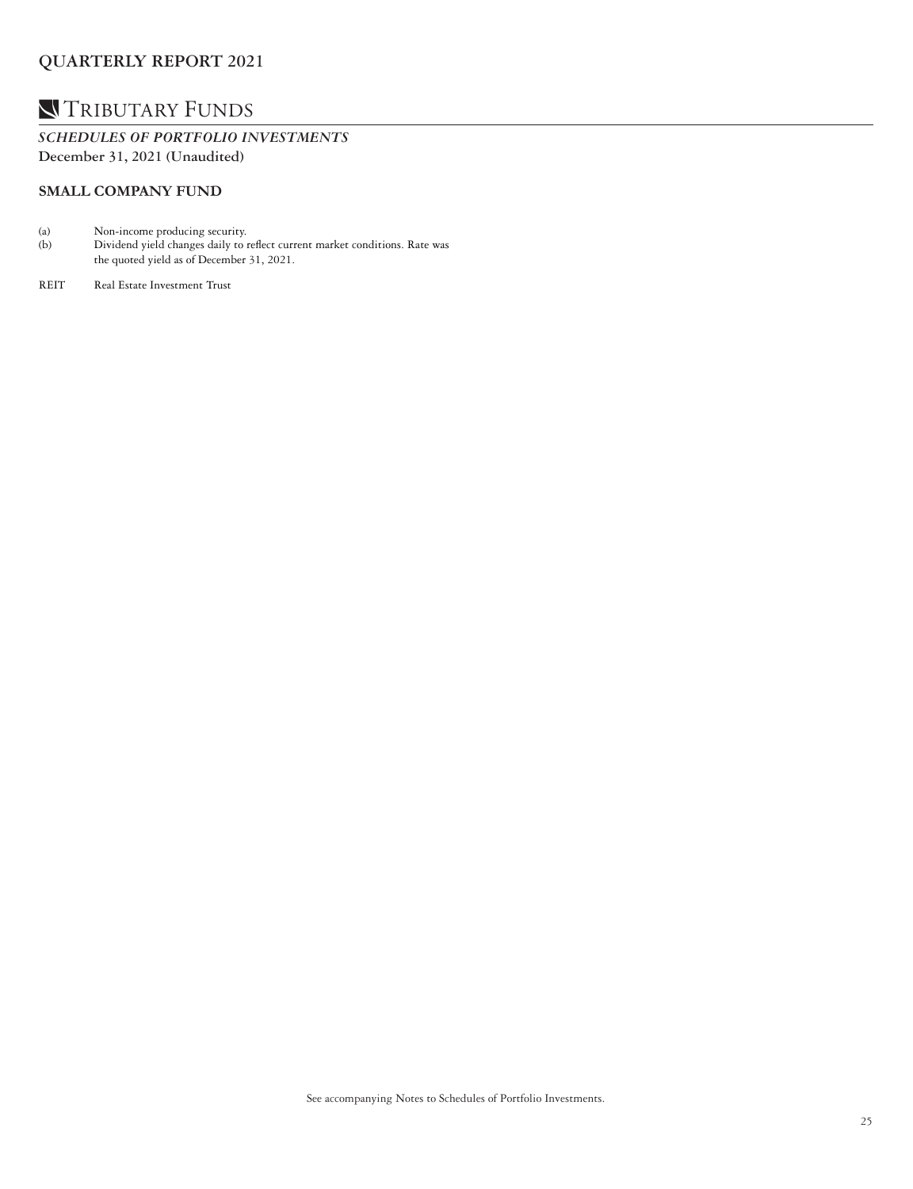## SCHEDULES OF PORTFOLIO INVESTMENTS

**December 31, 2021 (Unaudited)**

### SMALL COMPANY FUND

(a) Non-income producing security.

(b) Dividend yield changes daily to reflect current market conditions. Rate was the quoted yield as of December 31, 2021.

REIT Real Estate Investment Trust

See accompanying Notes to Schedules of Portfolio Investments.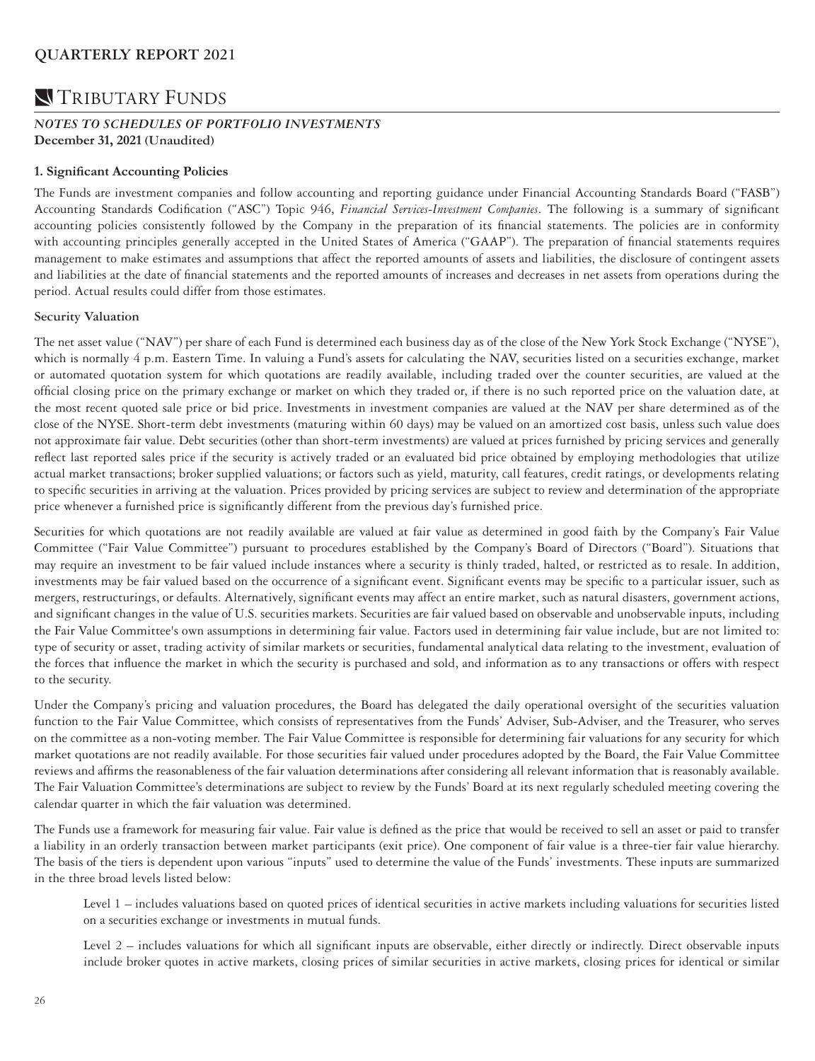# TRIBUTARY FUNDS

***NOTES TO SCHEDULES OF PORTFOLIO INVESTMENTS***
**December 31, 2021 (Unaudited)**

**1. Significant Accounting Policies**

The Funds are investment companies and follow accounting and reporting guidance under Financial Accounting Standards Board ("FASB") Accounting Standards Codification ("ASC") Topic 946, *Financial Services-Investment Companies*. The following is a summary of significant accounting policies consistently followed by the Company in the preparation of its financial statements. The policies are in conformity with accounting principles generally accepted in the United States of America ("GAAP"). The preparation of financial statements requires management to make estimates and assumptions that affect the reported amounts of assets and liabilities, the disclosure of contingent assets and liabilities at the date of financial statements and the reported amounts of increases and decreases in net assets from operations during the period. Actual results could differ from those estimates.

**Security Valuation**

The net asset value ("NAV") per share of each Fund is determined each business day as of the close of the New York Stock Exchange ("NYSE"), which is normally 4 p.m. Eastern Time. In valuing a Fund's assets for calculating the NAV, securities listed on a securities exchange, market or automated quotation system for which quotations are readily available, including traded over the counter securities, are valued at the official closing price on the primary exchange or market on which they traded or, if there is no such reported price on the valuation date, at the most recent quoted sale price or bid price. Investments in investment companies are valued at the NAV per share determined as of the close of the NYSE. Short-term debt investments (maturing within 60 days) may be valued on an amortized cost basis, unless such value does not approximate fair value. Debt securities (other than short-term investments) are valued at prices furnished by pricing services and generally reflect last reported sales price if the security is actively traded or an evaluated bid price obtained by employing methodologies that utilize actual market transactions; broker supplied valuations; or factors such as yield, maturity, call features, credit ratings, or developments relating to specific securities in arriving at the valuation. Prices provided by pricing services are subject to review and determination of the appropriate price whenever a furnished price is significantly different from the previous day's furnished price.

Securities for which quotations are not readily available are valued at fair value as determined in good faith by the Company's Fair Value Committee ("Fair Value Committee") pursuant to procedures established by the Company's Board of Directors ("Board"). Situations that may require an investment to be fair valued include instances where a security is thinly traded, halted, or restricted as to resale. In addition, investments may be fair valued based on the occurrence of a significant event. Significant events may be specific to a particular issuer, such as mergers, restructurings, or defaults. Alternatively, significant events may affect an entire market, such as natural disasters, government actions, and significant changes in the value of U.S. securities markets. Securities are fair valued based on observable and unobservable inputs, including the Fair Value Committee's own assumptions in determining fair value. Factors used in determining fair value include, but are not limited to: type of security or asset, trading activity of similar markets or securities, fundamental analytical data relating to the investment, evaluation of the forces that influence the market in which the security is purchased and sold, and information as to any transactions or offers with respect to the security.

Under the Company's pricing and valuation procedures, the Board has delegated the daily operational oversight of the securities valuation function to the Fair Value Committee, which consists of representatives from the Funds' Adviser, Sub-Adviser, and the Treasurer, who serves on the committee as a non-voting member. The Fair Value Committee is responsible for determining fair valuations for any security for which market quotations are not readily available. For those securities fair valued under procedures adopted by the Board, the Fair Value Committee reviews and affirms the reasonableness of the fair valuation determinations after considering all relevant information that is reasonably available. The Fair Valuation Committee's determinations are subject to review by the Funds' Board at its next regularly scheduled meeting covering the calendar quarter in which the fair valuation was determined.

The Funds use a framework for measuring fair value. Fair value is defined as the price that would be received to sell an asset or paid to transfer a liability in an orderly transaction between market participants (exit price). One component of fair value is a three-tier fair value hierarchy. The basis of the tiers is dependent upon various "inputs" used to determine the value of the Funds' investments. These inputs are summarized in the three broad levels listed below:

Level 1 – includes valuations based on quoted prices of identical securities in active markets including valuations for securities listed on a securities exchange or investments in mutual funds.

Level 2 – includes valuations for which all significant inputs are observable, either directly or indirectly. Direct observable inputs include broker quotes in active markets, closing prices of similar securities in active markets, closing prices for identical or similar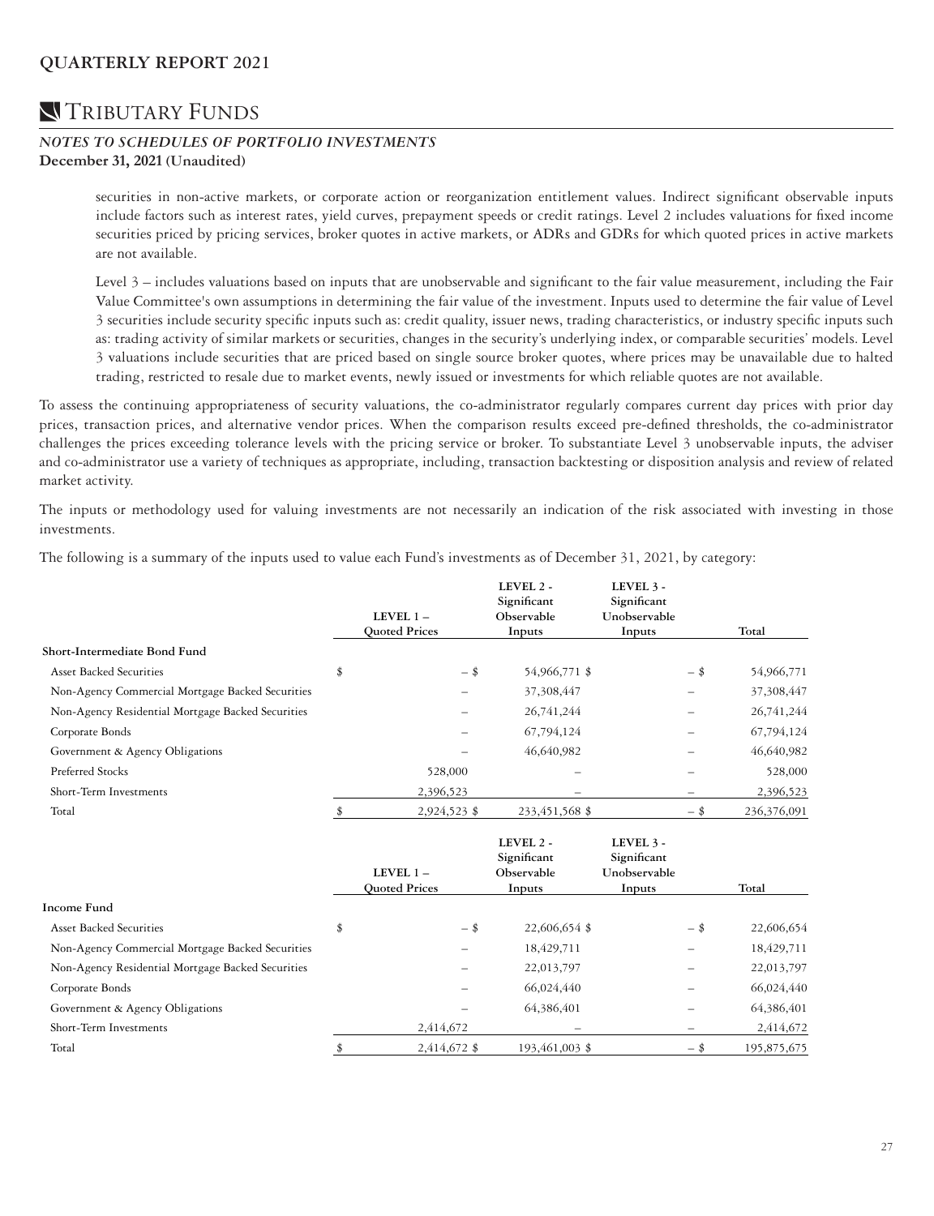## NOTES TO SCHEDULES OF PORTFOLIO INVESTMENTS

**December 31, 2021 (Unaudited)**

securities in non-active markets, or corporate action or reorganization entitlement values. Indirect significant observable inputs include factors such as interest rates, yield curves, prepayment speeds or credit ratings. Level 2 includes valuations for fixed income securities priced by pricing services, broker quotes in active markets, or ADRs and GDRs for which quoted prices in active markets are not available.

Level 3 – includes valuations based on inputs that are unobservable and significant to the fair value measurement, including the Fair Value Committee's own assumptions in determining the fair value of the investment. Inputs used to determine the fair value of Level 3 securities include security specific inputs such as: credit quality, issuer news, trading characteristics, or industry specific inputs such as: trading activity of similar markets or securities, changes in the security's underlying index, or comparable securities' models. Level 3 valuations include securities that are priced based on single source broker quotes, where prices may be unavailable due to halted trading, restricted to resale due to market events, newly issued or investments for which reliable quotes are not available.

To assess the continuing appropriateness of security valuations, the co-administrator regularly compares current day prices with prior day prices, transaction prices, and alternative vendor prices. When the comparison results exceed pre-defined thresholds, the co-administrator challenges the prices exceeding tolerance levels with the pricing service or broker. To substantiate Level 3 unobservable inputs, the adviser and co-administrator use a variety of techniques as appropriate, including, transaction backtesting or disposition analysis and review of related market activity.

The inputs or methodology used for valuing investments are not necessarily an indication of the risk associated with investing in those investments.

The following is a summary of the inputs used to value each Fund's investments as of December 31, 2021, by category:

| | LEVEL 1 – Quoted Prices | LEVEL 2 - Significant Observable Inputs | LEVEL 3 - Significant Unobservable Inputs | Total |
|---|---|---|---|---|
| **Short-Intermediate Bond Fund** | | | | |
| Asset Backed Securities | $ – | $ 54,966,771 | $ – | $ 54,966,771 |
| Non-Agency Commercial Mortgage Backed Securities | – | 37,308,447 | – | 37,308,447 |
| Non-Agency Residential Mortgage Backed Securities | – | 26,741,244 | – | 26,741,244 |
| Corporate Bonds | – | 67,794,124 | – | 67,794,124 |
| Government & Agency Obligations | – | 46,640,982 | – | 46,640,982 |
| Preferred Stocks | 528,000 | – | – | 528,000 |
| Short-Term Investments | 2,396,523 | – | – | 2,396,523 |
| Total | $ 2,924,523 | $ 233,451,568 | $ – | $ 236,376,091 |

| | LEVEL 1 – Quoted Prices | LEVEL 2 - Significant Observable Inputs | LEVEL 3 - Significant Unobservable Inputs | Total |
|---|---|---|---|---|
| **Income Fund** | | | | |
| Asset Backed Securities | $ – | $ 22,606,654 | $ – | $ 22,606,654 |
| Non-Agency Commercial Mortgage Backed Securities | – | 18,429,711 | – | 18,429,711 |
| Non-Agency Residential Mortgage Backed Securities | – | 22,013,797 | – | 22,013,797 |
| Corporate Bonds | – | 66,024,440 | – | 66,024,440 |
| Government & Agency Obligations | – | 64,386,401 | – | 64,386,401 |
| Short-Term Investments | 2,414,672 | – | – | 2,414,672 |
| Total | $ 2,414,672 | $ 193,461,003 | $ – | $ 195,875,675 |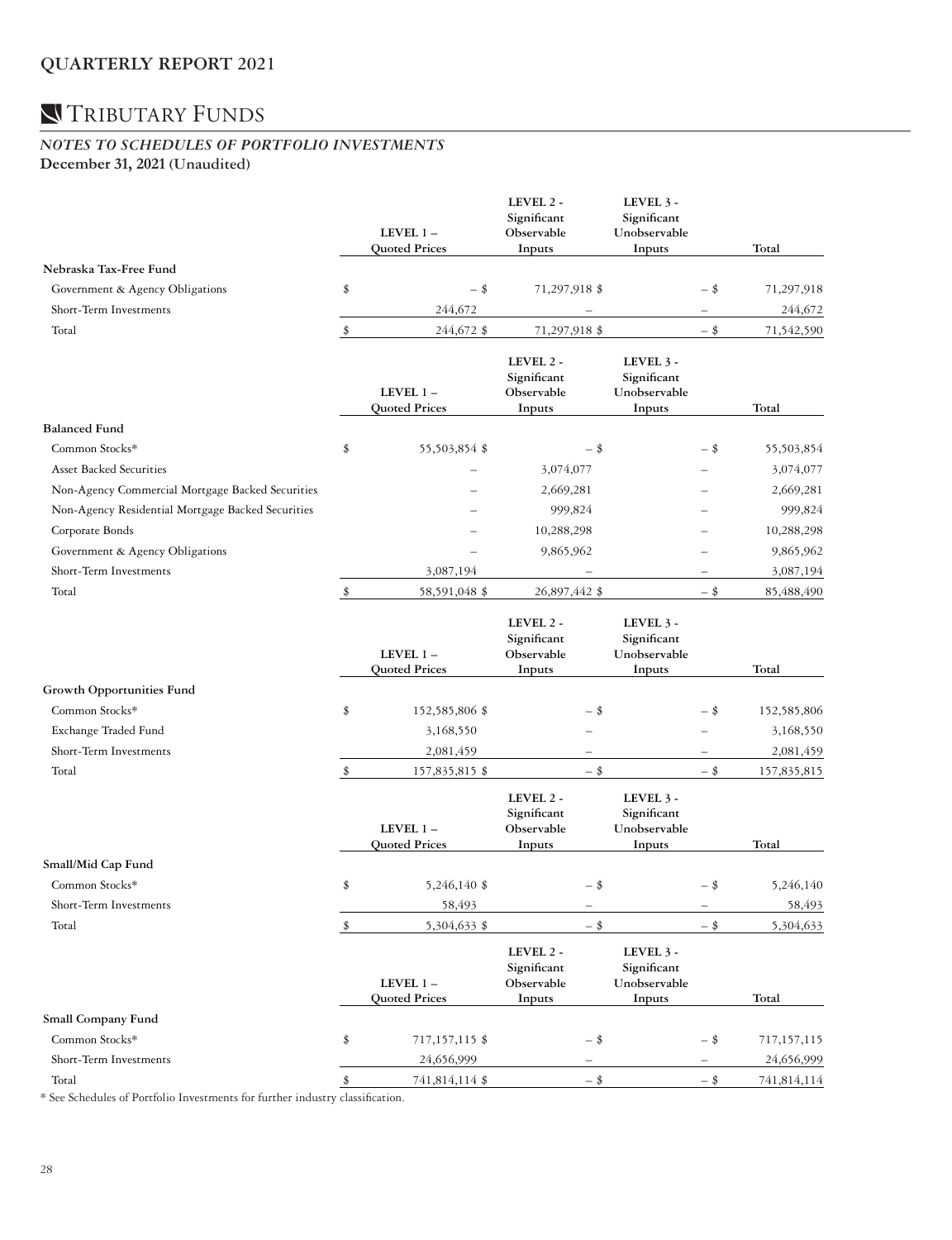## QUARTERLY REPORT 2021

# TRIBUTARY FUNDS

### *NOTES TO SCHEDULES OF PORTFOLIO INVESTMENTS*

**December 31, 2021 (Unaudited)**

| | LEVEL 1 – Quoted Prices | LEVEL 2 - Significant Observable Inputs | LEVEL 3 - Significant Unobservable Inputs | Total |
|---|---|---|---|---|
| **Nebraska Tax-Free Fund** | | | | |
| Government & Agency Obligations | $ – | $ 71,297,918 | $ – | $ 71,297,918 |
| Short-Term Investments | 244,672 | – | – | 244,672 |
| Total | $ 244,672 | $ 71,297,918 | $ – | $ 71,542,590 |

| | LEVEL 1 – Quoted Prices | LEVEL 2 - Significant Observable Inputs | LEVEL 3 - Significant Unobservable Inputs | Total |
|---|---|---|---|---|
| **Balanced Fund** | | | | |
| Common Stocks* | $ 55,503,854 | $ – | $ – | $ 55,503,854 |
| Asset Backed Securities | – | 3,074,077 | – | 3,074,077 |
| Non-Agency Commercial Mortgage Backed Securities | – | 2,669,281 | – | 2,669,281 |
| Non-Agency Residential Mortgage Backed Securities | – | 999,824 | – | 999,824 |
| Corporate Bonds | – | 10,288,298 | – | 10,288,298 |
| Government & Agency Obligations | – | 9,865,962 | – | 9,865,962 |
| Short-Term Investments | 3,087,194 | – | – | 3,087,194 |
| Total | $ 58,591,048 | $ 26,897,442 | $ – | $ 85,488,490 |

| | LEVEL 1 – Quoted Prices | LEVEL 2 - Significant Observable Inputs | LEVEL 3 - Significant Unobservable Inputs | Total |
|---|---|---|---|---|
| **Growth Opportunities Fund** | | | | |
| Common Stocks* | $ 152,585,806 | $ – | $ – | $ 152,585,806 |
| Exchange Traded Fund | 3,168,550 | – | – | 3,168,550 |
| Short-Term Investments | 2,081,459 | – | – | 2,081,459 |
| Total | $ 157,835,815 | $ – | $ – | $ 157,835,815 |

| | LEVEL 1 – Quoted Prices | LEVEL 2 - Significant Observable Inputs | LEVEL 3 - Significant Unobservable Inputs | Total |
|---|---|---|---|---|
| **Small/Mid Cap Fund** | | | | |
| Common Stocks* | $ 5,246,140 | $ – | $ – | $ 5,246,140 |
| Short-Term Investments | 58,493 | – | – | 58,493 |
| Total | $ 5,304,633 | $ – | $ – | $ 5,304,633 |

| | LEVEL 1 – Quoted Prices | LEVEL 2 - Significant Observable Inputs | LEVEL 3 - Significant Unobservable Inputs | Total |
|---|---|---|---|---|
| **Small Company Fund** | | | | |
| Common Stocks* | $ 717,157,115 | $ – | $ – | $ 717,157,115 |
| Short-Term Investments | 24,656,999 | – | – | 24,656,999 |
| Total | $ 741,814,114 | $ – | $ – | $ 741,814,114 |

\* See Schedules of Portfolio Investments for further industry classification.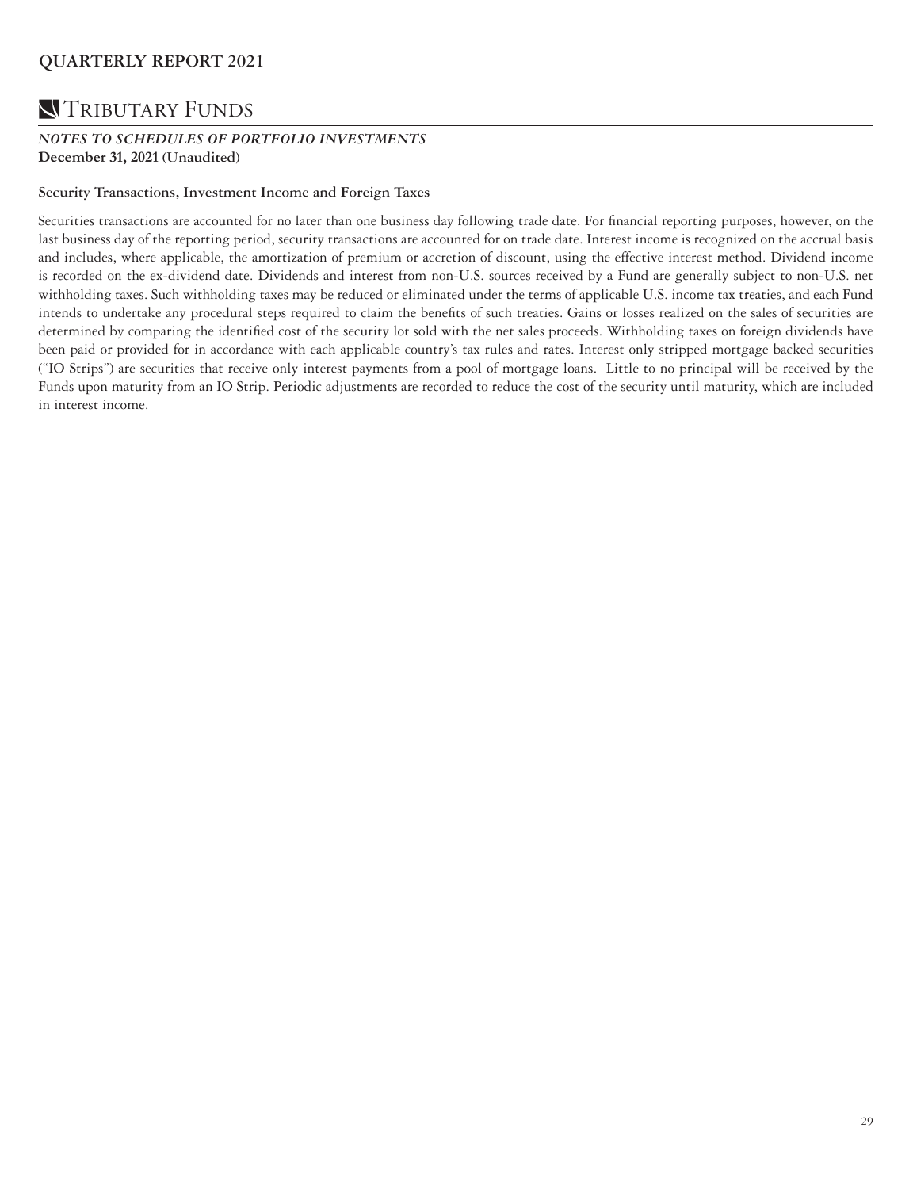### NOTES TO SCHEDULES OF PORTFOLIO INVESTMENTS

**December 31, 2021 (Unaudited)**

**Security Transactions, Investment Income and Foreign Taxes**

Securities transactions are accounted for no later than one business day following trade date. For financial reporting purposes, however, on the last business day of the reporting period, security transactions are accounted for on trade date. Interest income is recognized on the accrual basis and includes, where applicable, the amortization of premium or accretion of discount, using the effective interest method. Dividend income is recorded on the ex-dividend date. Dividends and interest from non-U.S. sources received by a Fund are generally subject to non-U.S. net withholding taxes. Such withholding taxes may be reduced or eliminated under the terms of applicable U.S. income tax treaties, and each Fund intends to undertake any procedural steps required to claim the benefits of such treaties. Gains or losses realized on the sales of securities are determined by comparing the identified cost of the security lot sold with the net sales proceeds. Withholding taxes on foreign dividends have been paid or provided for in accordance with each applicable country's tax rules and rates. Interest only stripped mortgage backed securities ("IO Strips") are securities that receive only interest payments from a pool of mortgage loans. Little to no principal will be received by the Funds upon maturity from an IO Strip. Periodic adjustments are recorded to reduce the cost of the security until maturity, which are included in interest income.